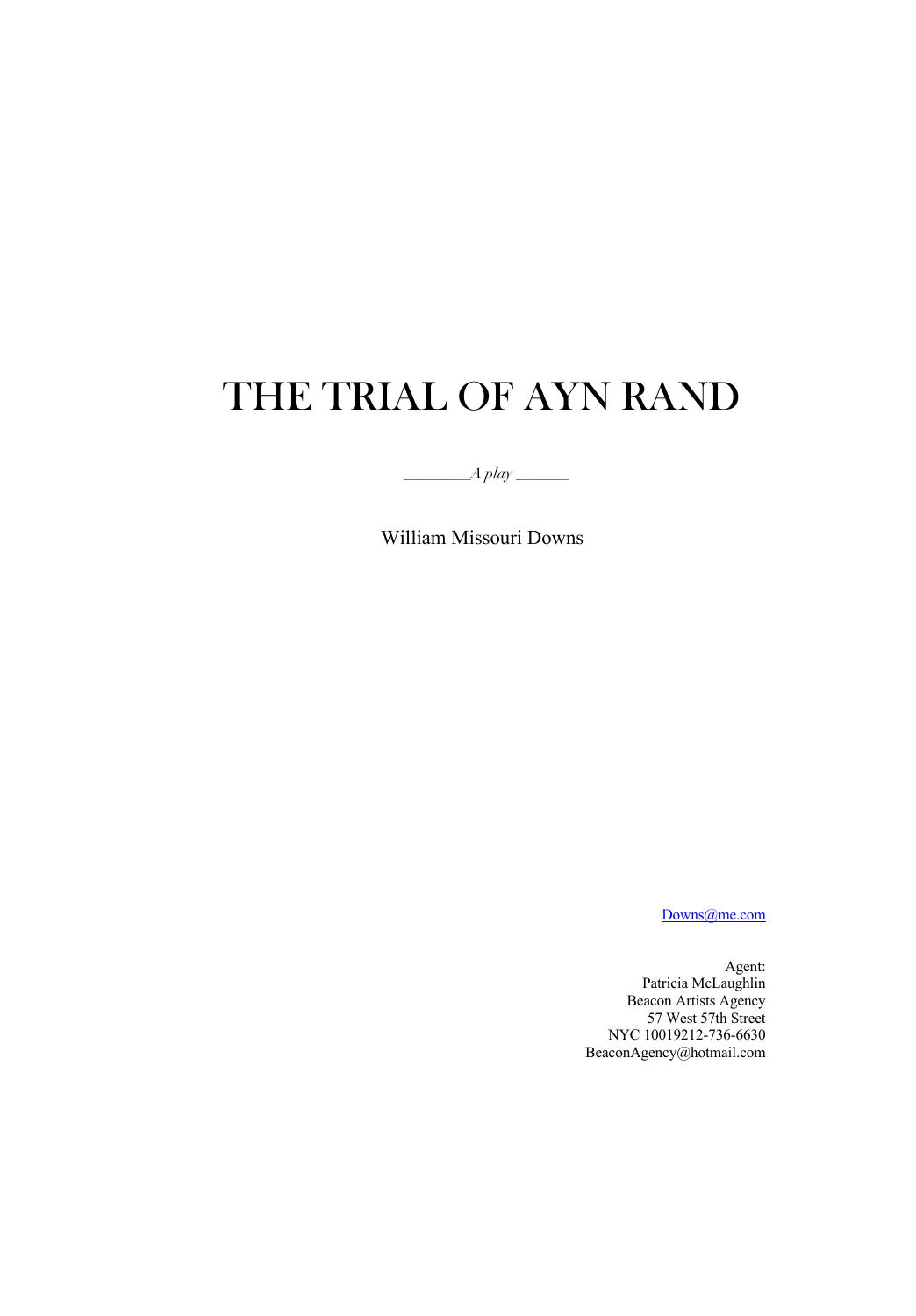# THE TRIAL OF AYN RAND

*A play*

William Missouri Downs

Downs@me.com

Agent:
Patricia McLaughlin
Beacon Artists Agency
57 West 57th Street
NYC 10019212-736-6630
BeaconAgency@hotmail.com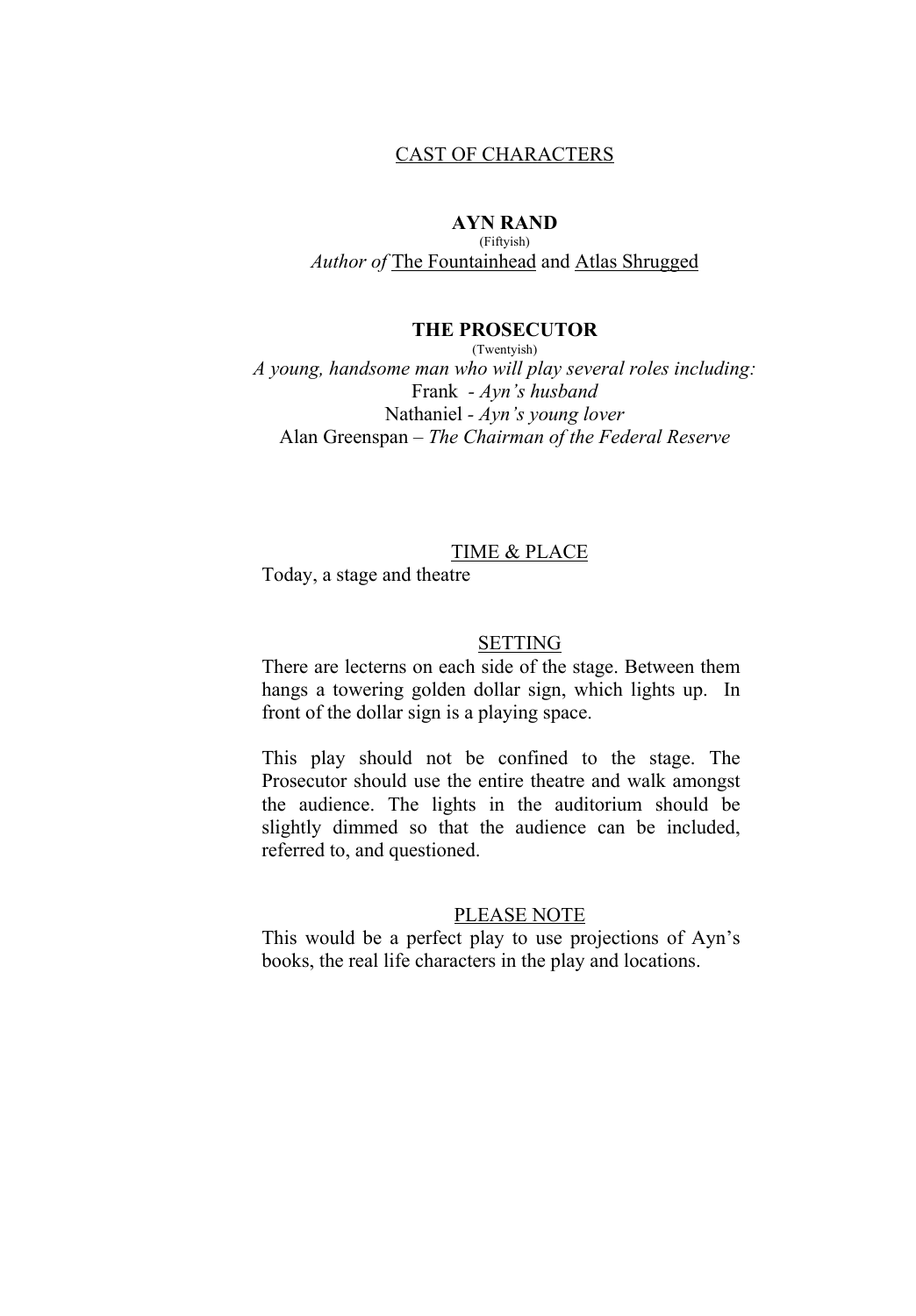## CAST OF CHARACTERS

**AYN RAND**
(Fiftyish)
*Author of* The Fountainhead and Atlas Shrugged

**THE PROSECUTOR**
(Twentyish)
*A young, handsome man who will play several roles including:*
Frank - *Ayn's husband*
Nathaniel - *Ayn's young lover*
Alan Greenspan – *The Chairman of the Federal Reserve*

## TIME & PLACE

Today, a stage and theatre

## SETTING

There are lecterns on each side of the stage. Between them hangs a towering golden dollar sign, which lights up. In front of the dollar sign is a playing space.

This play should not be confined to the stage. The Prosecutor should use the entire theatre and walk amongst the audience. The lights in the auditorium should be slightly dimmed so that the audience can be included, referred to, and questioned.

## PLEASE NOTE

This would be a perfect play to use projections of Ayn's books, the real life characters in the play and locations.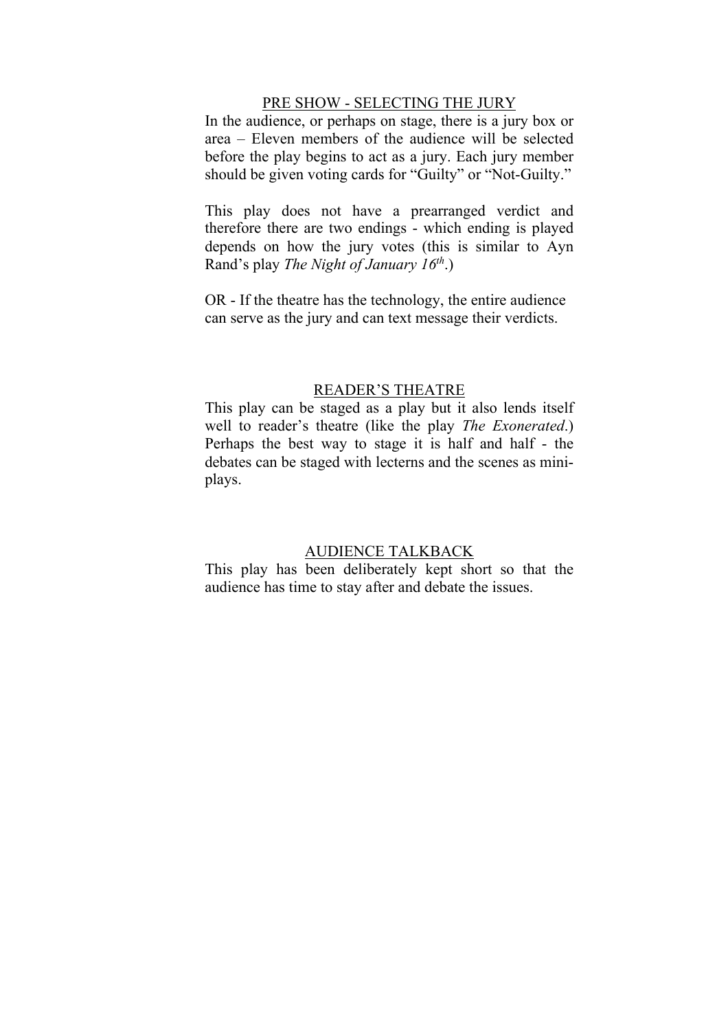## PRE SHOW - SELECTING THE JURY

In the audience, or perhaps on stage, there is a jury box or area – Eleven members of the audience will be selected before the play begins to act as a jury. Each jury member should be given voting cards for "Guilty" or "Not-Guilty."

This play does not have a prearranged verdict and therefore there are two endings - which ending is played depends on how the jury votes (this is similar to Ayn Rand's play *The Night of January 16th*.)

OR - If the theatre has the technology, the entire audience can serve as the jury and can text message their verdicts.

## READER'S THEATRE

This play can be staged as a play but it also lends itself well to reader's theatre (like the play *The Exonerated*.) Perhaps the best way to stage it is half and half - the debates can be staged with lecterns and the scenes as mini-plays.

## AUDIENCE TALKBACK

This play has been deliberately kept short so that the audience has time to stay after and debate the issues.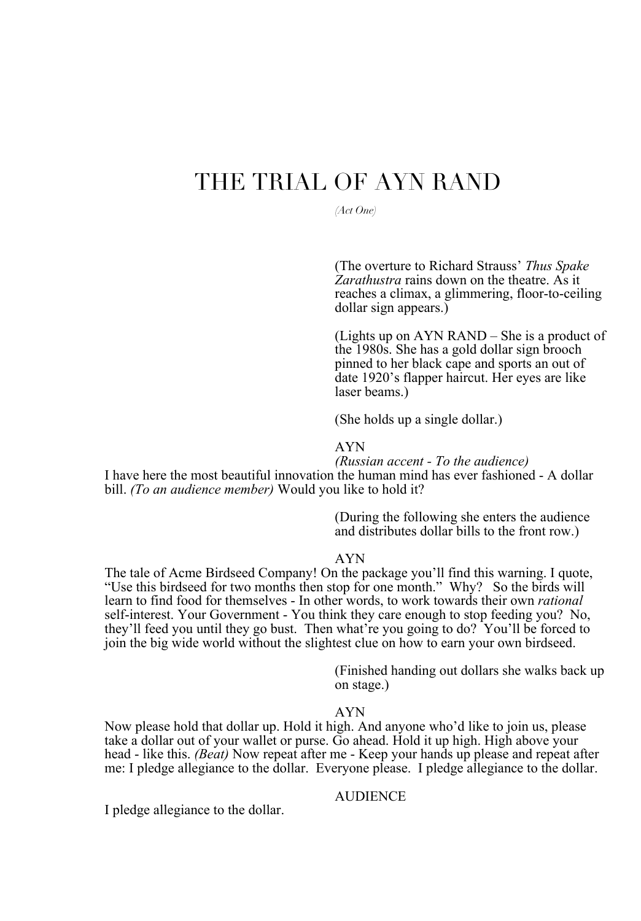# THE TRIAL OF AYN RAND

*(Act One)*

(The overture to Richard Strauss' *Thus Spake Zarathustra* rains down on the theatre. As it reaches a climax, a glimmering, floor-to-ceiling dollar sign appears.)

(Lights up on AYN RAND – She is a product of the 1980s. She has a gold dollar sign brooch pinned to her black cape and sports an out of date 1920's flapper haircut. Her eyes are like laser beams.)

(She holds up a single dollar.)

AYN
*(Russian accent - To the audience)*
I have here the most beautiful innovation the human mind has ever fashioned - A dollar bill. *(To an audience member)* Would you like to hold it?

(During the following she enters the audience and distributes dollar bills to the front row.)

AYN
The tale of Acme Birdseed Company! On the package you'll find this warning. I quote, "Use this birdseed for two months then stop for one month." Why? So the birds will learn to find food for themselves - In other words, to work towards their own *rational* self-interest. Your Government - You think they care enough to stop feeding you? No, they'll feed you until they go bust. Then what're you going to do? You'll be forced to join the big wide world without the slightest clue on how to earn your own birdseed.

(Finished handing out dollars she walks back up on stage.)

AYN
Now please hold that dollar up. Hold it high. And anyone who'd like to join us, please take a dollar out of your wallet or purse. Go ahead. Hold it up high. High above your head - like this. *(Beat)* Now repeat after me - Keep your hands up please and repeat after me: I pledge allegiance to the dollar. Everyone please. I pledge allegiance to the dollar.

AUDIENCE
I pledge allegiance to the dollar.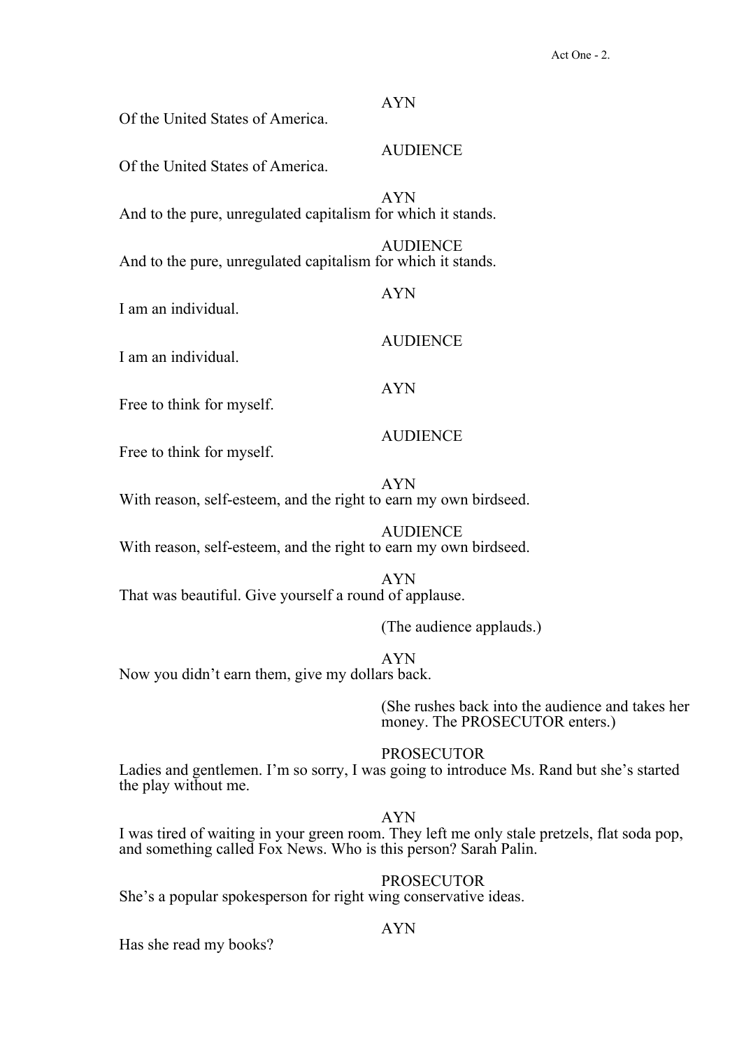AYN

Of the United States of America.

AUDIENCE

Of the United States of America.

AYN

And to the pure, unregulated capitalism for which it stands.

AUDIENCE

And to the pure, unregulated capitalism for which it stands.

AYN

I am an individual.

AUDIENCE

I am an individual.

AYN

Free to think for myself.

AUDIENCE

Free to think for myself.

AYN

With reason, self-esteem, and the right to earn my own birdseed.

AUDIENCE

With reason, self-esteem, and the right to earn my own birdseed.

AYN

That was beautiful. Give yourself a round of applause.

(The audience applauds.)

AYN

Now you didn't earn them, give my dollars back.

(She rushes back into the audience and takes her money. The PROSECUTOR enters.)

PROSECUTOR

Ladies and gentlemen. I'm so sorry, I was going to introduce Ms. Rand but she's started the play without me.

AYN

I was tired of waiting in your green room. They left me only stale pretzels, flat soda pop, and something called Fox News. Who is this person? Sarah Palin.

PROSECUTOR

She's a popular spokesperson for right wing conservative ideas.

AYN

Has she read my books?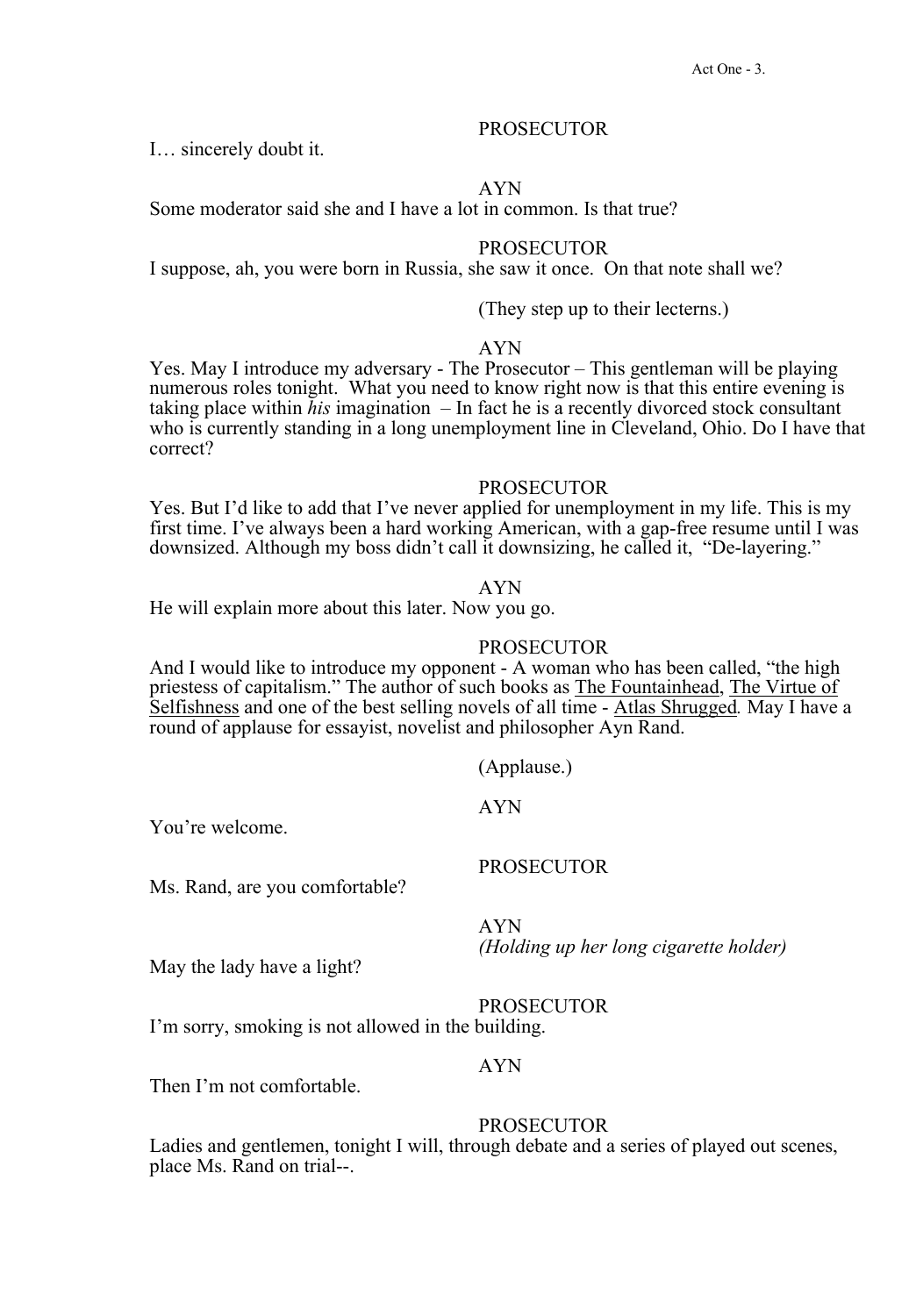PROSECUTOR

I… sincerely doubt it.

AYN

Some moderator said she and I have a lot in common. Is that true?

PROSECUTOR

I suppose, ah, you were born in Russia, she saw it once. On that note shall we?

(They step up to their lecterns.)

AYN

Yes. May I introduce my adversary - The Prosecutor – This gentleman will be playing numerous roles tonight. What you need to know right now is that this entire evening is taking place within *his* imagination – In fact he is a recently divorced stock consultant who is currently standing in a long unemployment line in Cleveland, Ohio. Do I have that correct?

PROSECUTOR

Yes. But I'd like to add that I've never applied for unemployment in my life. This is my first time. I've always been a hard working American, with a gap-free resume until I was downsized. Although my boss didn't call it downsizing, he called it, "De-layering."

AYN

He will explain more about this later. Now you go.

PROSECUTOR

And I would like to introduce my opponent - A woman who has been called, "the high priestess of capitalism." The author of such books as The Fountainhead, The Virtue of Selfishness and one of the best selling novels of all time - Atlas Shrugged. May I have a round of applause for essayist, novelist and philosopher Ayn Rand.

(Applause.)

AYN

You're welcome.

PROSECUTOR

Ms. Rand, are you comfortable?

AYN
*(Holding up her long cigarette holder)*

May the lady have a light?

PROSECUTOR

I'm sorry, smoking is not allowed in the building.

AYN

Then I'm not comfortable.

PROSECUTOR

Ladies and gentlemen, tonight I will, through debate and a series of played out scenes, place Ms. Rand on trial--.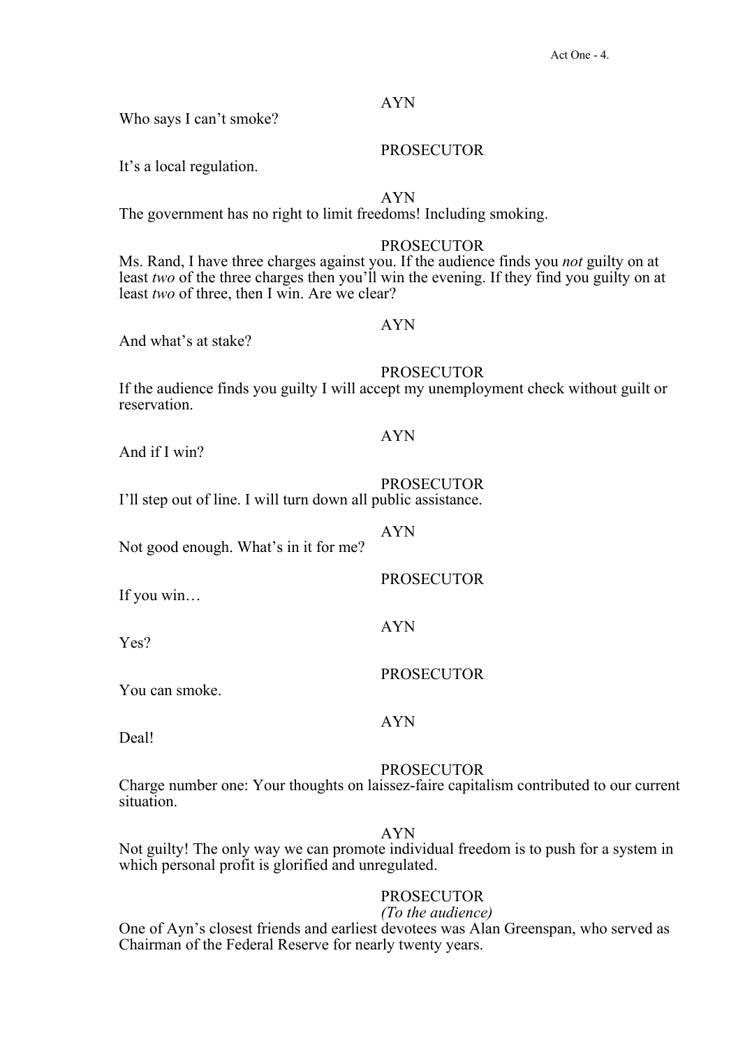AYN

Who says I can't smoke?

PROSECUTOR

It's a local regulation.

AYN

The government has no right to limit freedoms! Including smoking.

PROSECUTOR

Ms. Rand, I have three charges against you. If the audience finds you *not* guilty on at least *two* of the three charges then you'll win the evening. If they find you guilty on at least *two* of three, then I win. Are we clear?

AYN

And what's at stake?

PROSECUTOR

If the audience finds you guilty I will accept my unemployment check without guilt or reservation.

AYN

And if I win?

PROSECUTOR

I'll step out of line. I will turn down all public assistance.

AYN

Not good enough. What's in it for me?

PROSECUTOR

If you win…

AYN

Yes?

PROSECUTOR

You can smoke.

AYN

Deal!

PROSECUTOR

Charge number one: Your thoughts on laissez-faire capitalism contributed to our current situation.

AYN

Not guilty! The only way we can promote individual freedom is to push for a system in which personal profit is glorified and unregulated.

PROSECUTOR

*(To the audience)*

One of Ayn's closest friends and earliest devotees was Alan Greenspan, who served as Chairman of the Federal Reserve for nearly twenty years.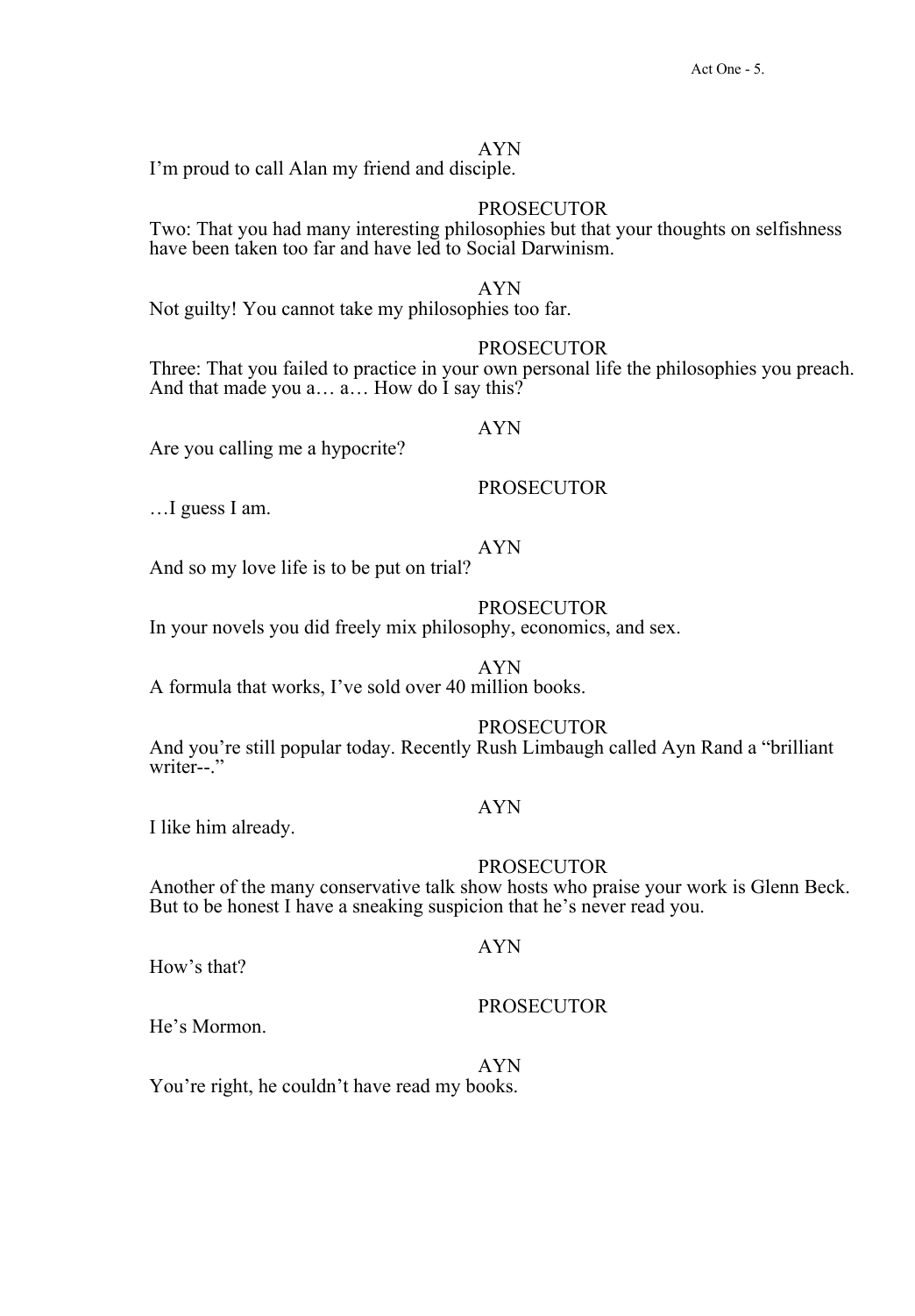AYN

I'm proud to call Alan my friend and disciple.

PROSECUTOR

Two: That you had many interesting philosophies but that your thoughts on selfishness have been taken too far and have led to Social Darwinism.

AYN

Not guilty! You cannot take my philosophies too far.

PROSECUTOR

Three: That you failed to practice in your own personal life the philosophies you preach. And that made you a… a… How do I say this?

AYN

Are you calling me a hypocrite?

PROSECUTOR

…I guess I am.

AYN

And so my love life is to be put on trial?

PROSECUTOR

In your novels you did freely mix philosophy, economics, and sex.

AYN

A formula that works, I've sold over 40 million books.

PROSECUTOR

And you're still popular today. Recently Rush Limbaugh called Ayn Rand a "brilliant writer--."

AYN

I like him already.

PROSECUTOR

Another of the many conservative talk show hosts who praise your work is Glenn Beck. But to be honest I have a sneaking suspicion that he's never read you.

AYN

How's that?

PROSECUTOR

He's Mormon.

AYN

You're right, he couldn't have read my books.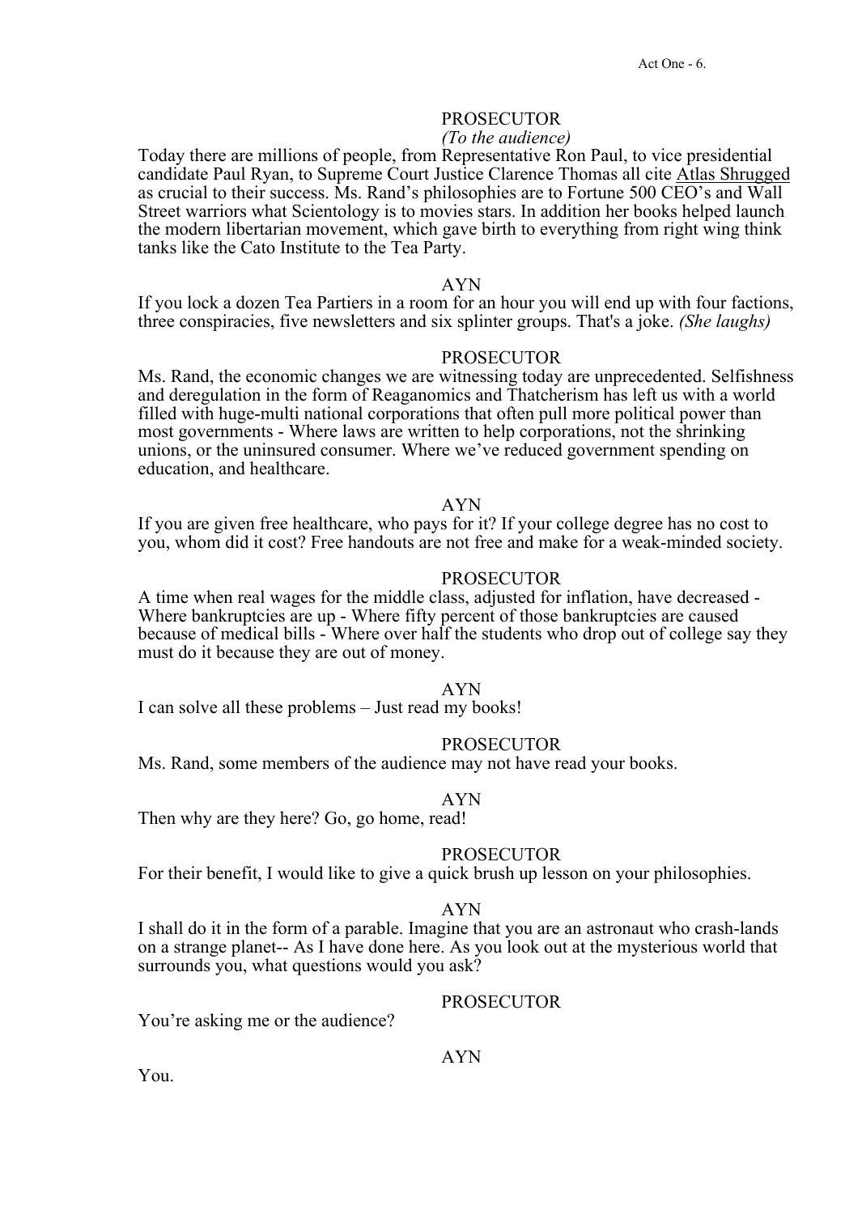PROSECUTOR

*(To the audience)*

Today there are millions of people, from Representative Ron Paul, to vice presidential candidate Paul Ryan, to Supreme Court Justice Clarence Thomas all cite Atlas Shrugged as crucial to their success. Ms. Rand's philosophies are to Fortune 500 CEO's and Wall Street warriors what Scientology is to movies stars. In addition her books helped launch the modern libertarian movement, which gave birth to everything from right wing think tanks like the Cato Institute to the Tea Party.

AYN

If you lock a dozen Tea Partiers in a room for an hour you will end up with four factions, three conspiracies, five newsletters and six splinter groups. That's a joke. *(She laughs)*

PROSECUTOR

Ms. Rand, the economic changes we are witnessing today are unprecedented. Selfishness and deregulation in the form of Reaganomics and Thatcherism has left us with a world filled with huge-multi national corporations that often pull more political power than most governments - Where laws are written to help corporations, not the shrinking unions, or the uninsured consumer. Where we've reduced government spending on education, and healthcare.

AYN

If you are given free healthcare, who pays for it? If your college degree has no cost to you, whom did it cost? Free handouts are not free and make for a weak-minded society.

PROSECUTOR

A time when real wages for the middle class, adjusted for inflation, have decreased - Where bankruptcies are up - Where fifty percent of those bankruptcies are caused because of medical bills - Where over half the students who drop out of college say they must do it because they are out of money.

AYN

I can solve all these problems – Just read my books!

PROSECUTOR

Ms. Rand, some members of the audience may not have read your books.

AYN

Then why are they here? Go, go home, read!

PROSECUTOR

For their benefit, I would like to give a quick brush up lesson on your philosophies.

AYN

I shall do it in the form of a parable. Imagine that you are an astronaut who crash-lands on a strange planet-- As I have done here. As you look out at the mysterious world that surrounds you, what questions would you ask?

PROSECUTOR

You're asking me or the audience?

AYN

You.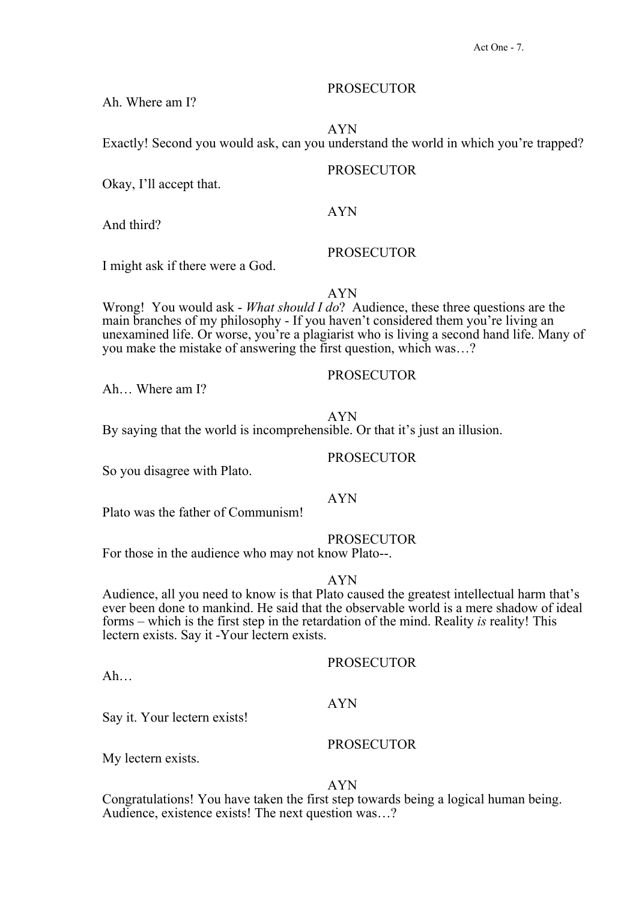PROSECUTOR

Ah. Where am I?

AYN

Exactly! Second you would ask, can you understand the world in which you're trapped?

PROSECUTOR

Okay, I'll accept that.

AYN

And third?

PROSECUTOR

I might ask if there were a God.

AYN

Wrong! You would ask - *What should I do*? Audience, these three questions are the main branches of my philosophy - If you haven't considered them you're living an unexamined life. Or worse, you're a plagiarist who is living a second hand life. Many of you make the mistake of answering the first question, which was…?

PROSECUTOR

Ah… Where am I?

AYN

By saying that the world is incomprehensible. Or that it's just an illusion.

PROSECUTOR

So you disagree with Plato.

AYN

Plato was the father of Communism!

PROSECUTOR

For those in the audience who may not know Plato--.

AYN

Audience, all you need to know is that Plato caused the greatest intellectual harm that's ever been done to mankind. He said that the observable world is a mere shadow of ideal forms – which is the first step in the retardation of the mind. Reality *is* reality! This lectern exists. Say it -Your lectern exists.

PROSECUTOR

Ah…

AYN

Say it. Your lectern exists!

PROSECUTOR

My lectern exists.

AYN

Congratulations! You have taken the first step towards being a logical human being. Audience, existence exists! The next question was…?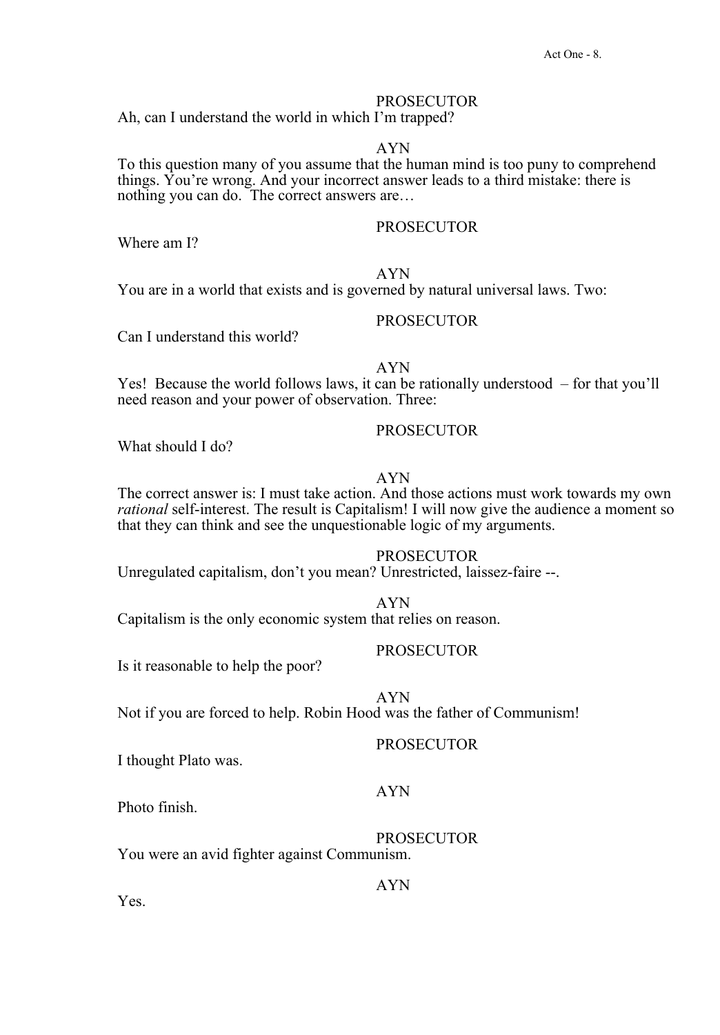PROSECUTOR

Ah, can I understand the world in which I'm trapped?

AYN

To this question many of you assume that the human mind is too puny to comprehend things. You're wrong. And your incorrect answer leads to a third mistake: there is nothing you can do. The correct answers are…

PROSECUTOR

Where am I?

AYN

You are in a world that exists and is governed by natural universal laws. Two:

PROSECUTOR

Can I understand this world?

AYN

Yes! Because the world follows laws, it can be rationally understood – for that you'll need reason and your power of observation. Three:

PROSECUTOR

What should I do?

AYN

The correct answer is: I must take action. And those actions must work towards my own *rational* self-interest. The result is Capitalism! I will now give the audience a moment so that they can think and see the unquestionable logic of my arguments.

PROSECUTOR

Unregulated capitalism, don't you mean? Unrestricted, laissez-faire --.

AYN

Capitalism is the only economic system that relies on reason.

PROSECUTOR

Is it reasonable to help the poor?

AYN

Not if you are forced to help. Robin Hood was the father of Communism!

PROSECUTOR

I thought Plato was.

AYN

Photo finish.

PROSECUTOR

You were an avid fighter against Communism.

AYN

Yes.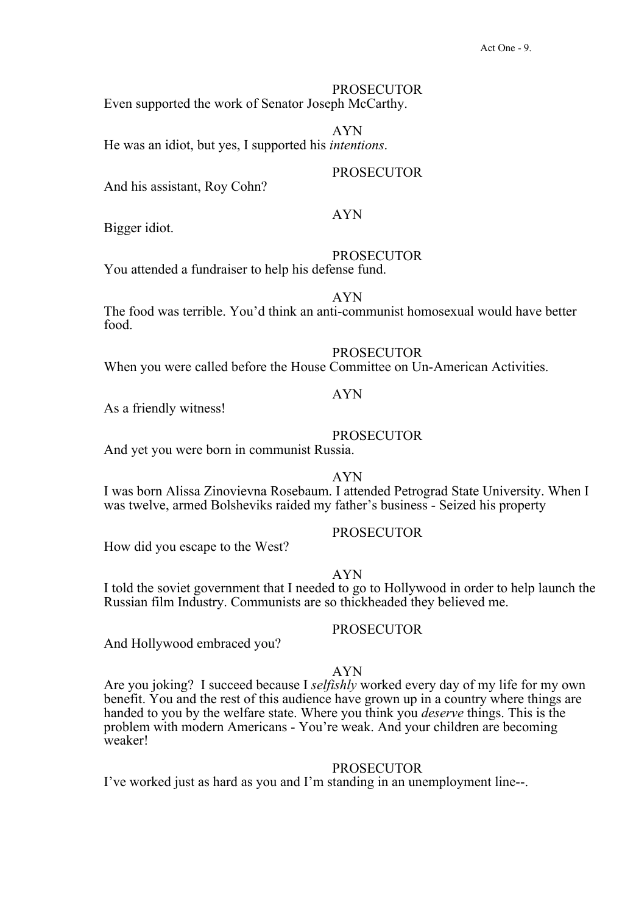PROSECUTOR

Even supported the work of Senator Joseph McCarthy.

AYN

He was an idiot, but yes, I supported his *intentions*.

PROSECUTOR

And his assistant, Roy Cohn?

AYN

Bigger idiot.

PROSECUTOR

You attended a fundraiser to help his defense fund.

AYN

The food was terrible. You'd think an anti-communist homosexual would have better food.

PROSECUTOR

When you were called before the House Committee on Un-American Activities.

AYN

As a friendly witness!

PROSECUTOR

And yet you were born in communist Russia.

AYN

I was born Alissa Zinovievna Rosebaum. I attended Petrograd State University. When I was twelve, armed Bolsheviks raided my father's business - Seized his property

PROSECUTOR

How did you escape to the West?

AYN

I told the soviet government that I needed to go to Hollywood in order to help launch the Russian film Industry. Communists are so thickheaded they believed me.

PROSECUTOR

And Hollywood embraced you?

AYN

Are you joking? I succeed because I *selfishly* worked every day of my life for my own benefit. You and the rest of this audience have grown up in a country where things are handed to you by the welfare state. Where you think you *deserve* things. This is the problem with modern Americans - You're weak. And your children are becoming weaker!

PROSECUTOR

I've worked just as hard as you and I'm standing in an unemployment line--.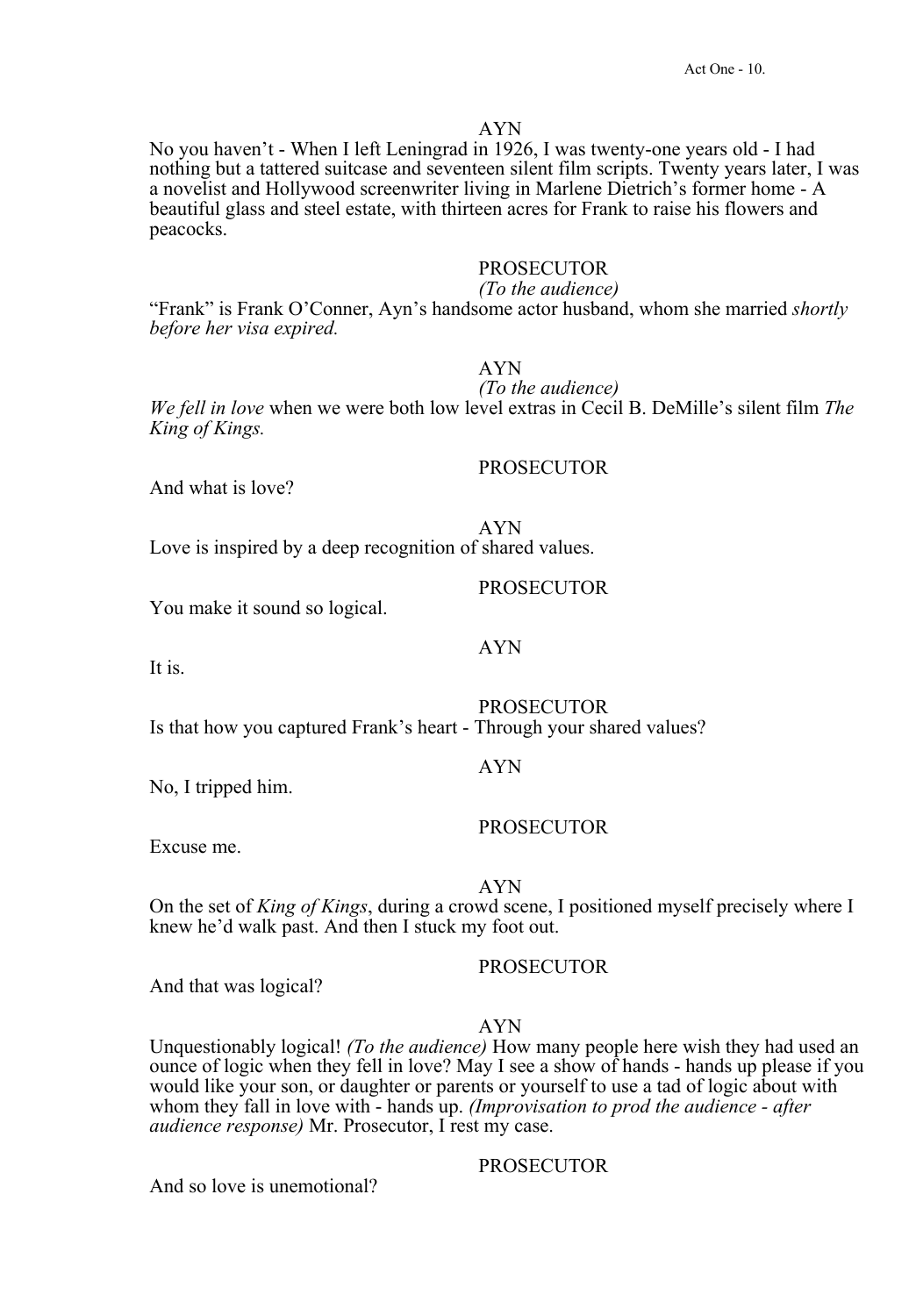AYN

No you haven't - When I left Leningrad in 1926, I was twenty-one years old - I had nothing but a tattered suitcase and seventeen silent film scripts. Twenty years later, I was a novelist and Hollywood screenwriter living in Marlene Dietrich's former home - A beautiful glass and steel estate, with thirteen acres for Frank to raise his flowers and peacocks.

PROSECUTOR

*(To the audience)*

"Frank" is Frank O'Conner, Ayn's handsome actor husband, whom she married *shortly before her visa expired.*

AYN

*(To the audience)*

*We fell in love* when we were both low level extras in Cecil B. DeMille's silent film *The King of Kings.*

PROSECUTOR

And what is love?

AYN

Love is inspired by a deep recognition of shared values.

PROSECUTOR

You make it sound so logical.

AYN

It is.

PROSECUTOR

Is that how you captured Frank's heart - Through your shared values?

AYN

No, I tripped him.

PROSECUTOR

Excuse me.

AYN

On the set of *King of Kings*, during a crowd scene, I positioned myself precisely where I knew he'd walk past. And then I stuck my foot out.

PROSECUTOR

And that was logical?

AYN

Unquestionably logical! *(To the audience)* How many people here wish they had used an ounce of logic when they fell in love? May I see a show of hands - hands up please if you would like your son, or daughter or parents or yourself to use a tad of logic about with whom they fall in love with - hands up. *(Improvisation to prod the audience - after audience response)* Mr. Prosecutor, I rest my case.

PROSECUTOR

And so love is unemotional?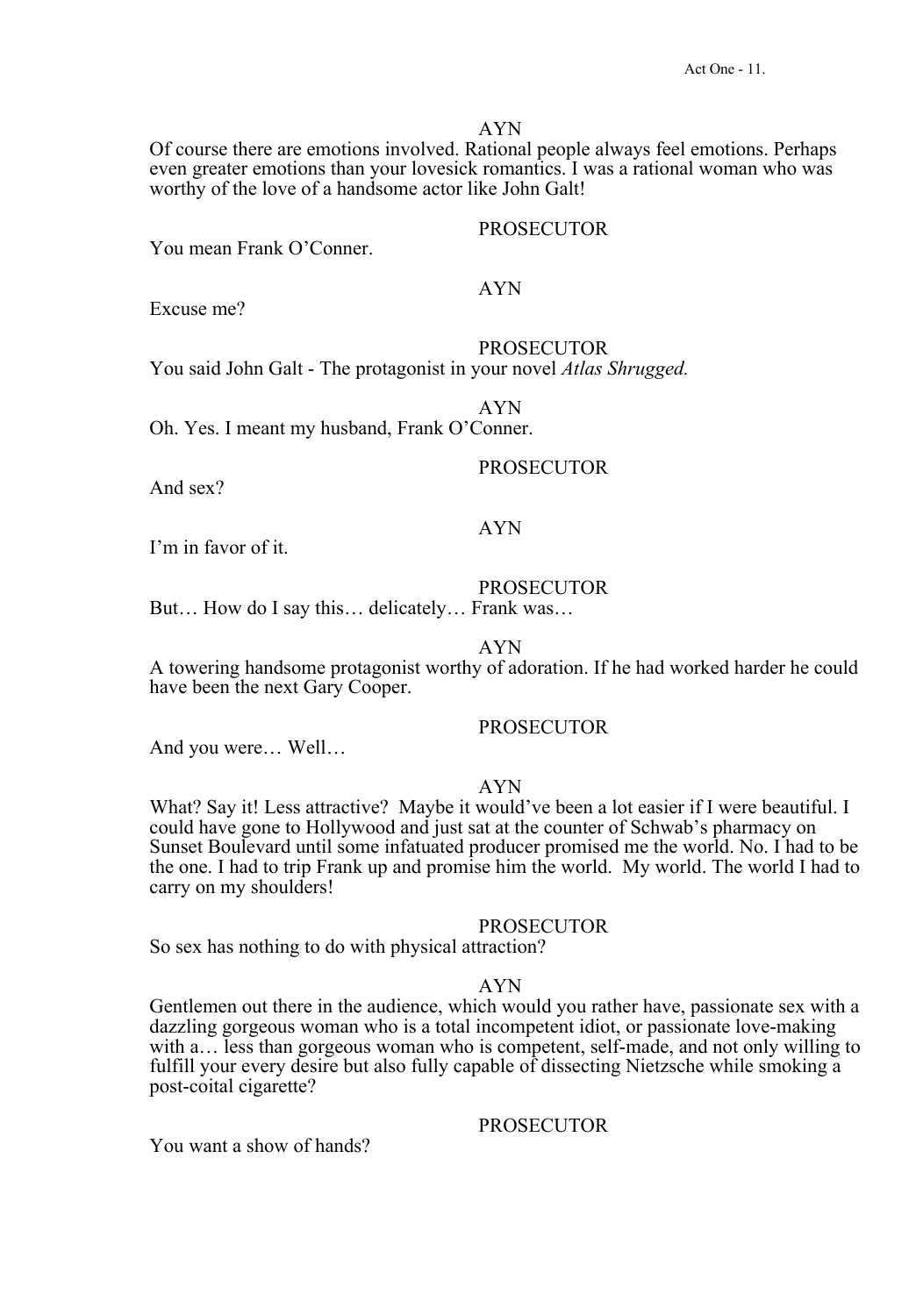AYN

Of course there are emotions involved. Rational people always feel emotions. Perhaps even greater emotions than your lovesick romantics. I was a rational woman who was worthy of the love of a handsome actor like John Galt!

PROSECUTOR

You mean Frank O'Conner.

AYN

Excuse me?

PROSECUTOR

You said John Galt - The protagonist in your novel *Atlas Shrugged.*

AYN

Oh. Yes. I meant my husband, Frank O'Conner.

PROSECUTOR

And sex?

AYN

I'm in favor of it.

PROSECUTOR

But… How do I say this… delicately… Frank was…

AYN

A towering handsome protagonist worthy of adoration. If he had worked harder he could have been the next Gary Cooper.

PROSECUTOR

And you were… Well…

AYN

What? Say it! Less attractive? Maybe it would've been a lot easier if I were beautiful. I could have gone to Hollywood and just sat at the counter of Schwab's pharmacy on Sunset Boulevard until some infatuated producer promised me the world. No. I had to be the one. I had to trip Frank up and promise him the world. My world. The world I had to carry on my shoulders!

PROSECUTOR

So sex has nothing to do with physical attraction?

AYN

Gentlemen out there in the audience, which would you rather have, passionate sex with a dazzling gorgeous woman who is a total incompetent idiot, or passionate love-making with a… less than gorgeous woman who is competent, self-made, and not only willing to fulfill your every desire but also fully capable of dissecting Nietzsche while smoking a post-coital cigarette?

PROSECUTOR

You want a show of hands?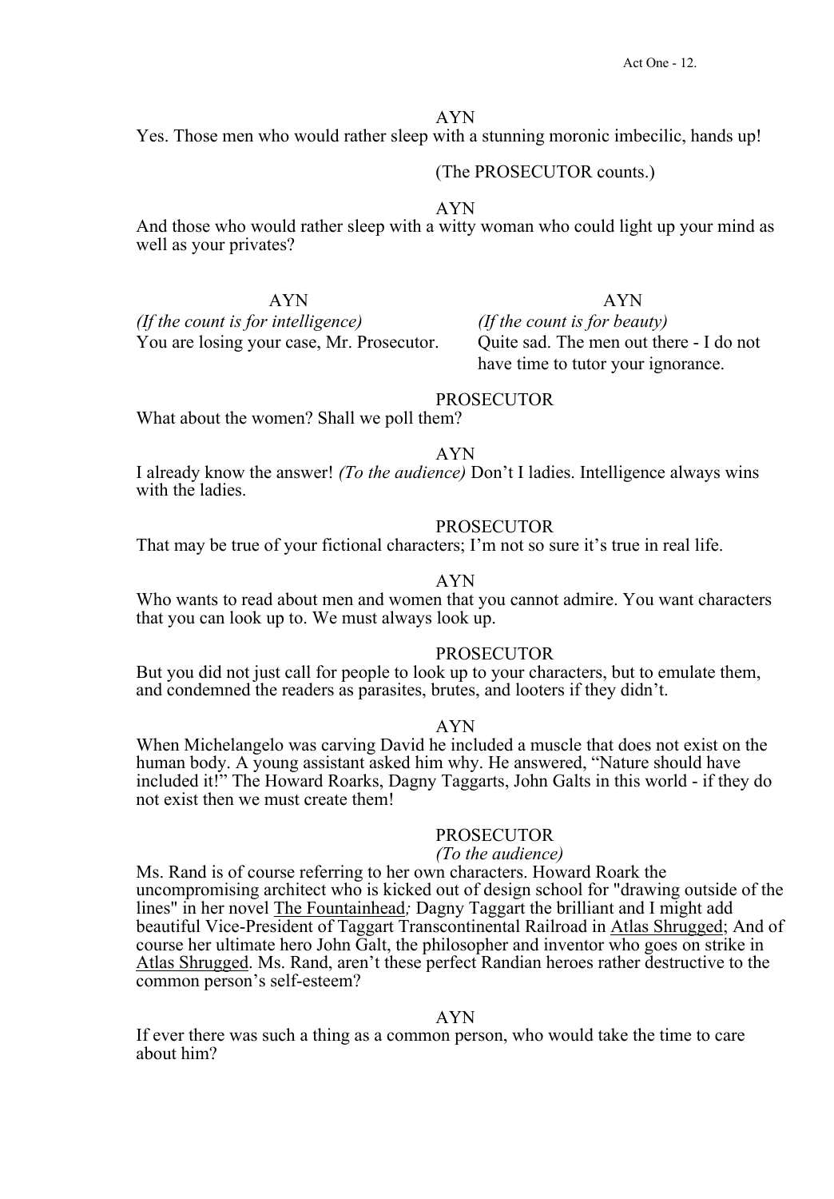AYN

Yes. Those men who would rather sleep with a stunning moronic imbecilic, hands up!

(The PROSECUTOR counts.)

AYN

And those who would rather sleep with a witty woman who could light up your mind as well as your privates?

AYN

*(If the count is for intelligence)*
You are losing your case, Mr. Prosecutor.

AYN

*(If the count is for beauty)*
Quite sad. The men out there - I do not have time to tutor your ignorance.

PROSECUTOR

What about the women? Shall we poll them?

AYN

I already know the answer! *(To the audience)* Don't I ladies. Intelligence always wins with the ladies.

PROSECUTOR

That may be true of your fictional characters; I'm not so sure it's true in real life.

AYN

Who wants to read about men and women that you cannot admire. You want characters that you can look up to. We must always look up.

PROSECUTOR

But you did not just call for people to look up to your characters, but to emulate them, and condemned the readers as parasites, brutes, and looters if they didn't.

AYN

When Michelangelo was carving David he included a muscle that does not exist on the human body. A young assistant asked him why. He answered, "Nature should have included it!" The Howard Roarks, Dagny Taggarts, John Galts in this world - if they do not exist then we must create them!

PROSECUTOR

*(To the audience)*

Ms. Rand is of course referring to her own characters. Howard Roark the uncompromising architect who is kicked out of design school for "drawing outside of the lines" in her novel <u>The Fountainhead</u>*;* Dagny Taggart the brilliant and I might add beautiful Vice-President of Taggart Transcontinental Railroad in <u>Atlas Shrugged;</u> And of course her ultimate hero John Galt, the philosopher and inventor who goes on strike in <u>Atlas Shrugged</u>. Ms. Rand, aren't these perfect Randian heroes rather destructive to the common person's self-esteem?

AYN

If ever there was such a thing as a common person, who would take the time to care about him?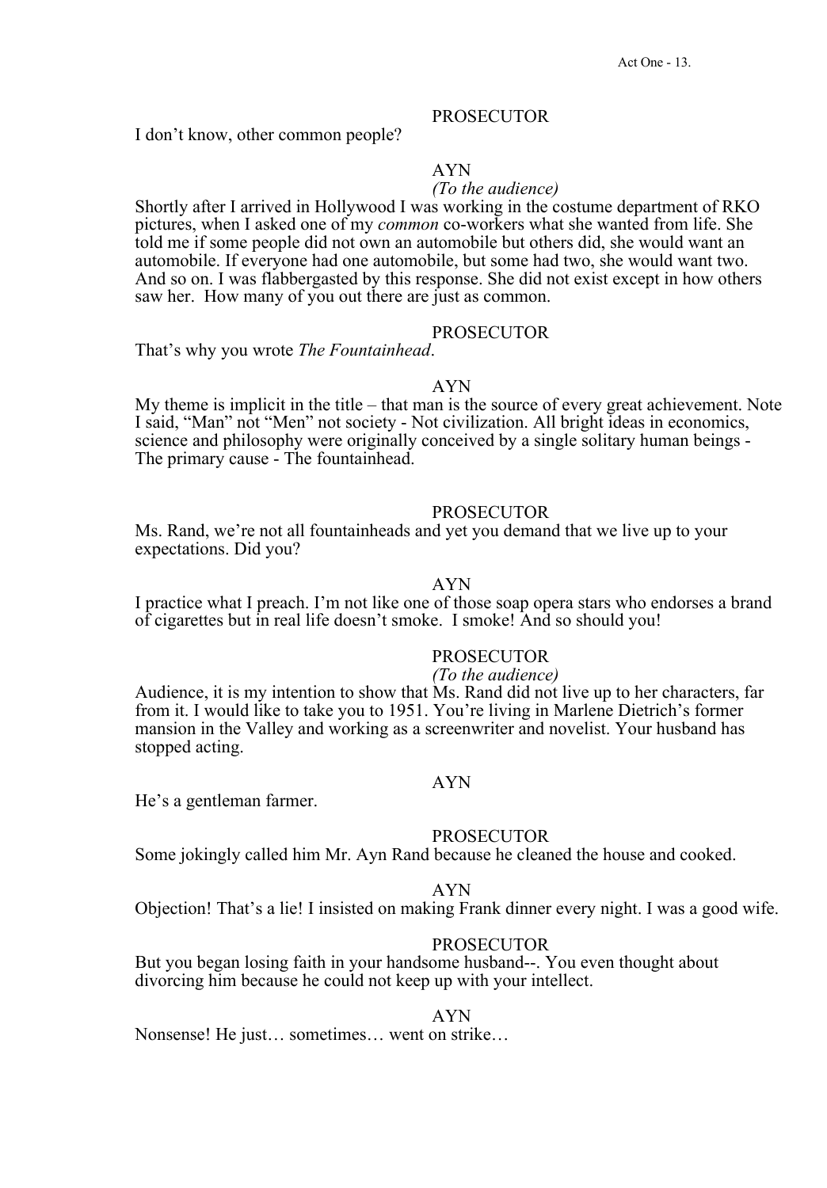PROSECUTOR

I don't know, other common people?

AYN

*(To the audience)*

Shortly after I arrived in Hollywood I was working in the costume department of RKO pictures, when I asked one of my *common* co-workers what she wanted from life. She told me if some people did not own an automobile but others did, she would want an automobile. If everyone had one automobile, but some had two, she would want two. And so on. I was flabbergasted by this response. She did not exist except in how others saw her. How many of you out there are just as common.

PROSECUTOR

That's why you wrote *The Fountainhead*.

AYN

My theme is implicit in the title – that man is the source of every great achievement. Note I said, "Man" not "Men" not society - Not civilization. All bright ideas in economics, science and philosophy were originally conceived by a single solitary human beings - The primary cause - The fountainhead.

PROSECUTOR

Ms. Rand, we're not all fountainheads and yet you demand that we live up to your expectations. Did you?

AYN

I practice what I preach. I'm not like one of those soap opera stars who endorses a brand of cigarettes but in real life doesn't smoke. I smoke! And so should you!

PROSECUTOR

*(To the audience)*

Audience, it is my intention to show that Ms. Rand did not live up to her characters, far from it. I would like to take you to 1951. You're living in Marlene Dietrich's former mansion in the Valley and working as a screenwriter and novelist. Your husband has stopped acting.

AYN

He's a gentleman farmer.

PROSECUTOR

Some jokingly called him Mr. Ayn Rand because he cleaned the house and cooked.

AYN

Objection! That's a lie! I insisted on making Frank dinner every night. I was a good wife.

PROSECUTOR

But you began losing faith in your handsome husband--. You even thought about divorcing him because he could not keep up with your intellect.

AYN

Nonsense! He just… sometimes… went on strike…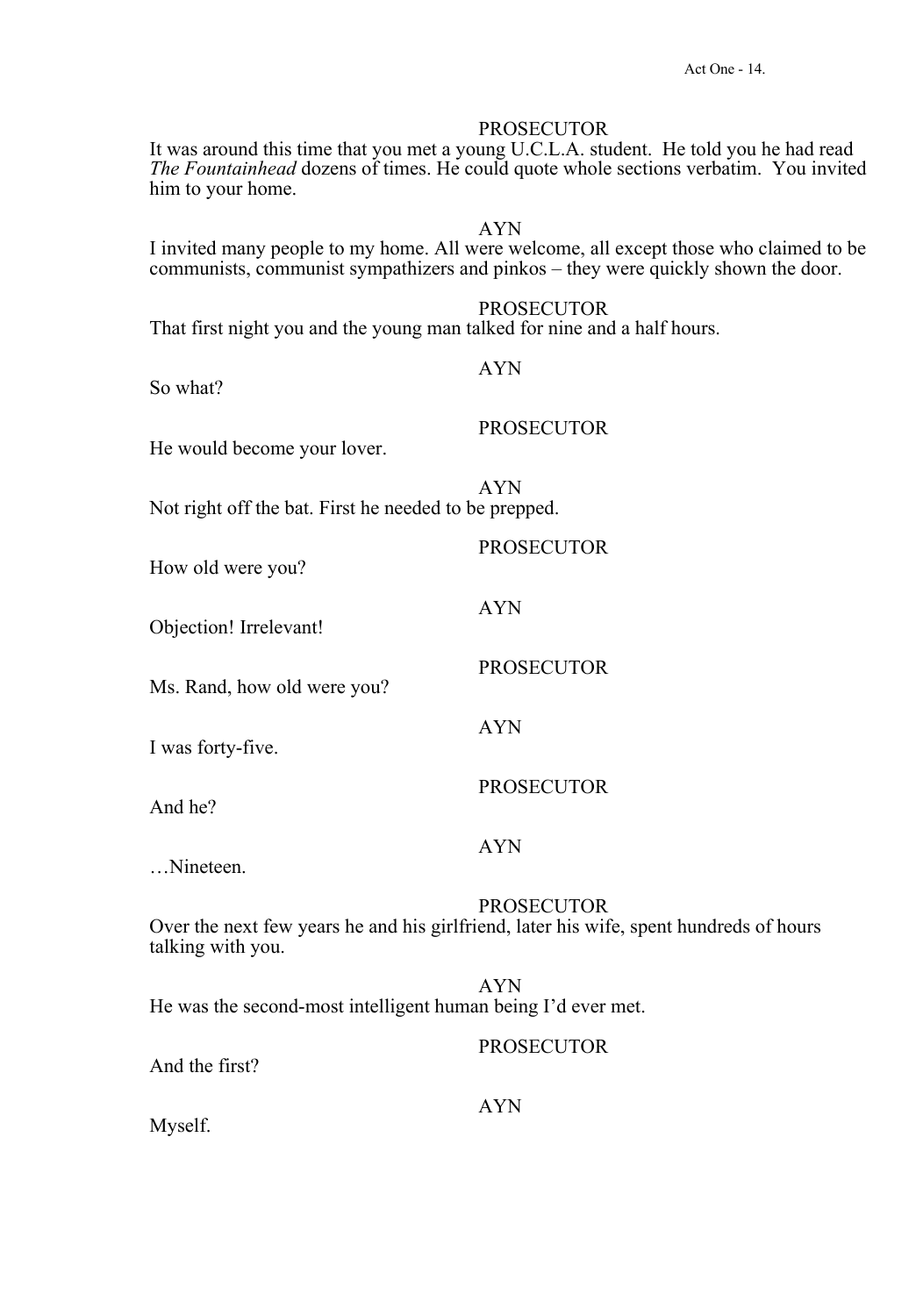PROSECUTOR

It was around this time that you met a young U.C.L.A. student. He told you he had read *The Fountainhead* dozens of times. He could quote whole sections verbatim. You invited him to your home.

AYN

I invited many people to my home. All were welcome, all except those who claimed to be communists, communist sympathizers and pinkos – they were quickly shown the door.

PROSECUTOR

That first night you and the young man talked for nine and a half hours.

AYN

So what?

PROSECUTOR

He would become your lover.

AYN

Not right off the bat. First he needed to be prepped.

PROSECUTOR

How old were you?

AYN

Objection! Irrelevant!

PROSECUTOR

Ms. Rand, how old were you?

AYN

I was forty-five.

PROSECUTOR

And he?

AYN

…Nineteen.

PROSECUTOR

Over the next few years he and his girlfriend, later his wife, spent hundreds of hours talking with you.

AYN

He was the second-most intelligent human being I'd ever met.

PROSECUTOR

And the first?

AYN

Myself.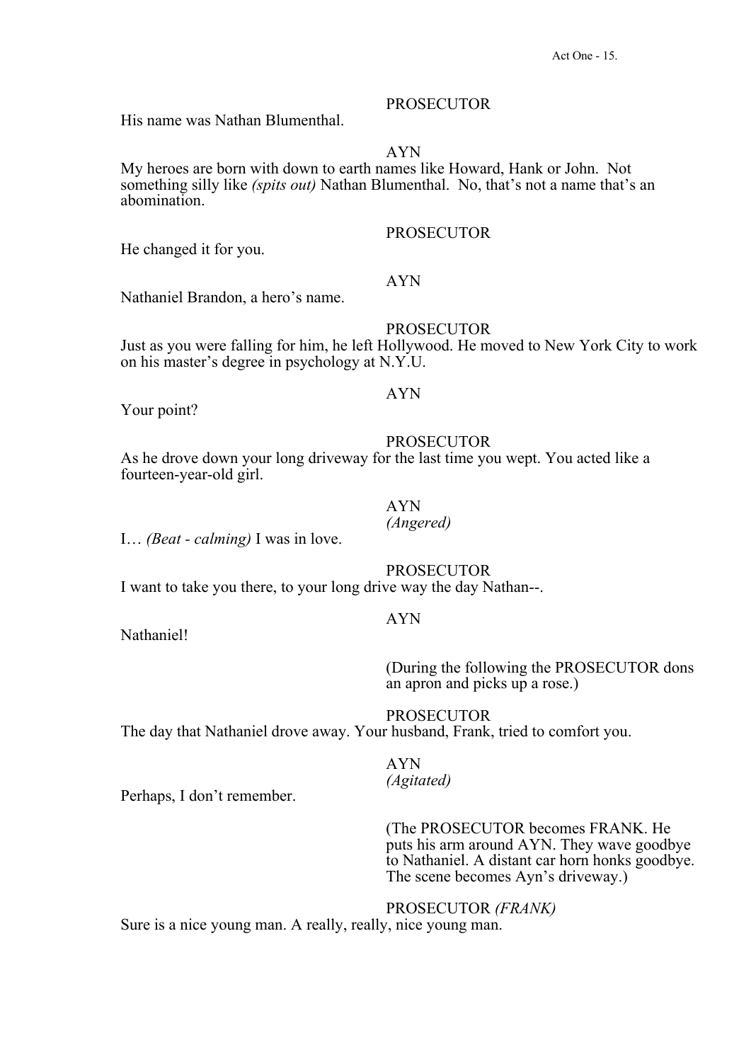PROSECUTOR

His name was Nathan Blumenthal.

AYN

My heroes are born with down to earth names like Howard, Hank or John. Not something silly like *(spits out)* Nathan Blumenthal. No, that's not a name that's an abomination.

PROSECUTOR

He changed it for you.

AYN

Nathaniel Brandon, a hero's name.

PROSECUTOR

Just as you were falling for him, he left Hollywood. He moved to New York City to work on his master's degree in psychology at N.Y.U.

AYN

Your point?

PROSECUTOR

As he drove down your long driveway for the last time you wept. You acted like a fourteen-year-old girl.

AYN
*(Angered)*

I… *(Beat - calming)* I was in love.

PROSECUTOR

I want to take you there, to your long drive way the day Nathan--.

AYN

Nathaniel!

(During the following the PROSECUTOR dons an apron and picks up a rose.)

PROSECUTOR

The day that Nathaniel drove away. Your husband, Frank, tried to comfort you.

AYN
*(Agitated)*

Perhaps, I don't remember.

(The PROSECUTOR becomes FRANK. He puts his arm around AYN. They wave goodbye to Nathaniel. A distant car horn honks goodbye. The scene becomes Ayn's driveway.)

PROSECUTOR *(FRANK)*

Sure is a nice young man. A really, really, nice young man.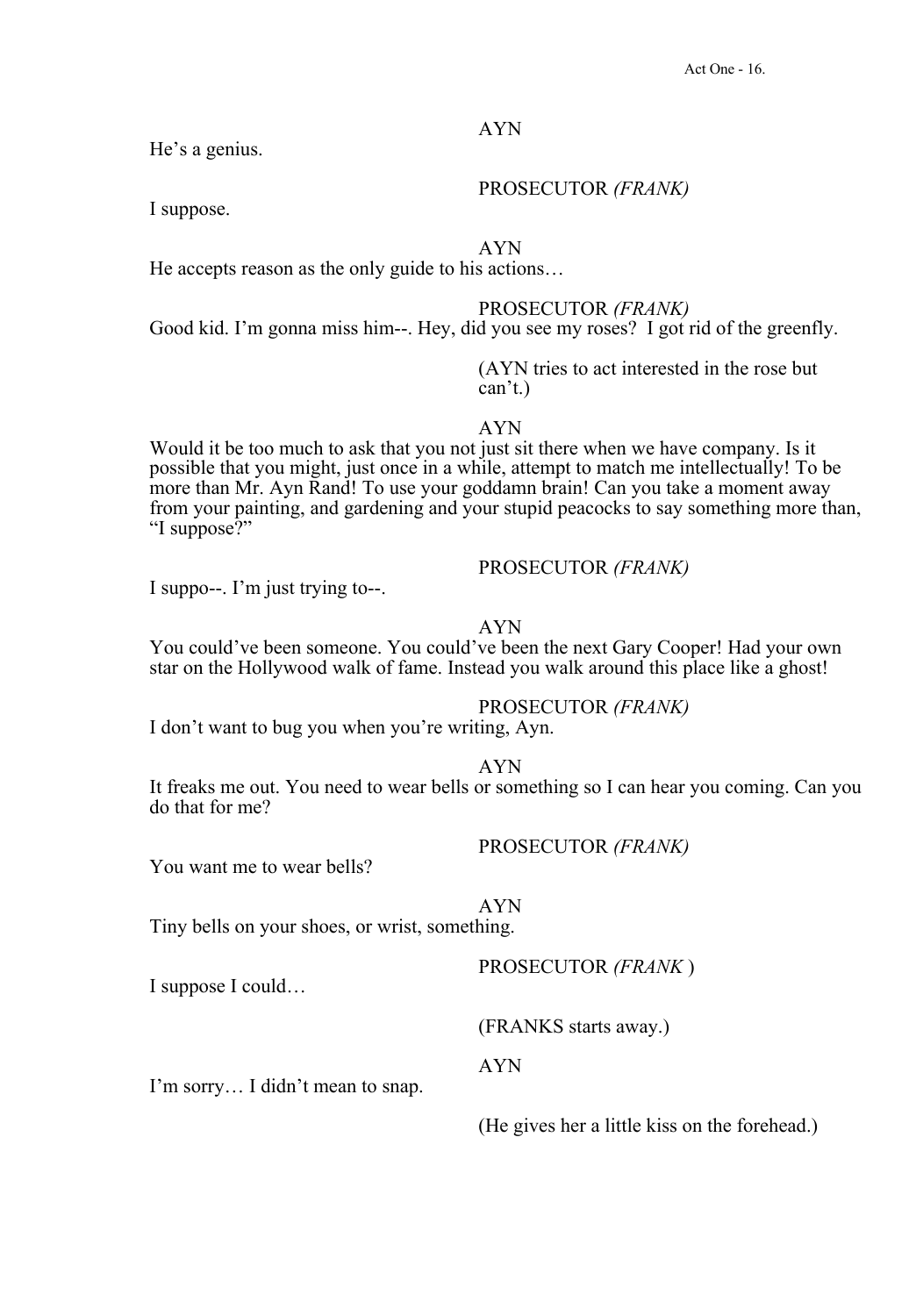AYN

He's a genius.

PROSECUTOR *(FRANK)*

I suppose.

AYN

He accepts reason as the only guide to his actions…

PROSECUTOR *(FRANK)*

Good kid. I'm gonna miss him--. Hey, did you see my roses? I got rid of the greenfly.

(AYN tries to act interested in the rose but can't.)

AYN

Would it be too much to ask that you not just sit there when we have company. Is it possible that you might, just once in a while, attempt to match me intellectually! To be more than Mr. Ayn Rand! To use your goddamn brain! Can you take a moment away from your painting, and gardening and your stupid peacocks to say something more than, "I suppose?"

PROSECUTOR *(FRANK)*

I suppo--. I'm just trying to--.

AYN

You could've been someone. You could've been the next Gary Cooper! Had your own star on the Hollywood walk of fame. Instead you walk around this place like a ghost!

PROSECUTOR *(FRANK)*

I don't want to bug you when you're writing, Ayn.

AYN

It freaks me out. You need to wear bells or something so I can hear you coming. Can you do that for me?

PROSECUTOR *(FRANK)*

You want me to wear bells?

AYN

Tiny bells on your shoes, or wrist, something.

PROSECUTOR *(FRANK )*

I suppose I could…

(FRANKS starts away.)

AYN

I'm sorry… I didn't mean to snap.

(He gives her a little kiss on the forehead.)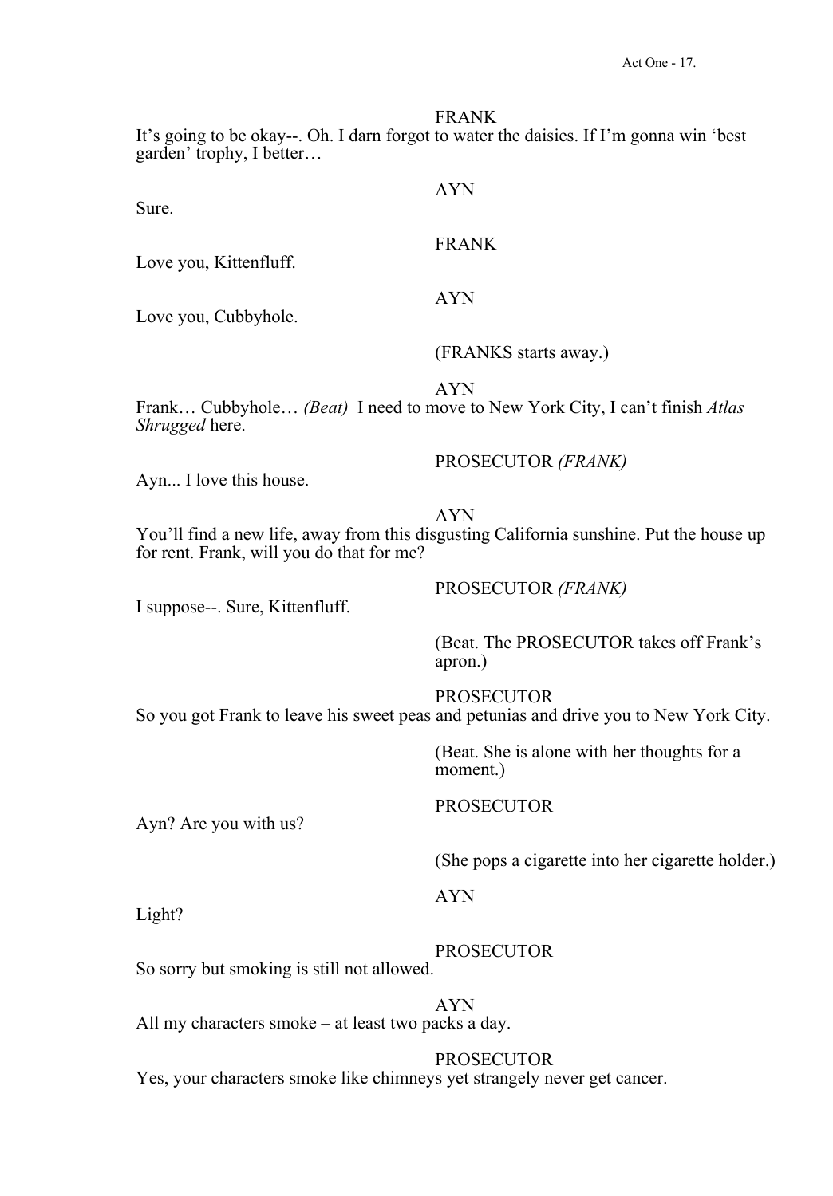FRANK

It's going to be okay--. Oh. I darn forgot to water the daisies. If I'm gonna win 'best garden' trophy, I better…

AYN

Sure.

FRANK

Love you, Kittenfluff.

AYN

Love you, Cubbyhole.

(FRANKS starts away.)

AYN

Frank… Cubbyhole… *(Beat)* I need to move to New York City, I can't finish *Atlas Shrugged* here.

PROSECUTOR *(FRANK)*

Ayn... I love this house.

AYN

You'll find a new life, away from this disgusting California sunshine. Put the house up for rent. Frank, will you do that for me?

PROSECUTOR *(FRANK)*

I suppose--. Sure, Kittenfluff.

(Beat. The PROSECUTOR takes off Frank's apron.)

PROSECUTOR

So you got Frank to leave his sweet peas and petunias and drive you to New York City.

(Beat. She is alone with her thoughts for a moment.)

PROSECUTOR

Ayn? Are you with us?

(She pops a cigarette into her cigarette holder.)

AYN

Light?

PROSECUTOR

So sorry but smoking is still not allowed.

AYN

All my characters smoke – at least two packs a day.

PROSECUTOR

Yes, your characters smoke like chimneys yet strangely never get cancer.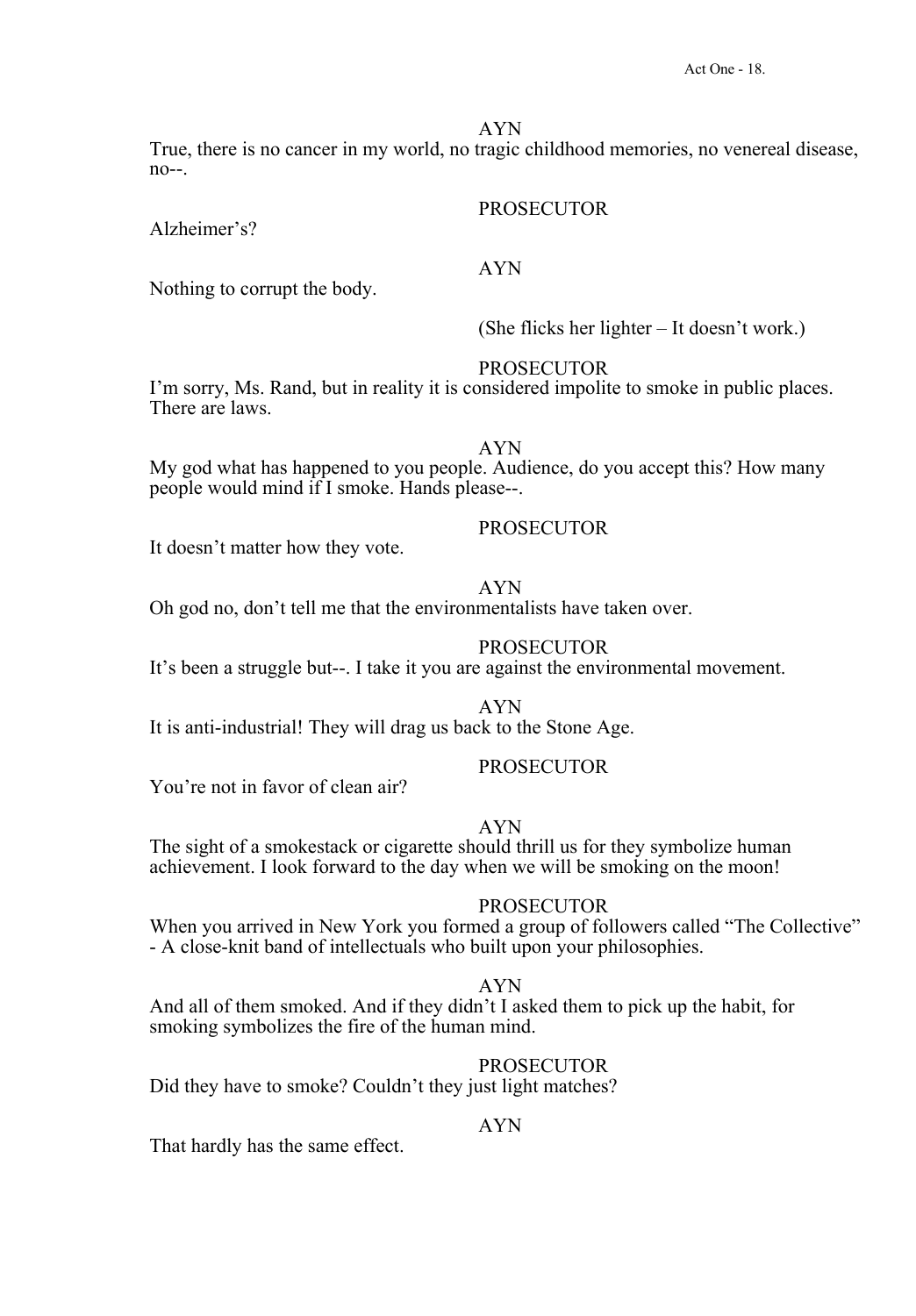AYN

True, there is no cancer in my world, no tragic childhood memories, no venereal disease, no--.

PROSECUTOR

Alzheimer's?

AYN

Nothing to corrupt the body.

(She flicks her lighter – It doesn't work.)

PROSECUTOR

I'm sorry, Ms. Rand, but in reality it is considered impolite to smoke in public places. There are laws.

AYN

My god what has happened to you people. Audience, do you accept this? How many people would mind if I smoke. Hands please--.

PROSECUTOR

It doesn't matter how they vote.

AYN

Oh god no, don't tell me that the environmentalists have taken over.

PROSECUTOR

It's been a struggle but--. I take it you are against the environmental movement.

AYN

It is anti-industrial! They will drag us back to the Stone Age.

PROSECUTOR

You're not in favor of clean air?

AYN

The sight of a smokestack or cigarette should thrill us for they symbolize human achievement. I look forward to the day when we will be smoking on the moon!

PROSECUTOR

When you arrived in New York you formed a group of followers called "The Collective" - A close-knit band of intellectuals who built upon your philosophies.

AYN

And all of them smoked. And if they didn't I asked them to pick up the habit, for smoking symbolizes the fire of the human mind.

PROSECUTOR

Did they have to smoke? Couldn't they just light matches?

AYN

That hardly has the same effect.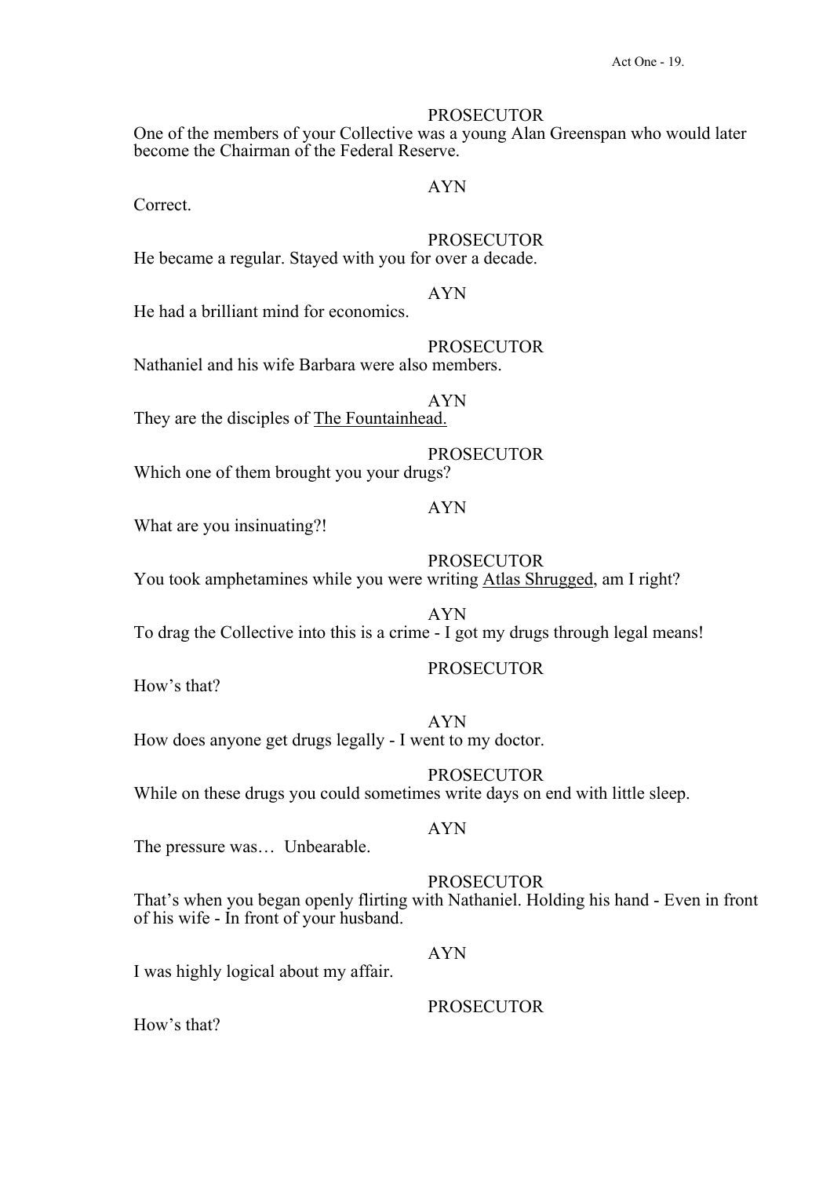PROSECUTOR

One of the members of your Collective was a young Alan Greenspan who would later become the Chairman of the Federal Reserve.

AYN

Correct.

PROSECUTOR

He became a regular. Stayed with you for over a decade.

AYN

He had a brilliant mind for economics.

PROSECUTOR

Nathaniel and his wife Barbara were also members.

AYN

They are the disciples of The Fountainhead.

PROSECUTOR

Which one of them brought you your drugs?

AYN

What are you insinuating?!

PROSECUTOR

You took amphetamines while you were writing Atlas Shrugged, am I right?

AYN

To drag the Collective into this is a crime - I got my drugs through legal means!

PROSECUTOR

How's that?

AYN

How does anyone get drugs legally - I went to my doctor.

PROSECUTOR

While on these drugs you could sometimes write days on end with little sleep.

AYN

The pressure was… Unbearable.

PROSECUTOR

That's when you began openly flirting with Nathaniel. Holding his hand - Even in front of his wife - In front of your husband.

AYN

I was highly logical about my affair.

PROSECUTOR

How's that?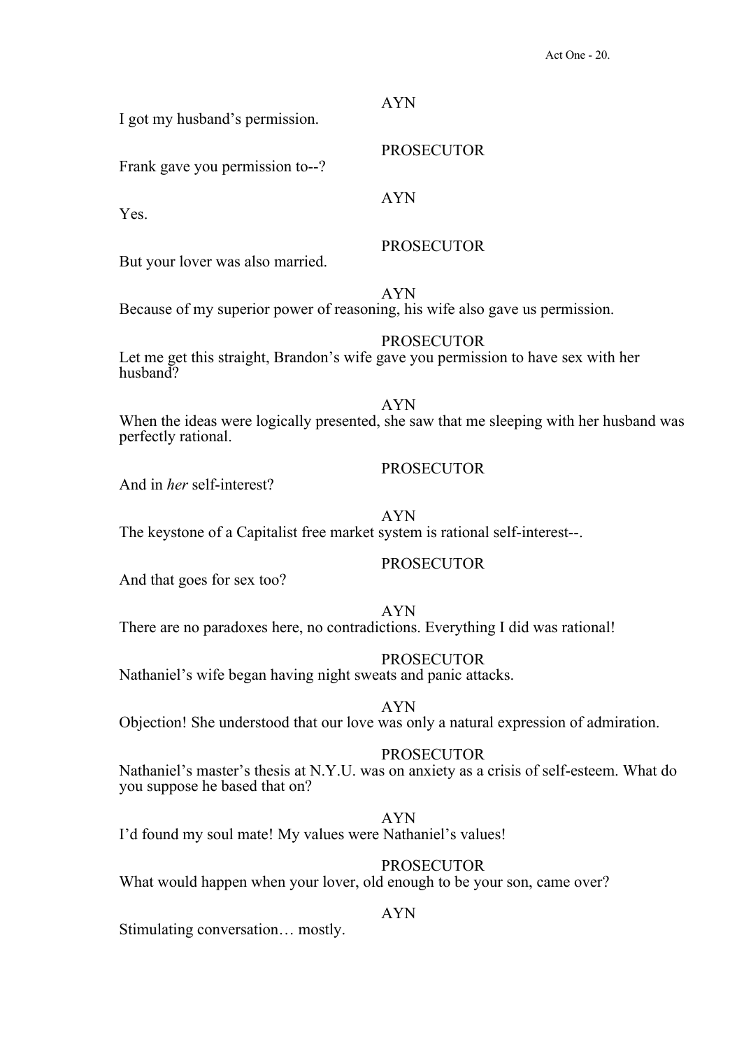AYN

I got my husband's permission.

PROSECUTOR

Frank gave you permission to--?

AYN

Yes.

PROSECUTOR

But your lover was also married.

AYN

Because of my superior power of reasoning, his wife also gave us permission.

PROSECUTOR

Let me get this straight, Brandon's wife gave you permission to have sex with her husband?

AYN

When the ideas were logically presented, she saw that me sleeping with her husband was perfectly rational.

PROSECUTOR

And in *her* self-interest?

AYN

The keystone of a Capitalist free market system is rational self-interest--.

PROSECUTOR

And that goes for sex too?

AYN

There are no paradoxes here, no contradictions. Everything I did was rational!

PROSECUTOR

Nathaniel's wife began having night sweats and panic attacks.

AYN

Objection! She understood that our love was only a natural expression of admiration.

PROSECUTOR

Nathaniel's master's thesis at N.Y.U. was on anxiety as a crisis of self-esteem. What do you suppose he based that on?

AYN

I'd found my soul mate! My values were Nathaniel's values!

PROSECUTOR

What would happen when your lover, old enough to be your son, came over?

AYN

Stimulating conversation… mostly.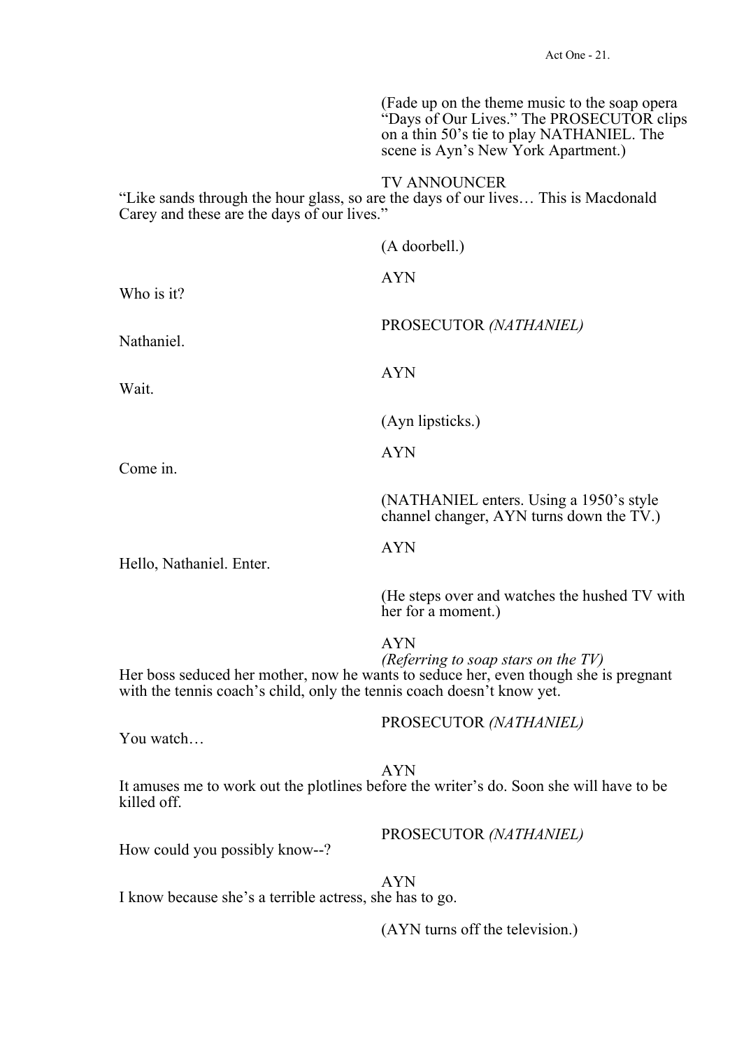(Fade up on the theme music to the soap opera "Days of Our Lives." The PROSECUTOR clips on a thin 50's tie to play NATHANIEL. The scene is Ayn's New York Apartment.)

TV ANNOUNCER

"Like sands through the hour glass, so are the days of our lives… This is Macdonald Carey and these are the days of our lives."

(A doorbell.)

AYN

Who is it?

PROSECUTOR *(NATHANIEL)*

Nathaniel.

AYN

Wait.

(Ayn lipsticks.)

AYN

Come in.

(NATHANIEL enters. Using a 1950's style channel changer, AYN turns down the TV.)

AYN

Hello, Nathaniel. Enter.

(He steps over and watches the hushed TV with her for a moment.)

AYN

*(Referring to soap stars on the TV)*

Her boss seduced her mother, now he wants to seduce her, even though she is pregnant with the tennis coach's child, only the tennis coach doesn't know yet.

PROSECUTOR *(NATHANIEL)*

You watch…

AYN

It amuses me to work out the plotlines before the writer's do. Soon she will have to be killed off.

PROSECUTOR *(NATHANIEL)*

How could you possibly know--?

AYN

I know because she's a terrible actress, she has to go.

(AYN turns off the television.)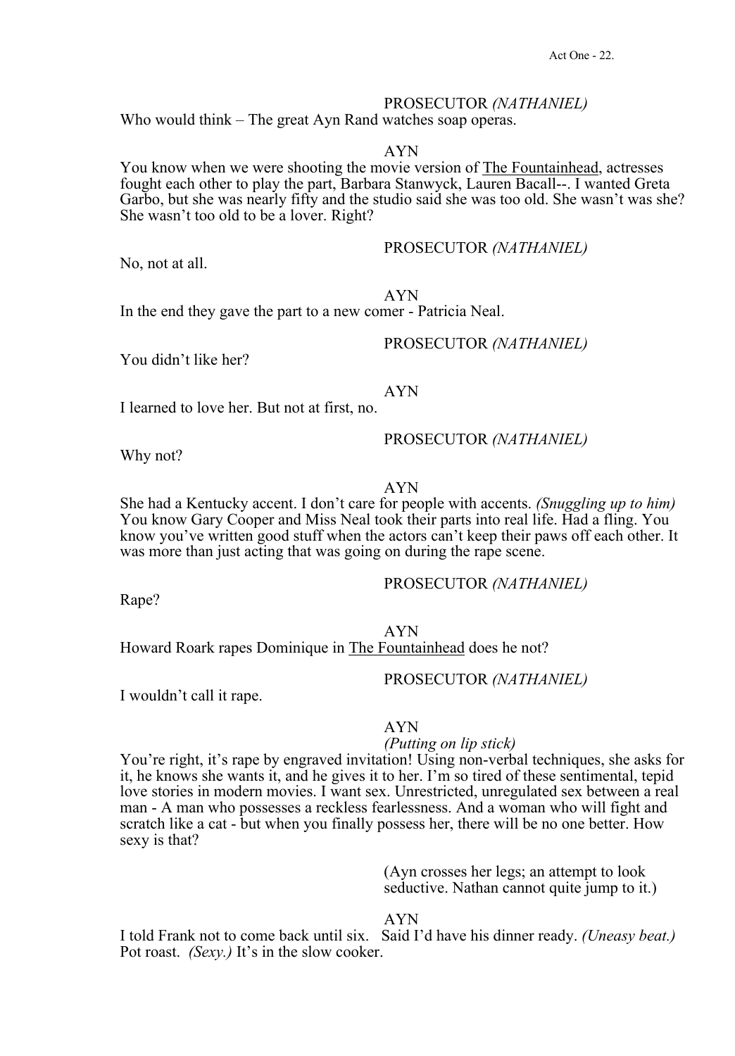PROSECUTOR *(NATHANIEL)*

Who would think – The great Ayn Rand watches soap operas.

AYN

You know when we were shooting the movie version of The Fountainhead, actresses fought each other to play the part, Barbara Stanwyck, Lauren Bacall--. I wanted Greta Garbo, but she was nearly fifty and the studio said she was too old. She wasn't was she? She wasn't too old to be a lover. Right?

PROSECUTOR *(NATHANIEL)*

No, not at all.

AYN

In the end they gave the part to a new comer - Patricia Neal.

PROSECUTOR *(NATHANIEL)*

You didn't like her?

AYN

I learned to love her. But not at first, no.

PROSECUTOR *(NATHANIEL)*

Why not?

AYN

She had a Kentucky accent. I don't care for people with accents. *(Snuggling up to him)* You know Gary Cooper and Miss Neal took their parts into real life. Had a fling. You know you've written good stuff when the actors can't keep their paws off each other. It was more than just acting that was going on during the rape scene.

PROSECUTOR *(NATHANIEL)*

Rape?

AYN

Howard Roark rapes Dominique in The Fountainhead does he not?

PROSECUTOR *(NATHANIEL)*

I wouldn't call it rape.

AYN

*(Putting on lip stick)*

You're right, it's rape by engraved invitation! Using non-verbal techniques, she asks for it, he knows she wants it, and he gives it to her. I'm so tired of these sentimental, tepid love stories in modern movies. I want sex. Unrestricted, unregulated sex between a real man - A man who possesses a reckless fearlessness. And a woman who will fight and scratch like a cat - but when you finally possess her, there will be no one better. How sexy is that?

(Ayn crosses her legs; an attempt to look seductive. Nathan cannot quite jump to it.)

AYN

I told Frank not to come back until six. Said I'd have his dinner ready. *(Uneasy beat.)* Pot roast. *(Sexy.)* It's in the slow cooker.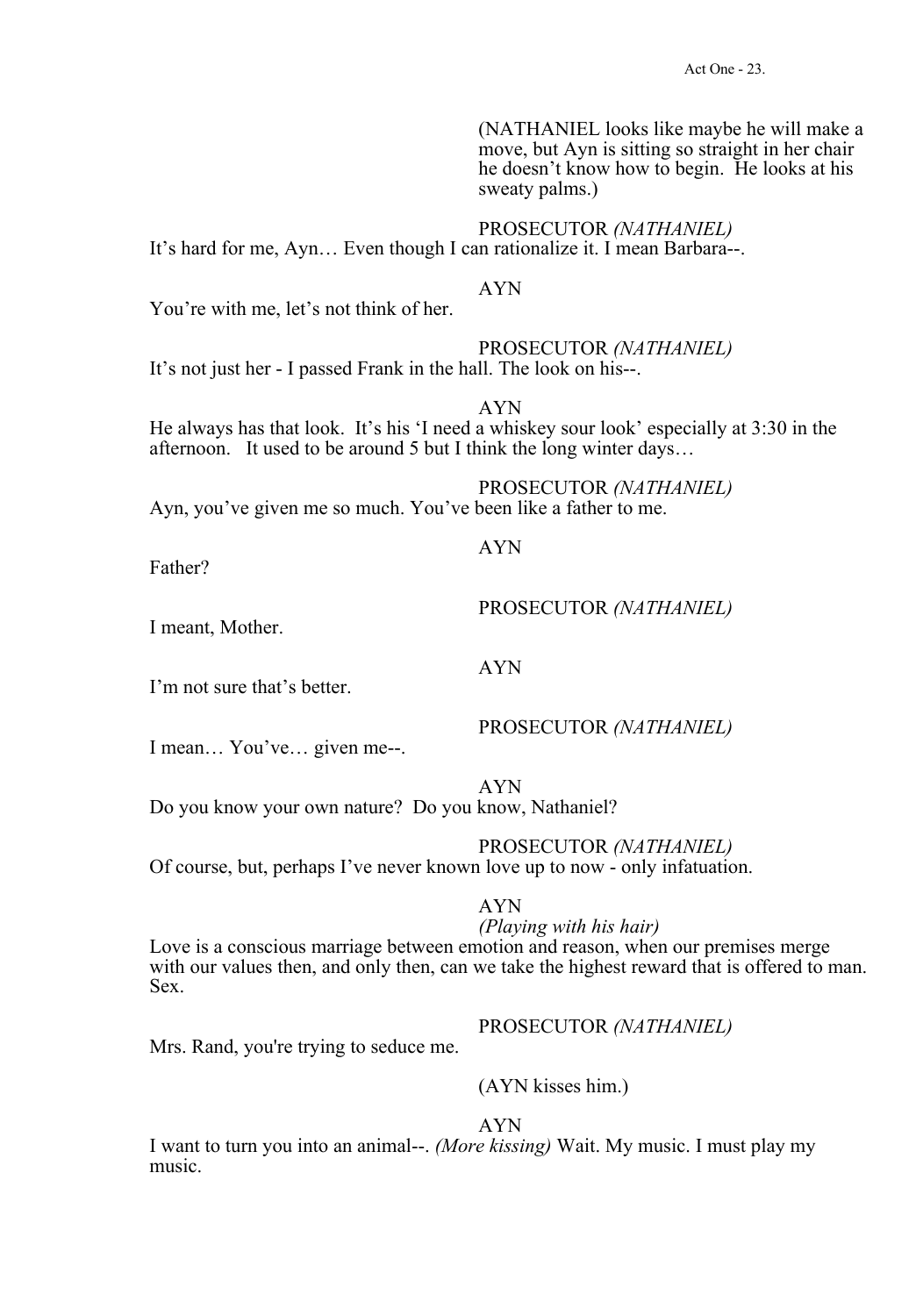(NATHANIEL looks like maybe he will make a move, but Ayn is sitting so straight in her chair he doesn't know how to begin. He looks at his sweaty palms.)

PROSECUTOR *(NATHANIEL)*
It's hard for me, Ayn… Even though I can rationalize it. I mean Barbara--.

AYN
You're with me, let's not think of her.

PROSECUTOR *(NATHANIEL)*
It's not just her - I passed Frank in the hall. The look on his--.

AYN
He always has that look. It's his 'I need a whiskey sour look' especially at 3:30 in the afternoon. It used to be around 5 but I think the long winter days…

PROSECUTOR *(NATHANIEL)*
Ayn, you've given me so much. You've been like a father to me.

AYN
Father?

PROSECUTOR *(NATHANIEL)*
I meant, Mother.

AYN
I'm not sure that's better.

PROSECUTOR *(NATHANIEL)*
I mean… You've… given me--.

AYN
Do you know your own nature? Do you know, Nathaniel?

PROSECUTOR *(NATHANIEL)*
Of course, but, perhaps I've never known love up to now - only infatuation.

AYN
*(Playing with his hair)*
Love is a conscious marriage between emotion and reason, when our premises merge with our values then, and only then, can we take the highest reward that is offered to man. Sex.

PROSECUTOR *(NATHANIEL)*
Mrs. Rand, you're trying to seduce me.

(AYN kisses him.)

AYN
I want to turn you into an animal--. *(More kissing)* Wait. My music. I must play my music.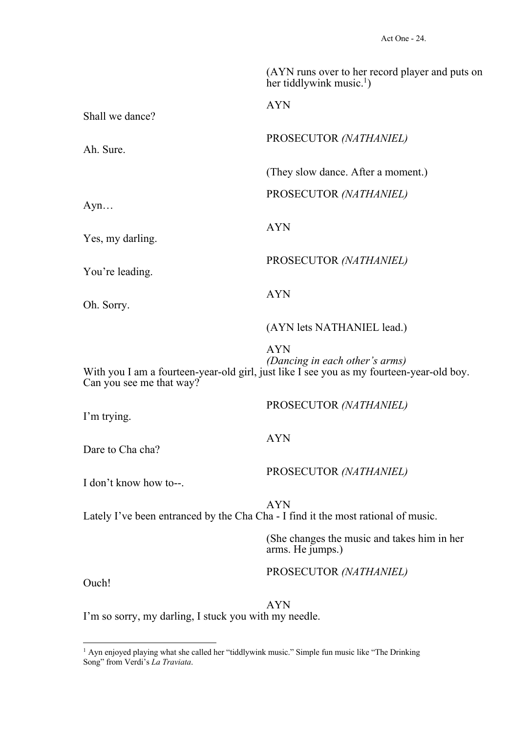(AYN runs over to her record player and puts on her tiddlywink music.[1])

AYN

Shall we dance?

PROSECUTOR *(NATHANIEL)*

Ah. Sure.

(They slow dance. After a moment.)

PROSECUTOR *(NATHANIEL)*

Ayn…

AYN

Yes, my darling.

PROSECUTOR *(NATHANIEL)*

You're leading.

AYN

Oh. Sorry.

(AYN lets NATHANIEL lead.)

AYN
*(Dancing in each other's arms)*

With you I am a fourteen-year-old girl, just like I see you as my fourteen-year-old boy. Can you see me that way?

PROSECUTOR *(NATHANIEL)*

I'm trying.

AYN

Dare to Cha cha?

PROSECUTOR *(NATHANIEL)*

I don't know how to--.

AYN

Lately I've been entranced by the Cha Cha - I find it the most rational of music.

(She changes the music and takes him in her arms. He jumps.)

PROSECUTOR *(NATHANIEL)*

Ouch!

AYN

I'm so sorry, my darling, I stuck you with my needle.

---

[1] Ayn enjoyed playing what she called her "tiddlywink music." Simple fun music like "The Drinking Song" from Verdi's *La Traviata*.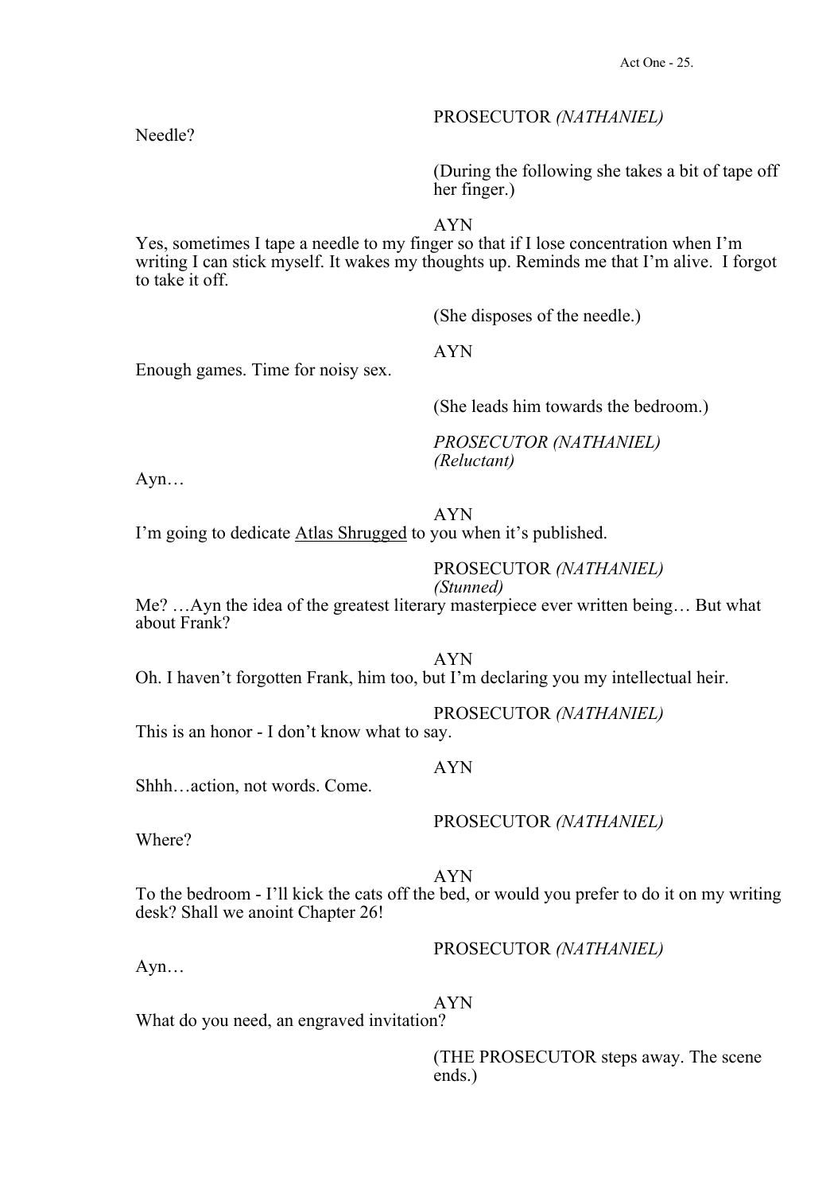PROSECUTOR *(NATHANIEL)*

Needle?

(During the following she takes a bit of tape off her finger.)

AYN

Yes, sometimes I tape a needle to my finger so that if I lose concentration when I'm writing I can stick myself. It wakes my thoughts up. Reminds me that I'm alive. I forgot to take it off.

(She disposes of the needle.)

AYN

Enough games. Time for noisy sex.

(She leads him towards the bedroom.)

*PROSECUTOR (NATHANIEL)*
*(Reluctant)*

Ayn…

AYN

I'm going to dedicate <u>Atlas Shrugged</u> to you when it's published.

PROSECUTOR *(NATHANIEL)*
*(Stunned)*

Me? …Ayn the idea of the greatest literary masterpiece ever written being… But what about Frank?

AYN

Oh. I haven't forgotten Frank, him too, but I'm declaring you my intellectual heir.

PROSECUTOR *(NATHANIEL)*

This is an honor - I don't know what to say.

AYN

Shhh…action, not words. Come.

PROSECUTOR *(NATHANIEL)*

Where?

AYN

To the bedroom - I'll kick the cats off the bed, or would you prefer to do it on my writing desk? Shall we anoint Chapter 26!

PROSECUTOR *(NATHANIEL)*

Ayn…

AYN

What do you need, an engraved invitation?

(THE PROSECUTOR steps away. The scene ends.)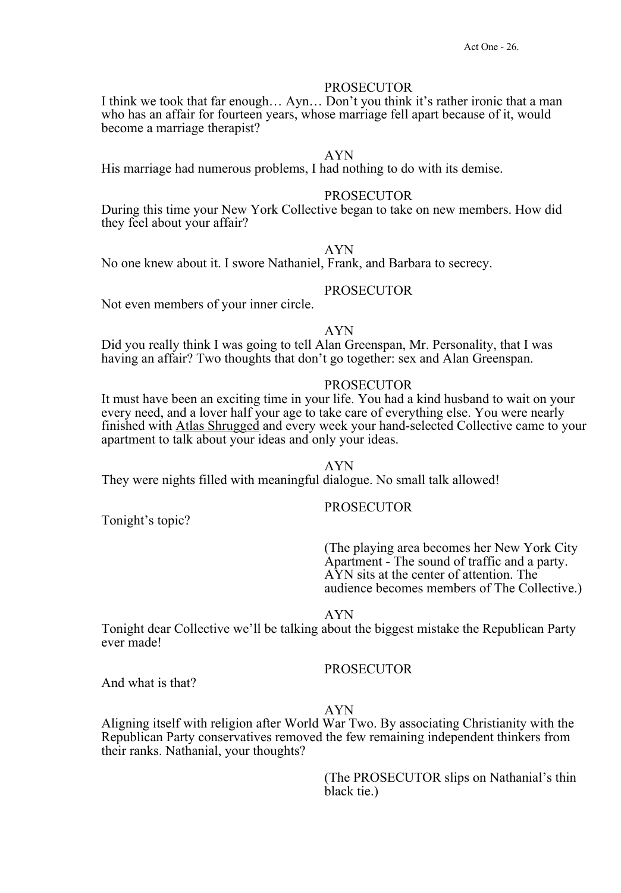PROSECUTOR

I think we took that far enough… Ayn… Don't you think it's rather ironic that a man who has an affair for fourteen years, whose marriage fell apart because of it, would become a marriage therapist?

AYN

His marriage had numerous problems, I had nothing to do with its demise.

PROSECUTOR

During this time your New York Collective began to take on new members. How did they feel about your affair?

AYN

No one knew about it. I swore Nathaniel, Frank, and Barbara to secrecy.

PROSECUTOR

Not even members of your inner circle.

AYN

Did you really think I was going to tell Alan Greenspan, Mr. Personality, that I was having an affair? Two thoughts that don't go together: sex and Alan Greenspan.

PROSECUTOR

It must have been an exciting time in your life. You had a kind husband to wait on your every need, and a lover half your age to take care of everything else. You were nearly finished with <u>Atlas Shrugged</u> and every week your hand-selected Collective came to your apartment to talk about your ideas and only your ideas.

AYN

They were nights filled with meaningful dialogue. No small talk allowed!

PROSECUTOR

Tonight's topic?

(The playing area becomes her New York City Apartment - The sound of traffic and a party. AYN sits at the center of attention. The audience becomes members of The Collective.)

AYN

Tonight dear Collective we'll be talking about the biggest mistake the Republican Party ever made!

PROSECUTOR

And what is that?

AYN

Aligning itself with religion after World War Two. By associating Christianity with the Republican Party conservatives removed the few remaining independent thinkers from their ranks. Nathanial, your thoughts?

(The PROSECUTOR slips on Nathanial's thin black tie.)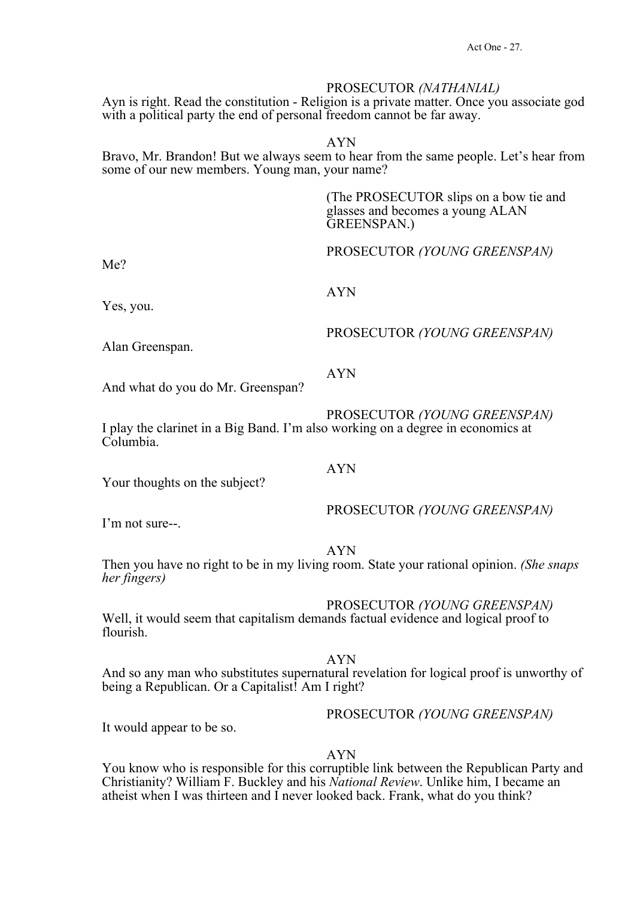PROSECUTOR *(NATHANIAL)*

Ayn is right. Read the constitution - Religion is a private matter. Once you associate god with a political party the end of personal freedom cannot be far away.

AYN

Bravo, Mr. Brandon! But we always seem to hear from the same people. Let's hear from some of our new members. Young man, your name?

(The PROSECUTOR slips on a bow tie and glasses and becomes a young ALAN GREENSPAN.)

PROSECUTOR *(YOUNG GREENSPAN)*

Me?

AYN

Yes, you.

PROSECUTOR *(YOUNG GREENSPAN)*

Alan Greenspan.

AYN

And what do you do Mr. Greenspan?

PROSECUTOR *(YOUNG GREENSPAN)*

I play the clarinet in a Big Band. I'm also working on a degree in economics at Columbia.

AYN

Your thoughts on the subject?

PROSECUTOR *(YOUNG GREENSPAN)*

I'm not sure--.

AYN

Then you have no right to be in my living room. State your rational opinion. *(She snaps her fingers)*

PROSECUTOR *(YOUNG GREENSPAN)*

Well, it would seem that capitalism demands factual evidence and logical proof to flourish.

AYN

And so any man who substitutes supernatural revelation for logical proof is unworthy of being a Republican. Or a Capitalist! Am I right?

PROSECUTOR *(YOUNG GREENSPAN)*

It would appear to be so.

AYN

You know who is responsible for this corruptible link between the Republican Party and Christianity? William F. Buckley and his *National Review*. Unlike him, I became an atheist when I was thirteen and I never looked back. Frank, what do you think?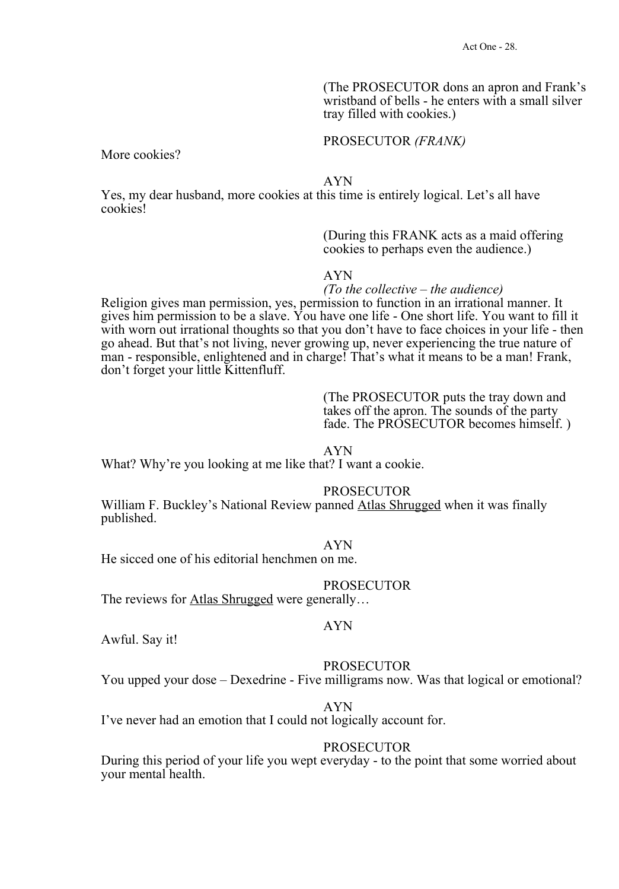(The PROSECUTOR dons an apron and Frank's wristband of bells - he enters with a small silver tray filled with cookies.)

PROSECUTOR *(FRANK)*

More cookies?

AYN

Yes, my dear husband, more cookies at this time is entirely logical. Let's all have cookies!

(During this FRANK acts as a maid offering cookies to perhaps even the audience.)

AYN

*(To the collective – the audience)*

Religion gives man permission, yes, permission to function in an irrational manner. It gives him permission to be a slave. You have one life - One short life. You want to fill it with worn out irrational thoughts so that you don't have to face choices in your life - then go ahead. But that's not living, never growing up, never experiencing the true nature of man - responsible, enlightened and in charge! That's what it means to be a man! Frank, don't forget your little Kittenfluff.

(The PROSECUTOR puts the tray down and takes off the apron. The sounds of the party fade. The PROSECUTOR becomes himself. )

AYN

What? Why're you looking at me like that? I want a cookie.

PROSECUTOR

William F. Buckley's National Review panned <u>Atlas Shrugged</u> when it was finally published.

AYN

He sicced one of his editorial henchmen on me.

PROSECUTOR

The reviews for <u>Atlas Shrugged</u> were generally…

AYN

Awful. Say it!

PROSECUTOR

You upped your dose – Dexedrine - Five milligrams now. Was that logical or emotional?

AYN

I've never had an emotion that I could not logically account for.

PROSECUTOR

During this period of your life you wept everyday - to the point that some worried about your mental health.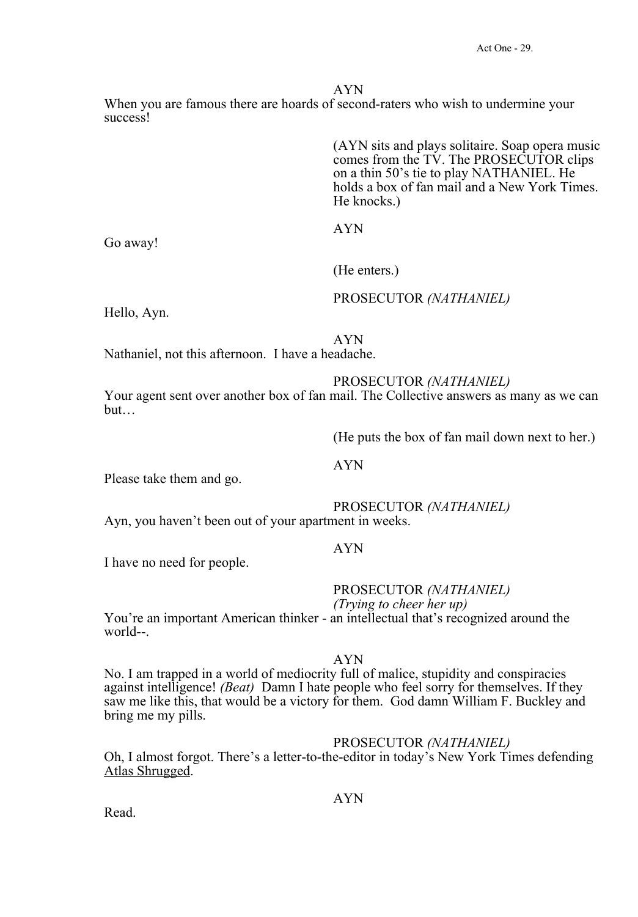AYN

When you are famous there are hoards of second-raters who wish to undermine your success!

(AYN sits and plays solitaire. Soap opera music comes from the TV. The PROSECUTOR clips on a thin 50's tie to play NATHANIEL. He holds a box of fan mail and a New York Times. He knocks.)

AYN

Go away!

(He enters.)

PROSECUTOR *(NATHANIEL)*

Hello, Ayn.

AYN

Nathaniel, not this afternoon. I have a headache.

PROSECUTOR *(NATHANIEL)*

Your agent sent over another box of fan mail. The Collective answers as many as we can but…

(He puts the box of fan mail down next to her.)

AYN

Please take them and go.

PROSECUTOR *(NATHANIEL)*

Ayn, you haven't been out of your apartment in weeks.

AYN

I have no need for people.

PROSECUTOR *(NATHANIEL)*
*(Trying to cheer her up)*

You're an important American thinker - an intellectual that's recognized around the world--.

AYN

No. I am trapped in a world of mediocrity full of malice, stupidity and conspiracies against intelligence! *(Beat)* Damn I hate people who feel sorry for themselves. If they saw me like this, that would be a victory for them. God damn William F. Buckley and bring me my pills.

PROSECUTOR *(NATHANIEL)*

Oh, I almost forgot. There's a letter-to-the-editor in today's New York Times defending Atlas Shrugged.

AYN

Read.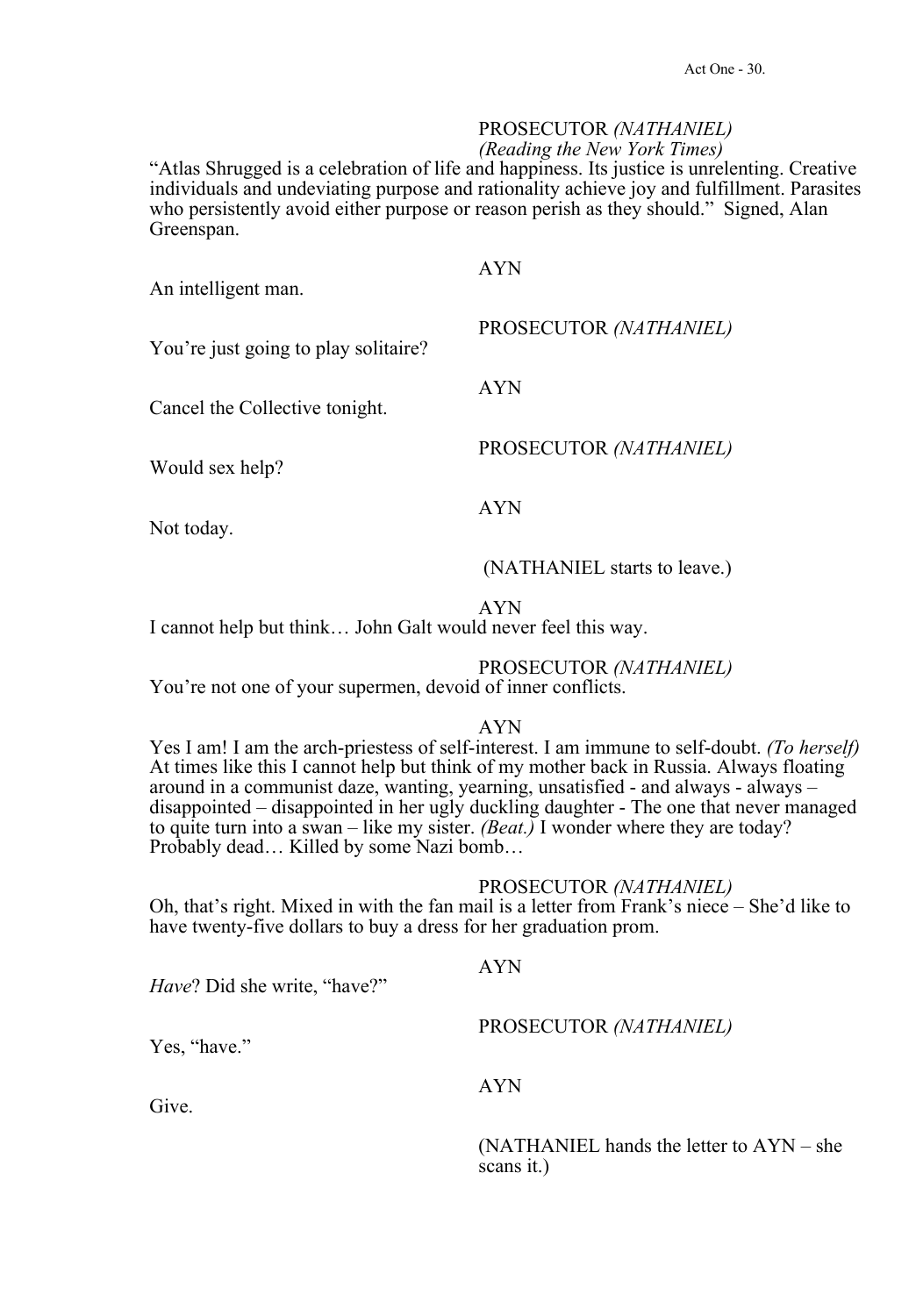PROSECUTOR *(NATHANIEL)*
*(Reading the New York Times)*
"Atlas Shrugged is a celebration of life and happiness. Its justice is unrelenting. Creative individuals and undeviating purpose and rationality achieve joy and fulfillment. Parasites who persistently avoid either purpose or reason perish as they should." Signed, Alan Greenspan.

AYN
An intelligent man.

PROSECUTOR *(NATHANIEL)*
You're just going to play solitaire?

AYN
Cancel the Collective tonight.

PROSECUTOR *(NATHANIEL)*
Would sex help?

AYN
Not today.

(NATHANIEL starts to leave.)

AYN
I cannot help but think… John Galt would never feel this way.

PROSECUTOR *(NATHANIEL)*
You're not one of your supermen, devoid of inner conflicts.

AYN
Yes I am! I am the arch-priestess of self-interest. I am immune to self-doubt. *(To herself)* At times like this I cannot help but think of my mother back in Russia. Always floating around in a communist daze, wanting, yearning, unsatisfied - and always - always – disappointed – disappointed in her ugly duckling daughter - The one that never managed to quite turn into a swan – like my sister. *(Beat.)* I wonder where they are today? Probably dead… Killed by some Nazi bomb…

PROSECUTOR *(NATHANIEL)*
Oh, that's right. Mixed in with the fan mail is a letter from Frank's niece – She'd like to have twenty-five dollars to buy a dress for her graduation prom.

AYN
*Have*? Did she write, "have?"

PROSECUTOR *(NATHANIEL)*
Yes, "have."

AYN
Give.

(NATHANIEL hands the letter to AYN – she scans it.)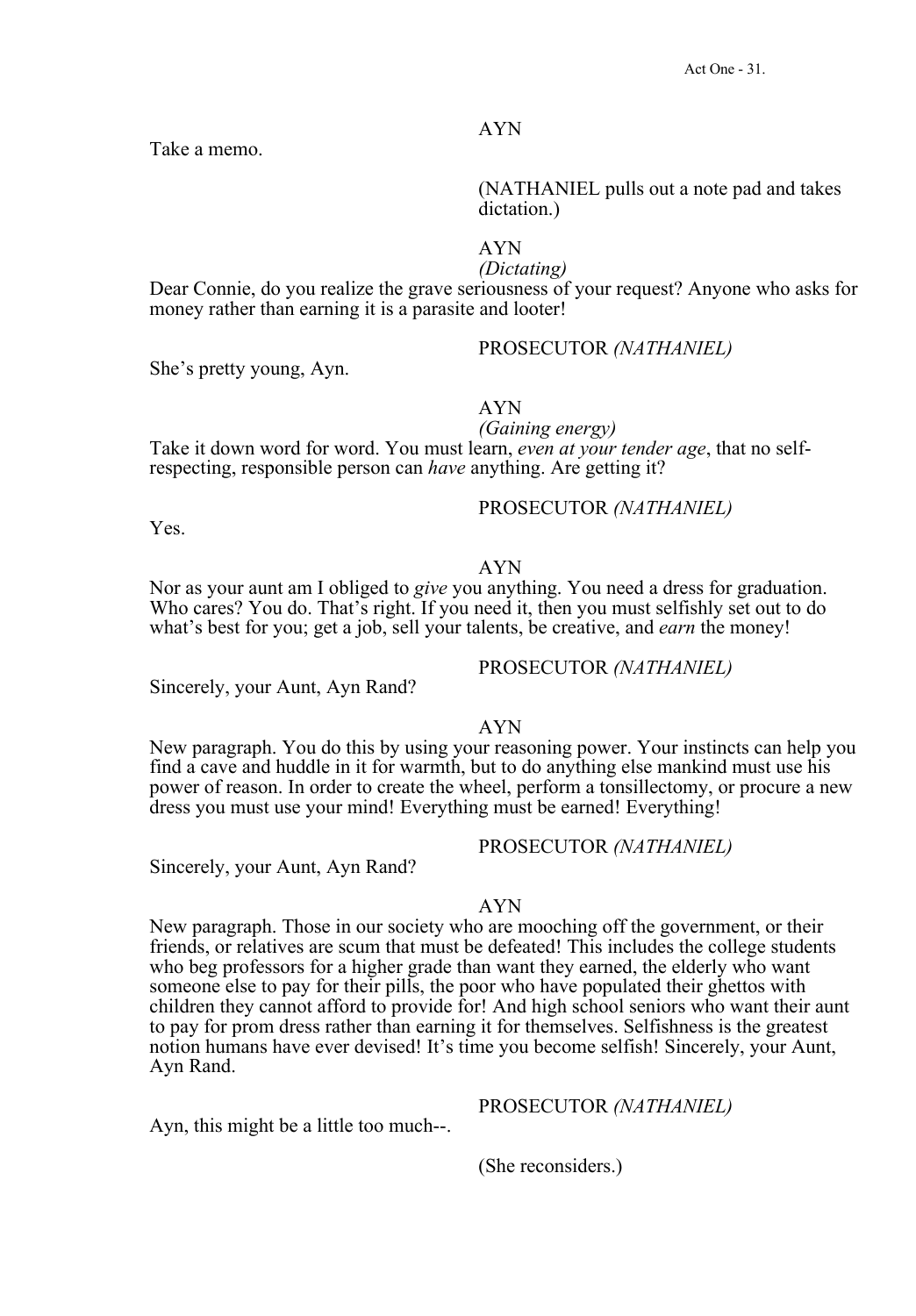AYN

Take a memo.

(NATHANIEL pulls out a note pad and takes dictation.)

AYN
*(Dictating)*

Dear Connie, do you realize the grave seriousness of your request? Anyone who asks for money rather than earning it is a parasite and looter!

PROSECUTOR *(NATHANIEL)*

She's pretty young, Ayn.

AYN
*(Gaining energy)*

Take it down word for word. You must learn, *even at your tender age*, that no self-respecting, responsible person can *have* anything. Are getting it?

PROSECUTOR *(NATHANIEL)*

Yes.

AYN

Nor as your aunt am I obliged to *give* you anything. You need a dress for graduation. Who cares? You do. That's right. If you need it, then you must selfishly set out to do what's best for you; get a job, sell your talents, be creative, and *earn* the money!

PROSECUTOR *(NATHANIEL)*

Sincerely, your Aunt, Ayn Rand?

AYN

New paragraph. You do this by using your reasoning power. Your instincts can help you find a cave and huddle in it for warmth, but to do anything else mankind must use his power of reason. In order to create the wheel, perform a tonsillectomy, or procure a new dress you must use your mind! Everything must be earned! Everything!

PROSECUTOR *(NATHANIEL)*

Sincerely, your Aunt, Ayn Rand?

AYN

New paragraph. Those in our society who are mooching off the government, or their friends, or relatives are scum that must be defeated! This includes the college students who beg professors for a higher grade than want they earned, the elderly who want someone else to pay for their pills, the poor who have populated their ghettos with children they cannot afford to provide for! And high school seniors who want their aunt to pay for prom dress rather than earning it for themselves. Selfishness is the greatest notion humans have ever devised! It's time you become selfish! Sincerely, your Aunt, Ayn Rand.

PROSECUTOR *(NATHANIEL)*

Ayn, this might be a little too much--.

(She reconsiders.)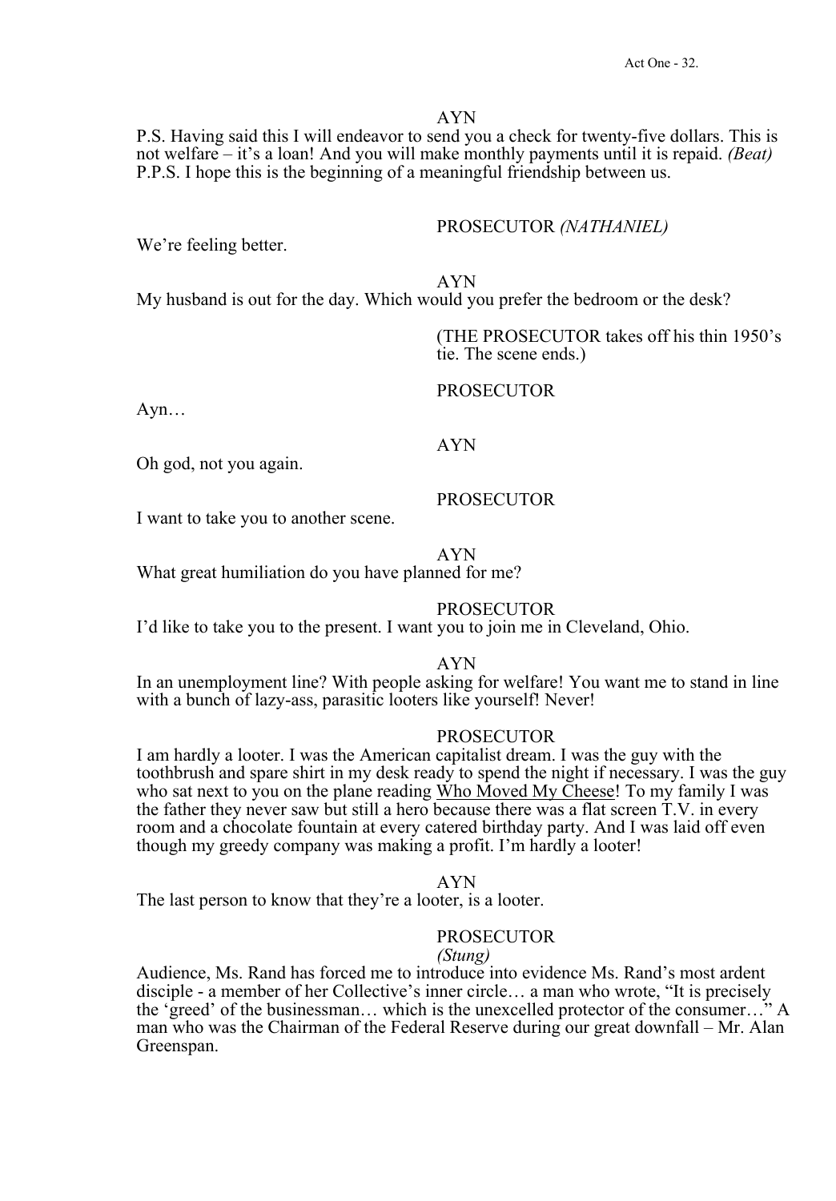AYN

P.S. Having said this I will endeavor to send you a check for twenty-five dollars. This is not welfare – it's a loan! And you will make monthly payments until it is repaid. *(Beat)* P.P.S. I hope this is the beginning of a meaningful friendship between us.

PROSECUTOR *(NATHANIEL)*

We're feeling better.

AYN

My husband is out for the day. Which would you prefer the bedroom or the desk?

(THE PROSECUTOR takes off his thin 1950's tie. The scene ends.)

PROSECUTOR

Ayn…

AYN

Oh god, not you again.

PROSECUTOR

I want to take you to another scene.

AYN

What great humiliation do you have planned for me?

PROSECUTOR

I'd like to take you to the present. I want you to join me in Cleveland, Ohio.

AYN

In an unemployment line? With people asking for welfare! You want me to stand in line with a bunch of lazy-ass, parasitic looters like yourself! Never!

PROSECUTOR

I am hardly a looter. I was the American capitalist dream. I was the guy with the toothbrush and spare shirt in my desk ready to spend the night if necessary. I was the guy who sat next to you on the plane reading <u>Who Moved My Cheese</u>! To my family I was the father they never saw but still a hero because there was a flat screen T.V. in every room and a chocolate fountain at every catered birthday party. And I was laid off even though my greedy company was making a profit. I'm hardly a looter!

AYN

The last person to know that they're a looter, is a looter.

PROSECUTOR

*(Stung)*

Audience, Ms. Rand has forced me to introduce into evidence Ms. Rand's most ardent disciple - a member of her Collective's inner circle… a man who wrote, "It is precisely the 'greed' of the businessman… which is the unexcelled protector of the consumer…" A man who was the Chairman of the Federal Reserve during our great downfall – Mr. Alan Greenspan.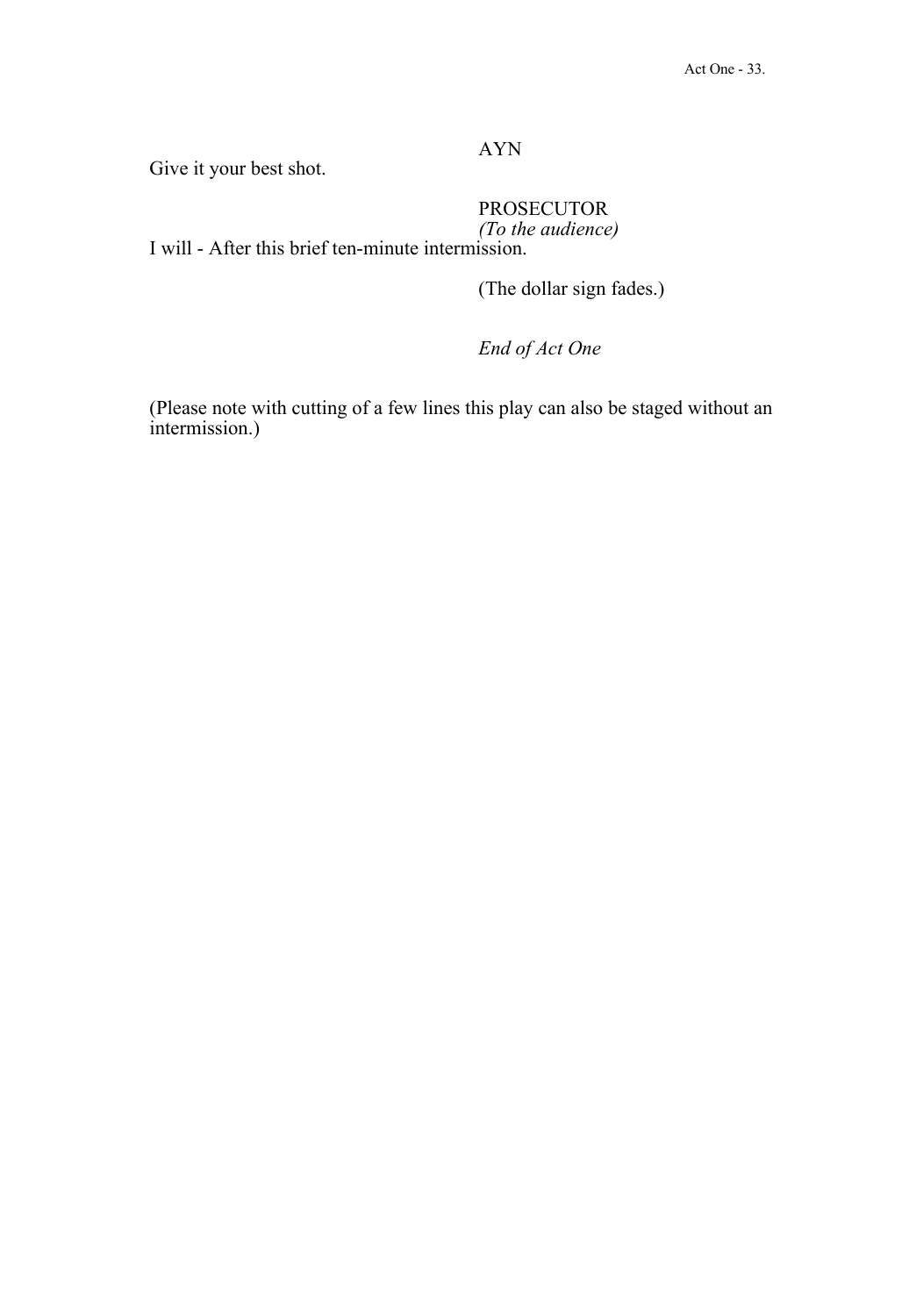AYN

Give it your best shot.

PROSECUTOR

*(To the audience)*

I will - After this brief ten-minute intermission.

(The dollar sign fades.)

*End of Act One*

(Please note with cutting of a few lines this play can also be staged without an intermission.)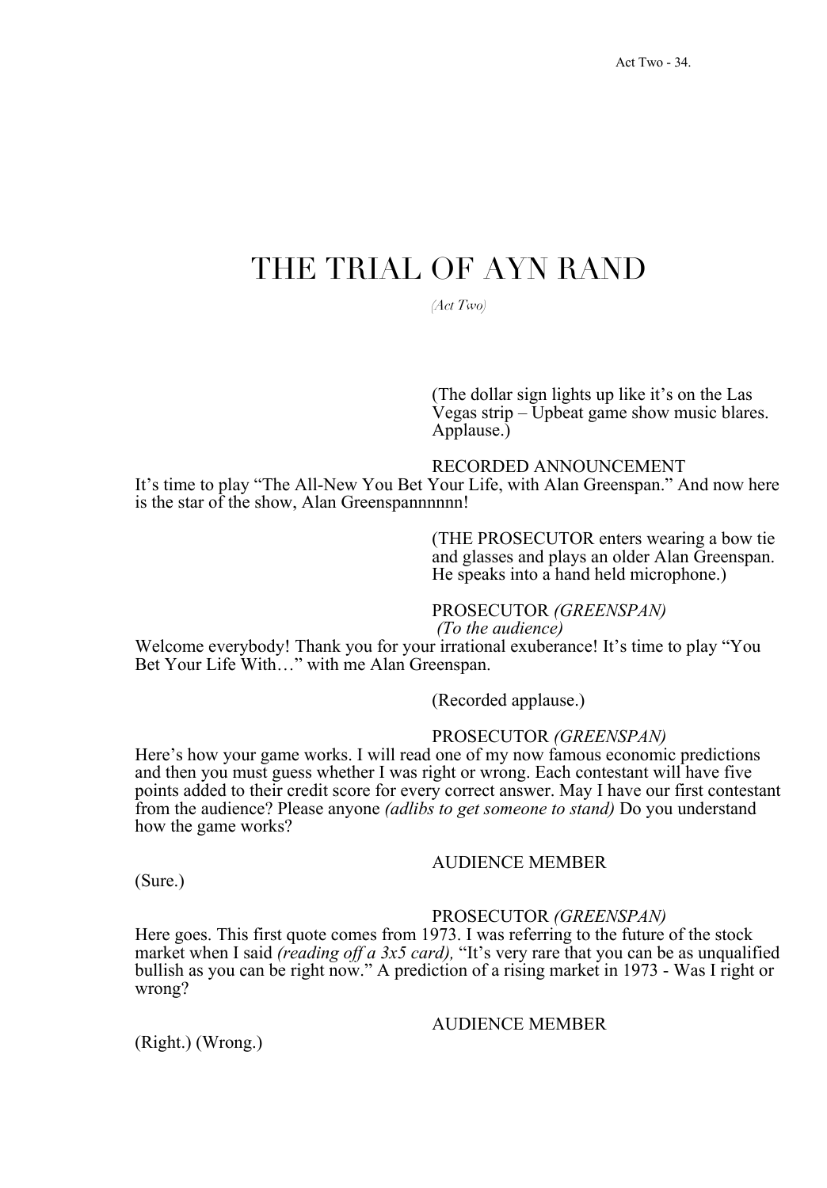# THE TRIAL OF AYN RAND

*(Act Two)*

(The dollar sign lights up like it's on the Las Vegas strip – Upbeat game show music blares. Applause.)

RECORDED ANNOUNCEMENT

It's time to play "The All-New You Bet Your Life, with Alan Greenspan." And now here is the star of the show, Alan Greenspannnnnn!

(THE PROSECUTOR enters wearing a bow tie and glasses and plays an older Alan Greenspan. He speaks into a hand held microphone.)

PROSECUTOR *(GREENSPAN)*
*(To the audience)*

Welcome everybody! Thank you for your irrational exuberance! It's time to play "You Bet Your Life With…" with me Alan Greenspan.

(Recorded applause.)

PROSECUTOR *(GREENSPAN)*

Here's how your game works. I will read one of my now famous economic predictions and then you must guess whether I was right or wrong. Each contestant will have five points added to their credit score for every correct answer. May I have our first contestant from the audience? Please anyone *(adlibs to get someone to stand)* Do you understand how the game works?

AUDIENCE MEMBER

(Sure.)

PROSECUTOR *(GREENSPAN)*

Here goes. This first quote comes from 1973. I was referring to the future of the stock market when I said *(reading off a 3x5 card),* "It's very rare that you can be as unqualified bullish as you can be right now." A prediction of a rising market in 1973 - Was I right or wrong?

AUDIENCE MEMBER

(Right.) (Wrong.)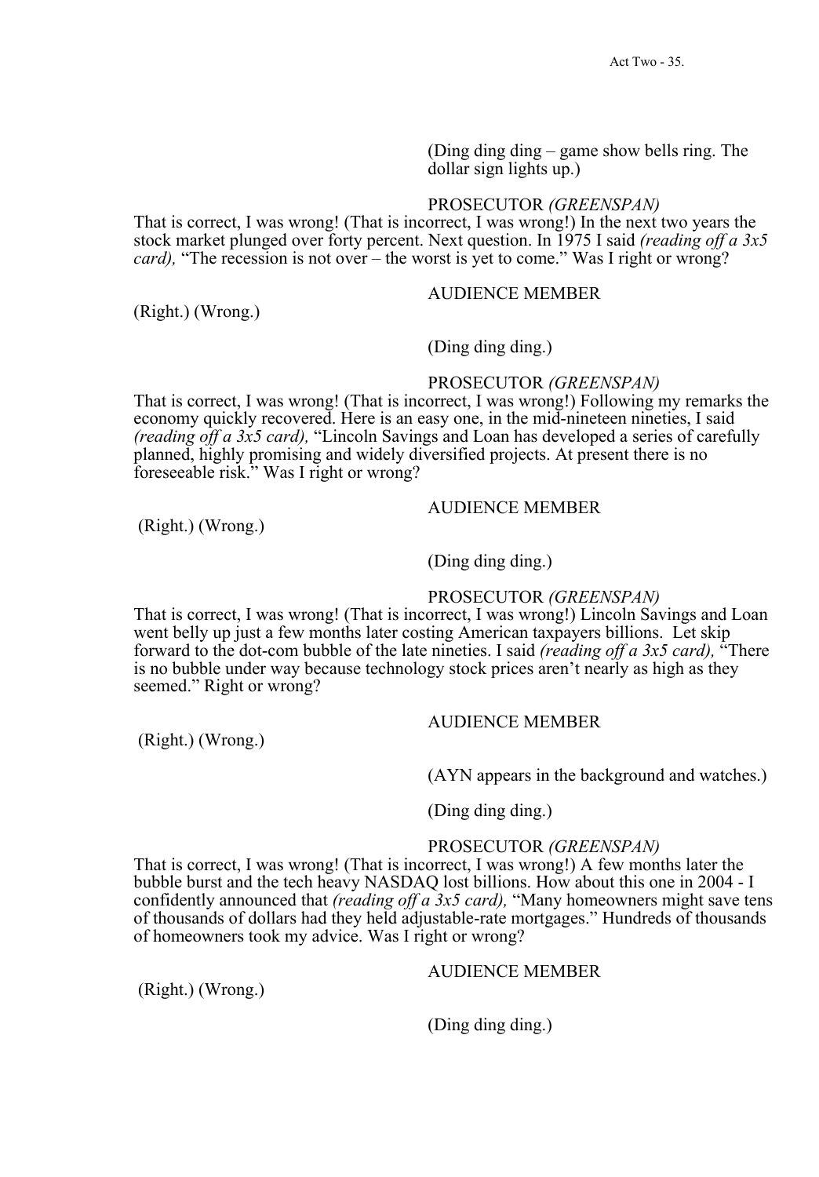(Ding ding ding – game show bells ring. The dollar sign lights up.)

PROSECUTOR *(GREENSPAN)*

That is correct, I was wrong! (That is incorrect, I was wrong!) In the next two years the stock market plunged over forty percent. Next question. In 1975 I said *(reading off a 3x5 card),* "The recession is not over – the worst is yet to come." Was I right or wrong?

AUDIENCE MEMBER

(Right.) (Wrong.)

(Ding ding ding.)

PROSECUTOR *(GREENSPAN)*

That is correct, I was wrong! (That is incorrect, I was wrong!) Following my remarks the economy quickly recovered. Here is an easy one, in the mid-nineteen nineties, I said *(reading off a 3x5 card),* "Lincoln Savings and Loan has developed a series of carefully planned, highly promising and widely diversified projects. At present there is no foreseeable risk." Was I right or wrong?

AUDIENCE MEMBER

(Right.) (Wrong.)

(Ding ding ding.)

PROSECUTOR *(GREENSPAN)*

That is correct, I was wrong! (That is incorrect, I was wrong!) Lincoln Savings and Loan went belly up just a few months later costing American taxpayers billions. Let skip forward to the dot-com bubble of the late nineties. I said *(reading off a 3x5 card),* "There is no bubble under way because technology stock prices aren't nearly as high as they seemed." Right or wrong?

AUDIENCE MEMBER

(Right.) (Wrong.)

(AYN appears in the background and watches.)

(Ding ding ding.)

PROSECUTOR *(GREENSPAN)*

That is correct, I was wrong! (That is incorrect, I was wrong!) A few months later the bubble burst and the tech heavy NASDAQ lost billions. How about this one in 2004 - I confidently announced that *(reading off a 3x5 card),* "Many homeowners might save tens of thousands of dollars had they held adjustable-rate mortgages." Hundreds of thousands of homeowners took my advice. Was I right or wrong?

AUDIENCE MEMBER

(Right.) (Wrong.)

(Ding ding ding.)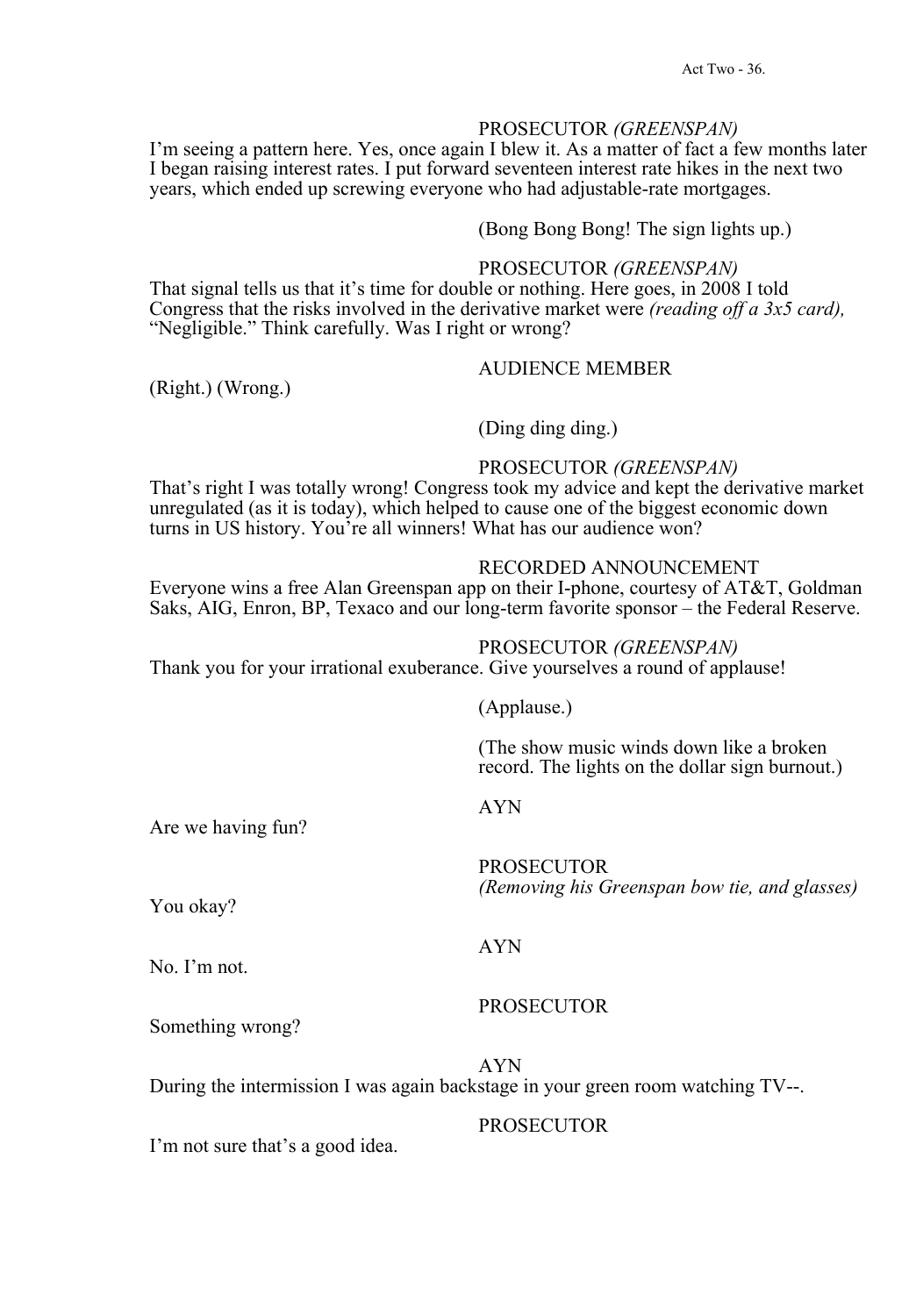PROSECUTOR *(GREENSPAN)*

I'm seeing a pattern here. Yes, once again I blew it. As a matter of fact a few months later I began raising interest rates. I put forward seventeen interest rate hikes in the next two years, which ended up screwing everyone who had adjustable-rate mortgages.

(Bong Bong Bong! The sign lights up.)

PROSECUTOR *(GREENSPAN)*

That signal tells us that it's time for double or nothing. Here goes, in 2008 I told Congress that the risks involved in the derivative market were *(reading off a 3x5 card),* "Negligible." Think carefully. Was I right or wrong?

AUDIENCE MEMBER

(Right.) (Wrong.)

(Ding ding ding.)

PROSECUTOR *(GREENSPAN)*

That's right I was totally wrong! Congress took my advice and kept the derivative market unregulated (as it is today), which helped to cause one of the biggest economic down turns in US history. You're all winners! What has our audience won?

RECORDED ANNOUNCEMENT

Everyone wins a free Alan Greenspan app on their I-phone, courtesy of AT&T, Goldman Saks, AIG, Enron, BP, Texaco and our long-term favorite sponsor – the Federal Reserve.

PROSECUTOR *(GREENSPAN)*

Thank you for your irrational exuberance. Give yourselves a round of applause!

(Applause.)

(The show music winds down like a broken record. The lights on the dollar sign burnout.)

AYN

Are we having fun?

PROSECUTOR

*(Removing his Greenspan bow tie, and glasses)*

You okay?

AYN

No. I'm not.

PROSECUTOR

Something wrong?

AYN

During the intermission I was again backstage in your green room watching TV--.

PROSECUTOR

I'm not sure that's a good idea.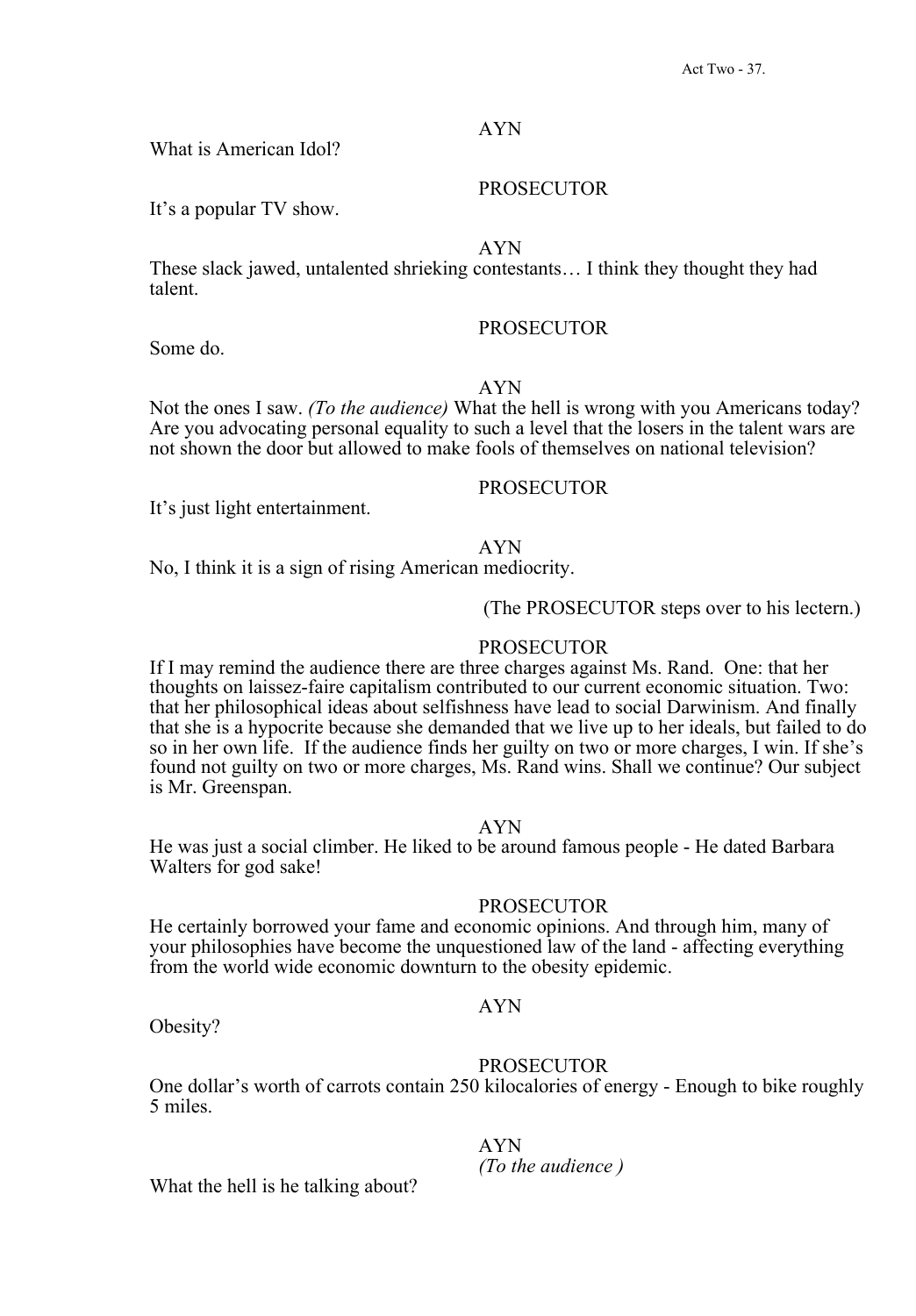AYN

What is American Idol?

PROSECUTOR

It's a popular TV show.

AYN

These slack jawed, untalented shrieking contestants… I think they thought they had talent.

PROSECUTOR

Some do.

AYN

Not the ones I saw. *(To the audience)* What the hell is wrong with you Americans today? Are you advocating personal equality to such a level that the losers in the talent wars are not shown the door but allowed to make fools of themselves on national television?

PROSECUTOR

It's just light entertainment.

AYN

No, I think it is a sign of rising American mediocrity.

(The PROSECUTOR steps over to his lectern.)

PROSECUTOR

If I may remind the audience there are three charges against Ms. Rand. One: that her thoughts on laissez-faire capitalism contributed to our current economic situation. Two: that her philosophical ideas about selfishness have lead to social Darwinism. And finally that she is a hypocrite because she demanded that we live up to her ideals, but failed to do so in her own life. If the audience finds her guilty on two or more charges, I win. If she's found not guilty on two or more charges, Ms. Rand wins. Shall we continue? Our subject is Mr. Greenspan.

AYN

He was just a social climber. He liked to be around famous people - He dated Barbara Walters for god sake!

PROSECUTOR

He certainly borrowed your fame and economic opinions. And through him, many of your philosophies have become the unquestioned law of the land - affecting everything from the world wide economic downturn to the obesity epidemic.

AYN

Obesity?

PROSECUTOR

One dollar's worth of carrots contain 250 kilocalories of energy - Enough to bike roughly 5 miles.

AYN

*(To the audience )*

What the hell is he talking about?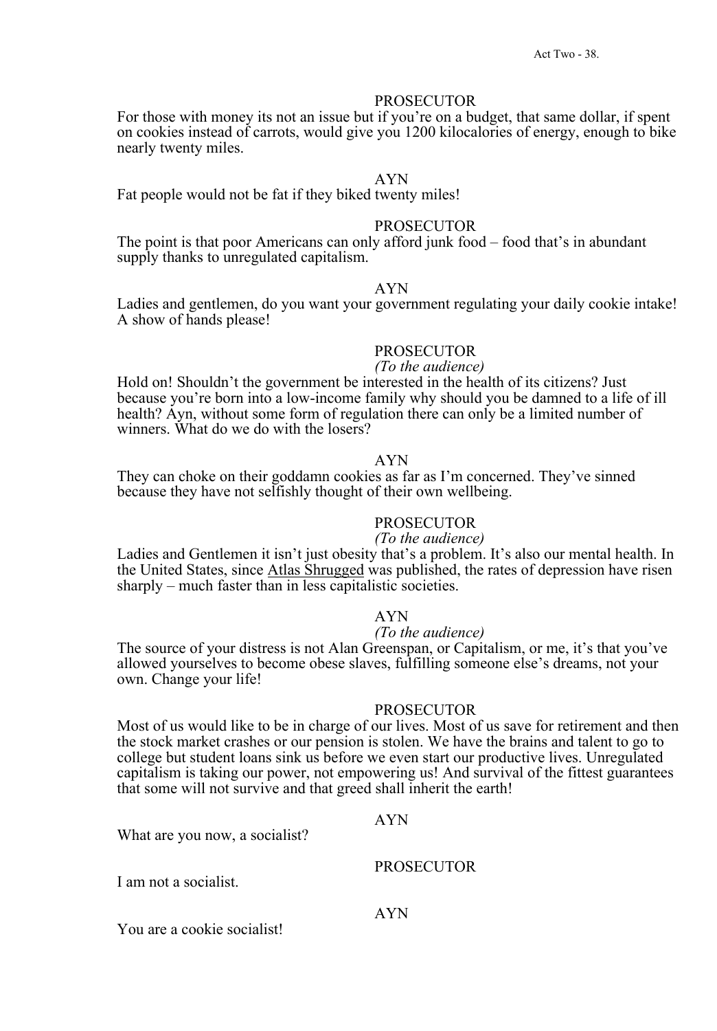PROSECUTOR

For those with money its not an issue but if you're on a budget, that same dollar, if spent on cookies instead of carrots, would give you 1200 kilocalories of energy, enough to bike nearly twenty miles.

AYN

Fat people would not be fat if they biked twenty miles!

PROSECUTOR

The point is that poor Americans can only afford junk food – food that's in abundant supply thanks to unregulated capitalism.

AYN

Ladies and gentlemen, do you want your government regulating your daily cookie intake! A show of hands please!

PROSECUTOR

*(To the audience)*

Hold on! Shouldn't the government be interested in the health of its citizens? Just because you're born into a low-income family why should you be damned to a life of ill health? Ayn, without some form of regulation there can only be a limited number of winners. What do we do with the losers?

AYN

They can choke on their goddamn cookies as far as I'm concerned. They've sinned because they have not selfishly thought of their own wellbeing.

PROSECUTOR

*(To the audience)*

Ladies and Gentlemen it isn't just obesity that's a problem. It's also our mental health. In the United States, since <u>Atlas Shrugged</u> was published, the rates of depression have risen sharply – much faster than in less capitalistic societies.

AYN

*(To the audience)*

The source of your distress is not Alan Greenspan, or Capitalism, or me, it's that you've allowed yourselves to become obese slaves, fulfilling someone else's dreams, not your own. Change your life!

PROSECUTOR

Most of us would like to be in charge of our lives. Most of us save for retirement and then the stock market crashes or our pension is stolen. We have the brains and talent to go to college but student loans sink us before we even start our productive lives. Unregulated capitalism is taking our power, not empowering us! And survival of the fittest guarantees that some will not survive and that greed shall inherit the earth!

AYN

What are you now, a socialist?

PROSECUTOR

I am not a socialist.

AYN

You are a cookie socialist!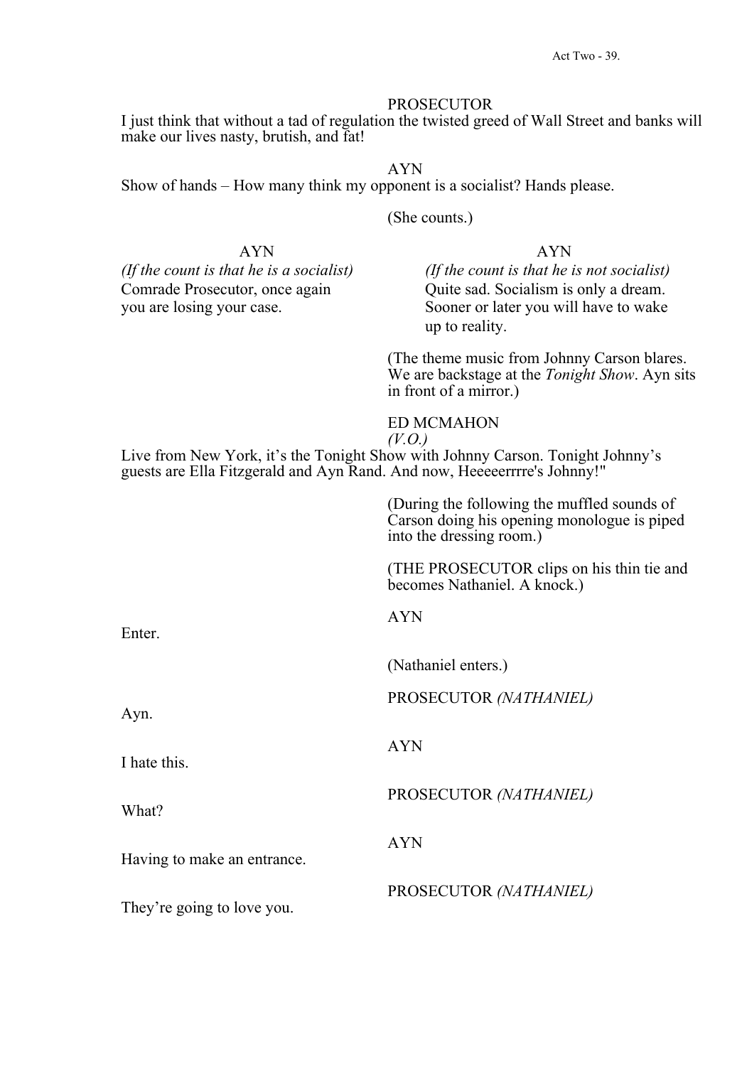PROSECUTOR

I just think that without a tad of regulation the twisted greed of Wall Street and banks will make our lives nasty, brutish, and fat!

AYN

Show of hands – How many think my opponent is a socialist? Hands please.

(She counts.)

| AYN | AYN |
|---|---|
| *(If the count is that he is a socialist)* Comrade Prosecutor, once again you are losing your case. | *(If the count is that he is not socialist)* Quite sad. Socialism is only a dream. Sooner or later you will have to wake up to reality. |

(The theme music from Johnny Carson blares. We are backstage at the *Tonight Show*. Ayn sits in front of a mirror.)

ED MCMAHON
*(V.O.)*

Live from New York, it's the Tonight Show with Johnny Carson. Tonight Johnny's guests are Ella Fitzgerald and Ayn Rand. And now, Heeeeerrrre's Johnny!"

(During the following the muffled sounds of Carson doing his opening monologue is piped into the dressing room.)

(THE PROSECUTOR clips on his thin tie and becomes Nathaniel. A knock.)

AYN

Enter.

(Nathaniel enters.)

PROSECUTOR *(NATHANIEL)*

Ayn.

AYN

I hate this.

PROSECUTOR *(NATHANIEL)*

What?

AYN

Having to make an entrance.

PROSECUTOR *(NATHANIEL)*

They're going to love you.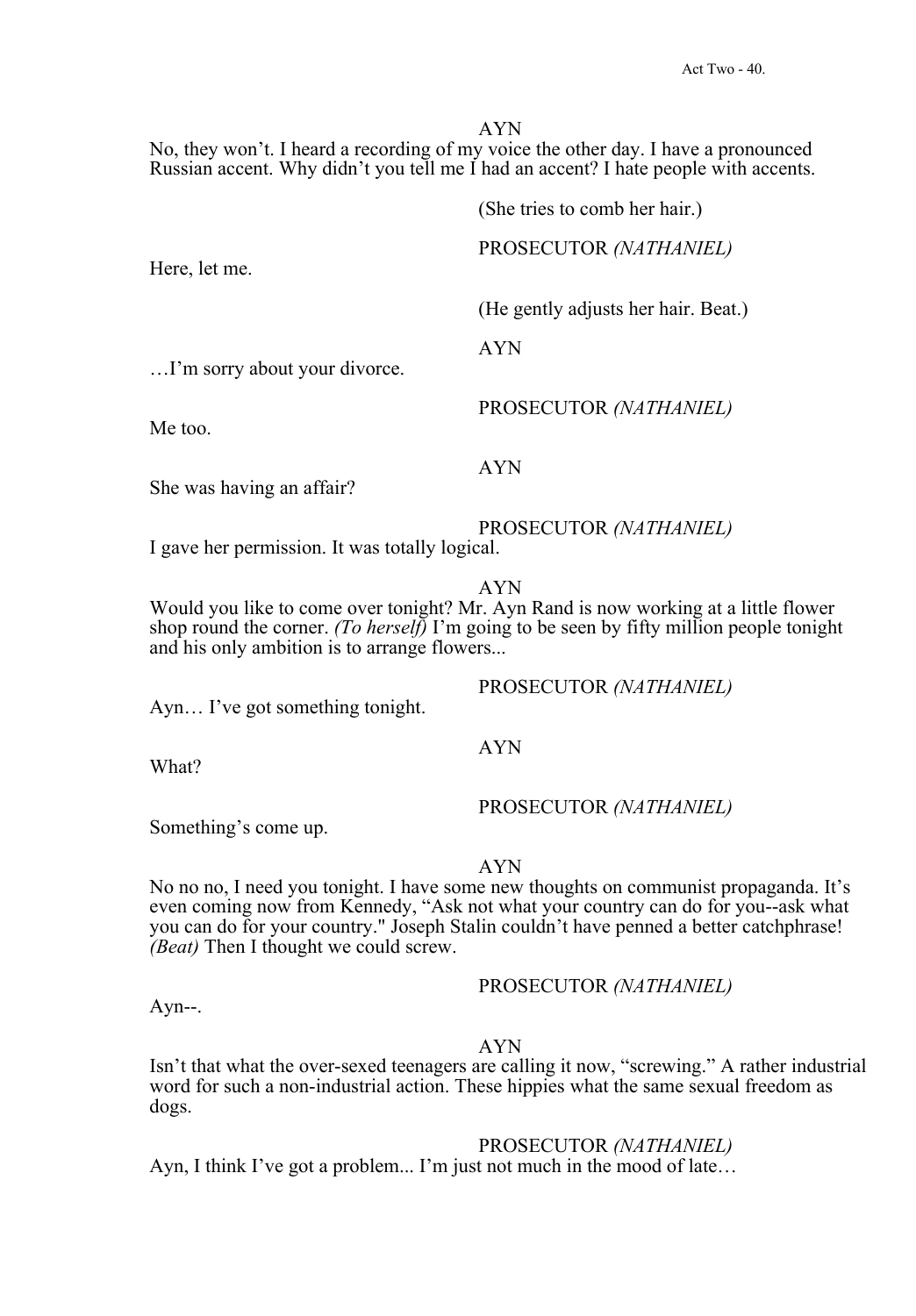AYN

No, they won't. I heard a recording of my voice the other day. I have a pronounced Russian accent. Why didn't you tell me I had an accent? I hate people with accents.

(She tries to comb her hair.)

PROSECUTOR *(NATHANIEL)*

Here, let me.

(He gently adjusts her hair. Beat.)

AYN

…I'm sorry about your divorce.

PROSECUTOR *(NATHANIEL)*

Me too.

AYN

She was having an affair?

PROSECUTOR *(NATHANIEL)*

I gave her permission. It was totally logical.

AYN

Would you like to come over tonight? Mr. Ayn Rand is now working at a little flower shop round the corner. *(To herself)* I'm going to be seen by fifty million people tonight and his only ambition is to arrange flowers...

PROSECUTOR *(NATHANIEL)*

Ayn… I've got something tonight.

AYN

What?

PROSECUTOR *(NATHANIEL)*

Something's come up.

AYN

No no no, I need you tonight. I have some new thoughts on communist propaganda. It's even coming now from Kennedy, "Ask not what your country can do for you--ask what you can do for your country." Joseph Stalin couldn't have penned a better catchphrase! *(Beat)* Then I thought we could screw.

PROSECUTOR *(NATHANIEL)*

Ayn--.

AYN

Isn't that what the over-sexed teenagers are calling it now, "screwing." A rather industrial word for such a non-industrial action. These hippies what the same sexual freedom as dogs.

PROSECUTOR *(NATHANIEL)*

Ayn, I think I've got a problem... I'm just not much in the mood of late…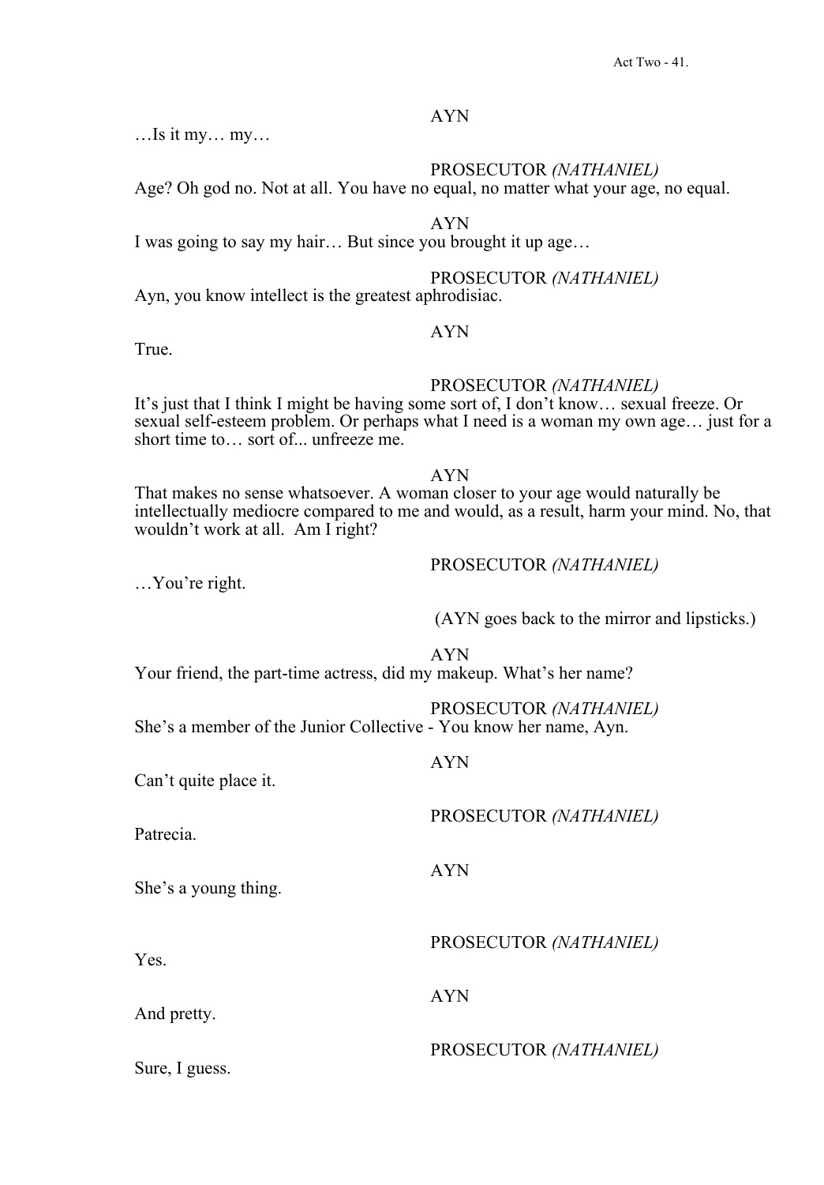AYN

…Is it my… my…

PROSECUTOR *(NATHANIEL)*

Age? Oh god no. Not at all. You have no equal, no matter what your age, no equal.

AYN

I was going to say my hair… But since you brought it up age…

PROSECUTOR *(NATHANIEL)*

Ayn, you know intellect is the greatest aphrodisiac.

AYN

True.

PROSECUTOR *(NATHANIEL)*

It's just that I think I might be having some sort of, I don't know… sexual freeze. Or sexual self-esteem problem. Or perhaps what I need is a woman my own age… just for a short time to… sort of... unfreeze me.

AYN

That makes no sense whatsoever. A woman closer to your age would naturally be intellectually mediocre compared to me and would, as a result, harm your mind. No, that wouldn't work at all. Am I right?

PROSECUTOR *(NATHANIEL)*

…You're right.

(AYN goes back to the mirror and lipsticks.)

AYN

Your friend, the part-time actress, did my makeup. What's her name?

PROSECUTOR *(NATHANIEL)*

She's a member of the Junior Collective - You know her name, Ayn.

AYN

Can't quite place it.

PROSECUTOR *(NATHANIEL)*

Patrecia.

AYN

She's a young thing.

PROSECUTOR *(NATHANIEL)*

Yes.

AYN

And pretty.

PROSECUTOR *(NATHANIEL)*

Sure, I guess.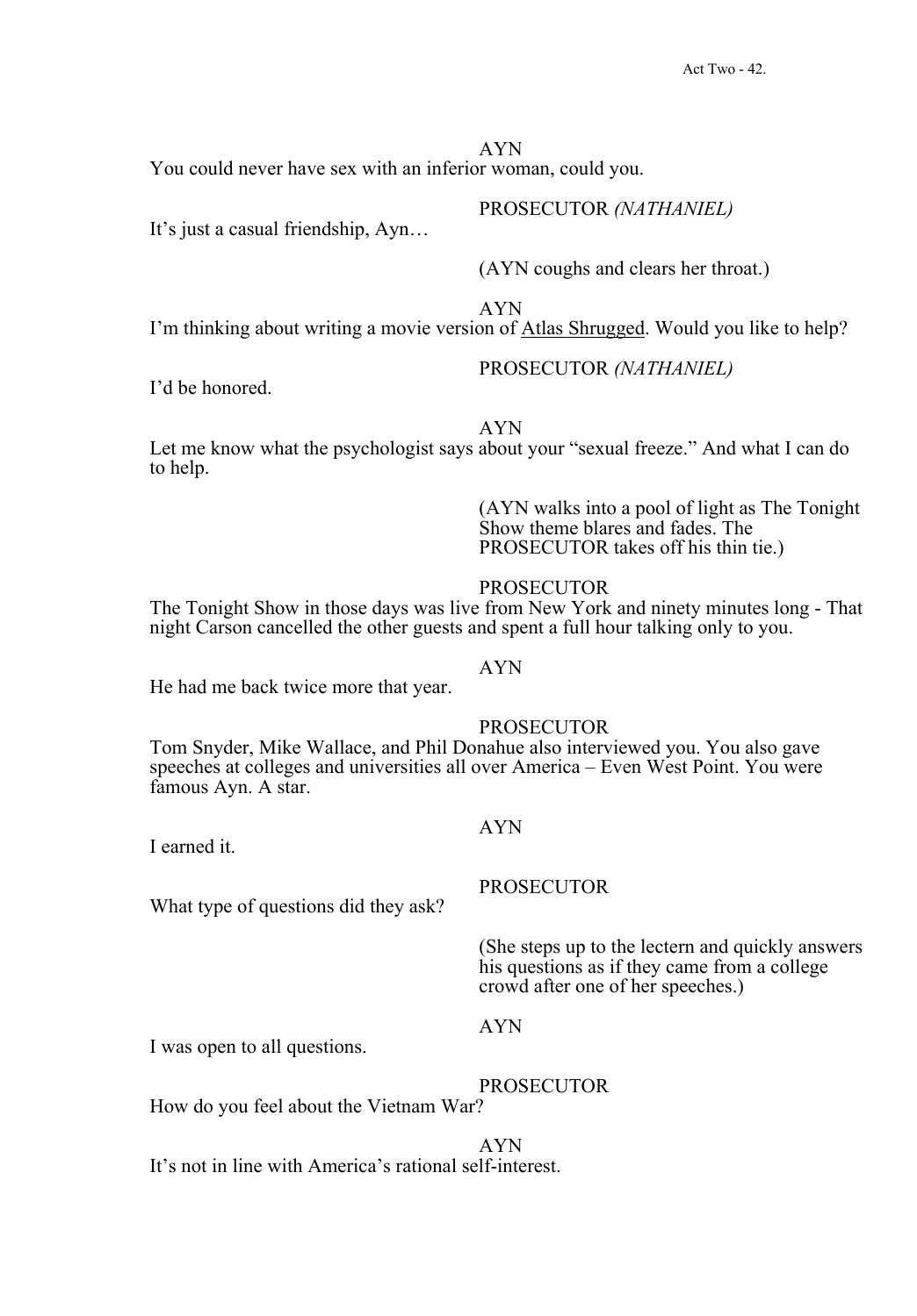AYN

You could never have sex with an inferior woman, could you.

PROSECUTOR *(NATHANIEL)*

It's just a casual friendship, Ayn…

(AYN coughs and clears her throat.)

AYN

I'm thinking about writing a movie version of Atlas Shrugged. Would you like to help?

PROSECUTOR *(NATHANIEL)*

I'd be honored.

AYN

Let me know what the psychologist says about your "sexual freeze." And what I can do to help.

(AYN walks into a pool of light as The Tonight Show theme blares and fades. The PROSECUTOR takes off his thin tie.)

PROSECUTOR

The Tonight Show in those days was live from New York and ninety minutes long - That night Carson cancelled the other guests and spent a full hour talking only to you.

AYN

He had me back twice more that year.

PROSECUTOR

Tom Snyder, Mike Wallace, and Phil Donahue also interviewed you. You also gave speeches at colleges and universities all over America – Even West Point. You were famous Ayn. A star.

AYN

I earned it.

PROSECUTOR

What type of questions did they ask?

(She steps up to the lectern and quickly answers his questions as if they came from a college crowd after one of her speeches.)

AYN

I was open to all questions.

PROSECUTOR

How do you feel about the Vietnam War?

AYN

It's not in line with America's rational self-interest.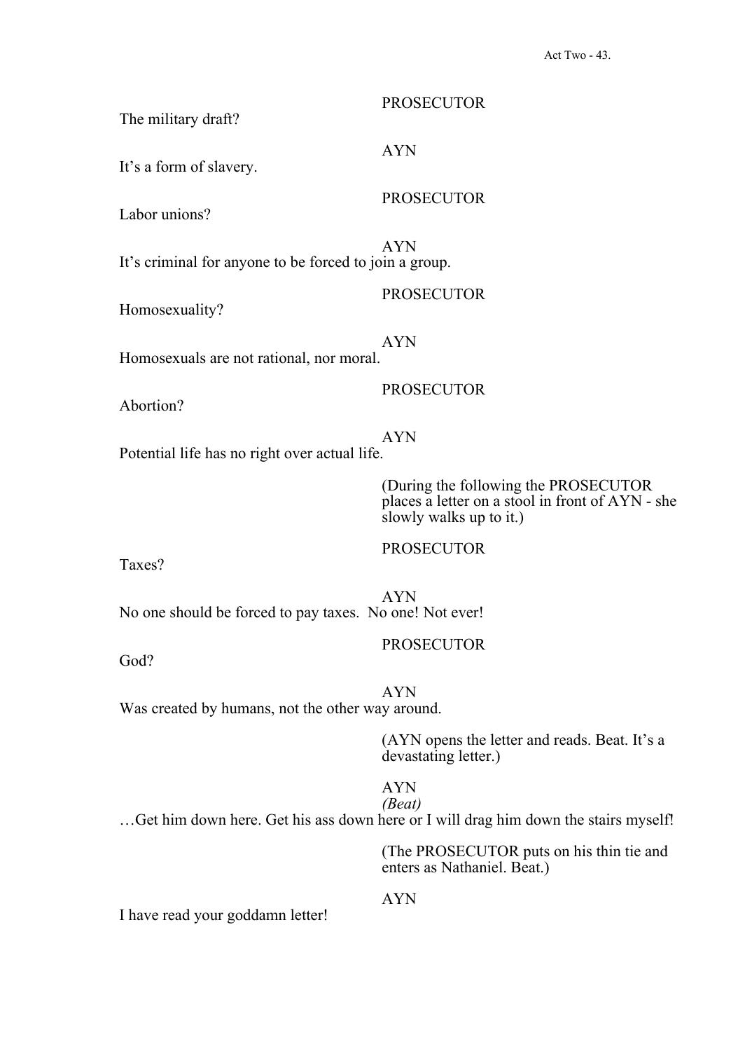PROSECUTOR

The military draft?

AYN

It's a form of slavery.

PROSECUTOR

Labor unions?

AYN

It's criminal for anyone to be forced to join a group.

PROSECUTOR

Homosexuality?

AYN

Homosexuals are not rational, nor moral.

PROSECUTOR

Abortion?

AYN

Potential life has no right over actual life.

(During the following the PROSECUTOR places a letter on a stool in front of AYN - she slowly walks up to it.)

PROSECUTOR

Taxes?

AYN

No one should be forced to pay taxes. No one! Not ever!

PROSECUTOR

God?

AYN

Was created by humans, not the other way around.

(AYN opens the letter and reads. Beat. It's a devastating letter.)

AYN

*(Beat)*

…Get him down here. Get his ass down here or I will drag him down the stairs myself!

(The PROSECUTOR puts on his thin tie and enters as Nathaniel. Beat.)

AYN

I have read your goddamn letter!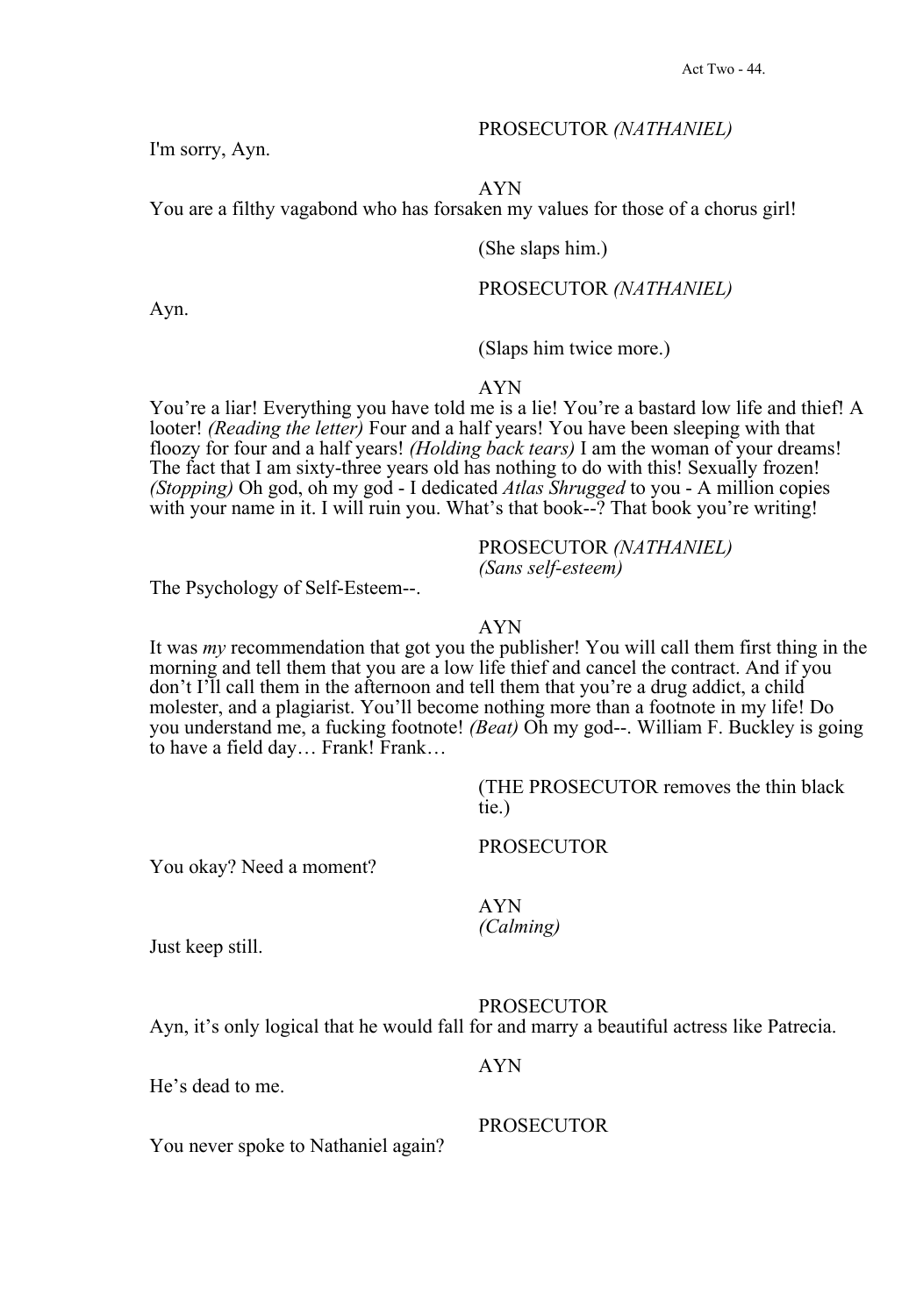PROSECUTOR *(NATHANIEL)*

I'm sorry, Ayn.

AYN

You are a filthy vagabond who has forsaken my values for those of a chorus girl!

(She slaps him.)

PROSECUTOR *(NATHANIEL)*

Ayn.

(Slaps him twice more.)

AYN

You're a liar! Everything you have told me is a lie! You're a bastard low life and thief! A looter! *(Reading the letter)* Four and a half years! You have been sleeping with that floozy for four and a half years! *(Holding back tears)* I am the woman of your dreams! The fact that I am sixty-three years old has nothing to do with this! Sexually frozen! *(Stopping)* Oh god, oh my god - I dedicated *Atlas Shrugged* to you - A million copies with your name in it. I will ruin you. What's that book--? That book you're writing!

PROSECUTOR *(NATHANIEL)*
*(Sans self-esteem)*

The Psychology of Self-Esteem--.

AYN

It was *my* recommendation that got you the publisher! You will call them first thing in the morning and tell them that you are a low life thief and cancel the contract. And if you don't I'll call them in the afternoon and tell them that you're a drug addict, a child molester, and a plagiarist. You'll become nothing more than a footnote in my life! Do you understand me, a fucking footnote! *(Beat)* Oh my god--. William F. Buckley is going to have a field day… Frank! Frank…

(THE PROSECUTOR removes the thin black tie.)

PROSECUTOR

You okay? Need a moment?

AYN
*(Calming)*

Just keep still.

PROSECUTOR

Ayn, it's only logical that he would fall for and marry a beautiful actress like Patrecia.

AYN

He's dead to me.

PROSECUTOR

You never spoke to Nathaniel again?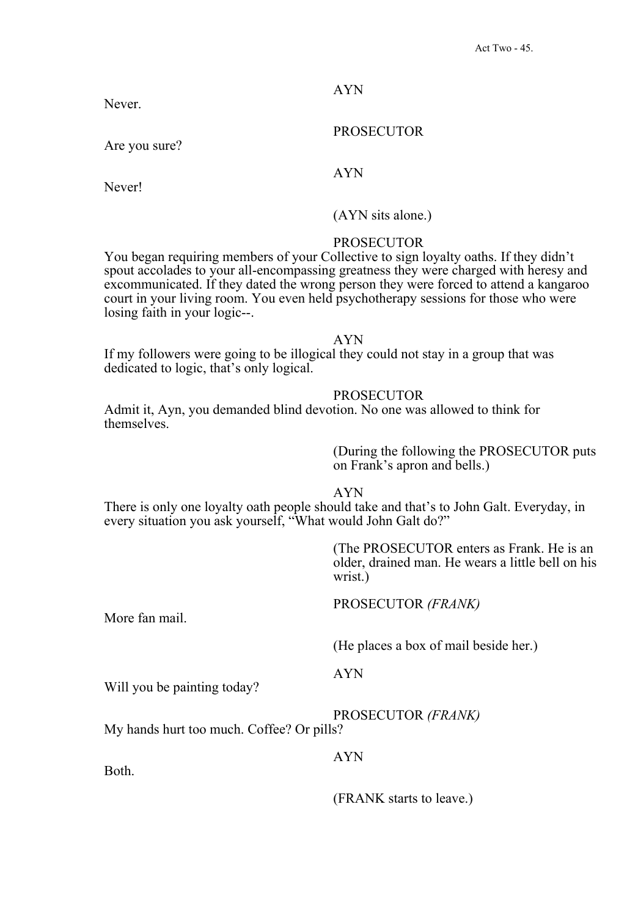AYN

Never.

PROSECUTOR

Are you sure?

AYN

Never!

(AYN sits alone.)

PROSECUTOR

You began requiring members of your Collective to sign loyalty oaths. If they didn't spout accolades to your all-encompassing greatness they were charged with heresy and excommunicated. If they dated the wrong person they were forced to attend a kangaroo court in your living room. You even held psychotherapy sessions for those who were losing faith in your logic--.

AYN

If my followers were going to be illogical they could not stay in a group that was dedicated to logic, that's only logical.

PROSECUTOR

Admit it, Ayn, you demanded blind devotion. No one was allowed to think for themselves.

(During the following the PROSECUTOR puts on Frank's apron and bells.)

AYN

There is only one loyalty oath people should take and that's to John Galt. Everyday, in every situation you ask yourself, "What would John Galt do?"

(The PROSECUTOR enters as Frank. He is an older, drained man. He wears a little bell on his wrist.)

PROSECUTOR *(FRANK)*

More fan mail.

(He places a box of mail beside her.)

AYN

Will you be painting today?

PROSECUTOR *(FRANK)*

My hands hurt too much. Coffee? Or pills?

AYN

Both.

(FRANK starts to leave.)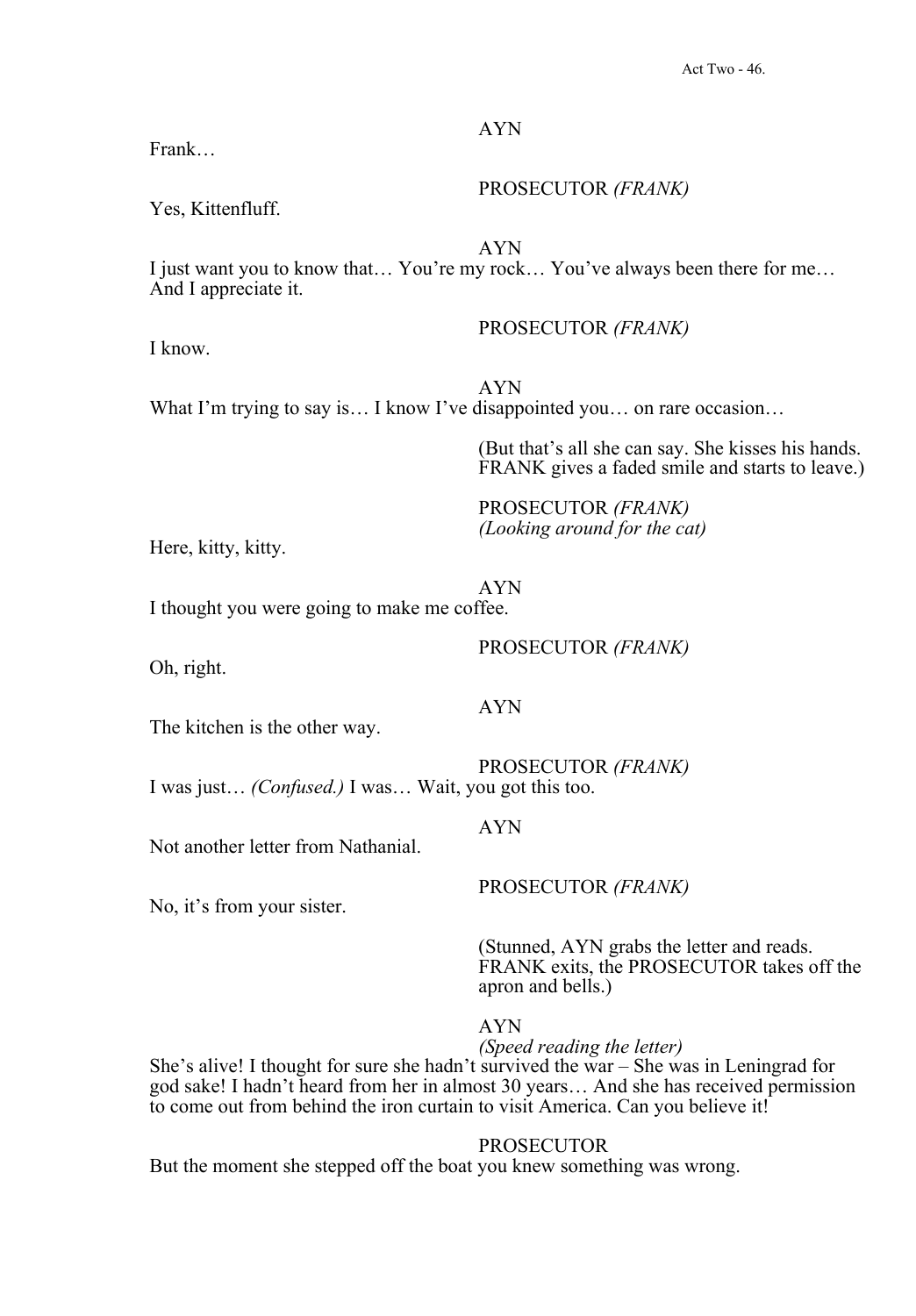AYN

Frank…

PROSECUTOR *(FRANK)*

Yes, Kittenfluff.

AYN

I just want you to know that… You're my rock… You've always been there for me… And I appreciate it.

PROSECUTOR *(FRANK)*

I know.

AYN

What I'm trying to say is… I know I've disappointed you… on rare occasion…

(But that's all she can say. She kisses his hands. FRANK gives a faded smile and starts to leave.)

PROSECUTOR *(FRANK)*
*(Looking around for the cat)*

Here, kitty, kitty.

AYN

I thought you were going to make me coffee.

PROSECUTOR *(FRANK)*

Oh, right.

AYN

The kitchen is the other way.

PROSECUTOR *(FRANK)*

I was just… *(Confused.)* I was… Wait, you got this too.

AYN

Not another letter from Nathanial.

PROSECUTOR *(FRANK)*

No, it's from your sister.

(Stunned, AYN grabs the letter and reads. FRANK exits, the PROSECUTOR takes off the apron and bells.)

AYN
*(Speed reading the letter)*

She's alive! I thought for sure she hadn't survived the war – She was in Leningrad for god sake! I hadn't heard from her in almost 30 years… And she has received permission to come out from behind the iron curtain to visit America. Can you believe it!

PROSECUTOR

But the moment she stepped off the boat you knew something was wrong.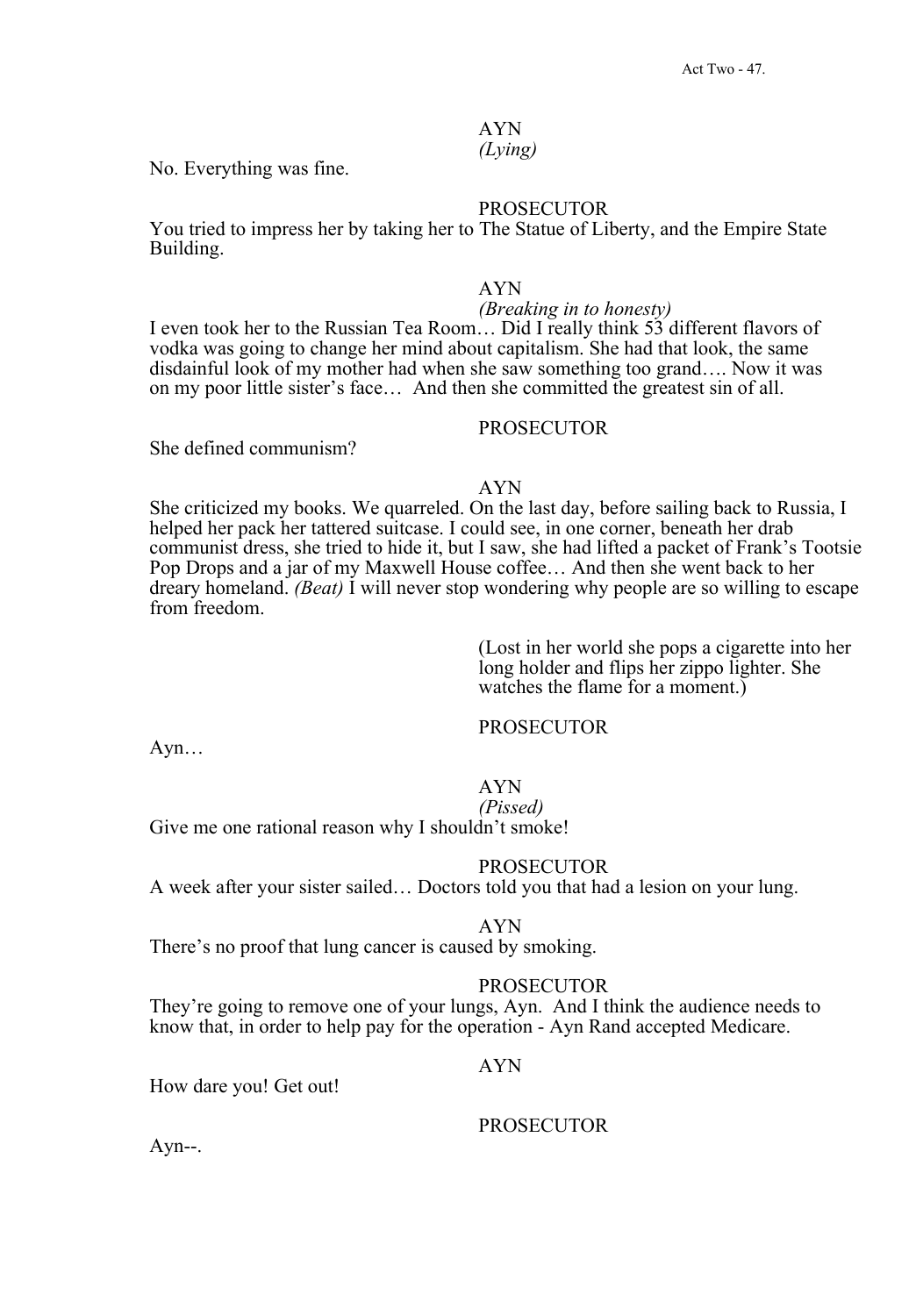AYN
*(Lying)*

No. Everything was fine.

PROSECUTOR

You tried to impress her by taking her to The Statue of Liberty, and the Empire State Building.

AYN
*(Breaking in to honesty)*

I even took her to the Russian Tea Room… Did I really think 53 different flavors of vodka was going to change her mind about capitalism. She had that look, the same disdainful look of my mother had when she saw something too grand…. Now it was on my poor little sister's face… And then she committed the greatest sin of all.

PROSECUTOR

She defined communism?

AYN

She criticized my books. We quarreled. On the last day, before sailing back to Russia, I helped her pack her tattered suitcase. I could see, in one corner, beneath her drab communist dress, she tried to hide it, but I saw, she had lifted a packet of Frank's Tootsie Pop Drops and a jar of my Maxwell House coffee… And then she went back to her dreary homeland. *(Beat)* I will never stop wondering why people are so willing to escape from freedom.

(Lost in her world she pops a cigarette into her long holder and flips her zippo lighter. She watches the flame for a moment.)

PROSECUTOR

Ayn…

AYN
*(Pissed)*

Give me one rational reason why I shouldn't smoke!

PROSECUTOR

A week after your sister sailed… Doctors told you that had a lesion on your lung.

AYN

There's no proof that lung cancer is caused by smoking.

PROSECUTOR

They're going to remove one of your lungs, Ayn. And I think the audience needs to know that, in order to help pay for the operation - Ayn Rand accepted Medicare.

AYN

How dare you! Get out!

PROSECUTOR

Ayn--.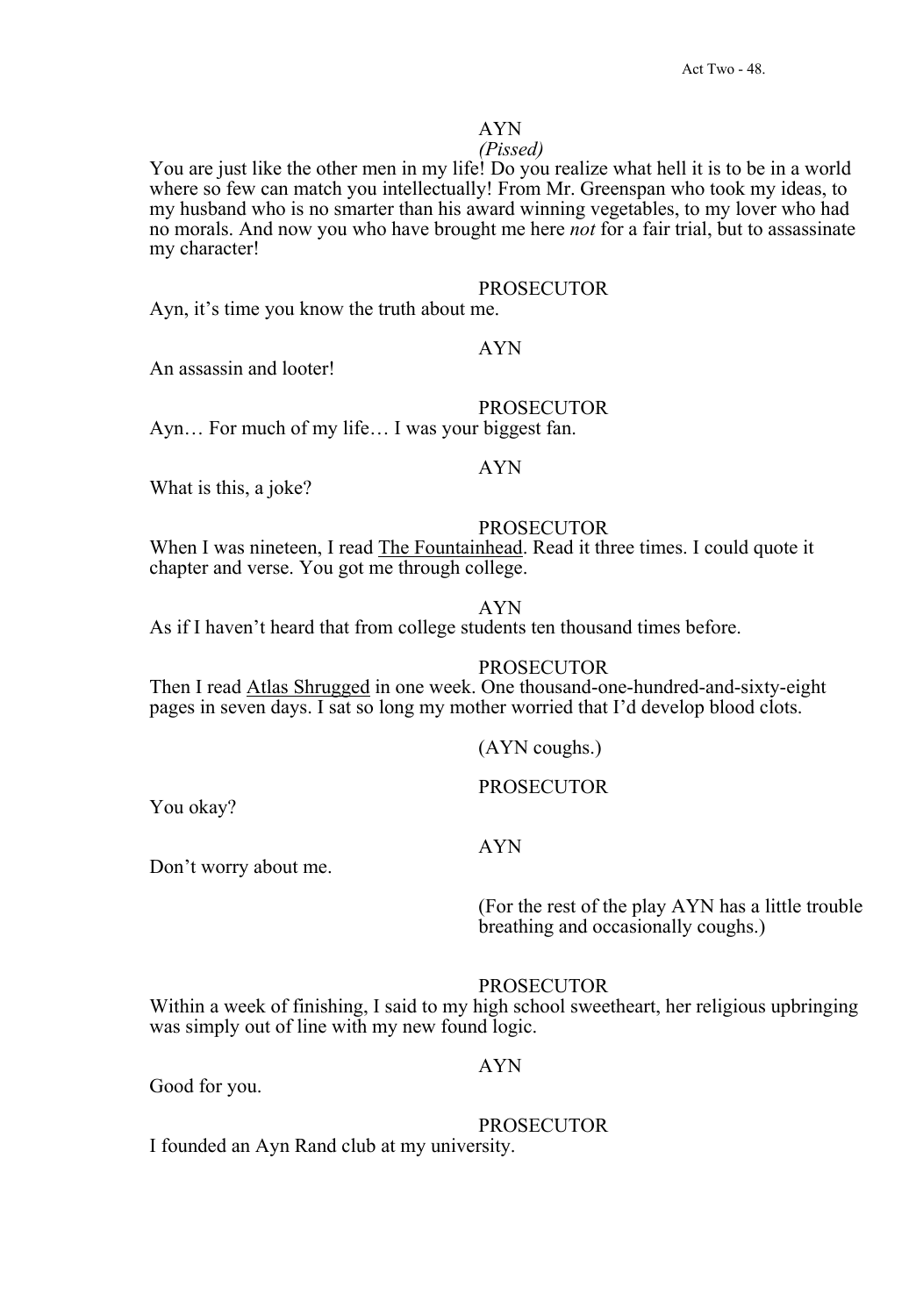AYN

*(Pissed)*

You are just like the other men in my life! Do you realize what hell it is to be in a world where so few can match you intellectually! From Mr. Greenspan who took my ideas, to my husband who is no smarter than his award winning vegetables, to my lover who had no morals. And now you who have brought me here *not* for a fair trial, but to assassinate my character!

PROSECUTOR

Ayn, it's time you know the truth about me.

AYN

An assassin and looter!

PROSECUTOR

Ayn… For much of my life… I was your biggest fan.

AYN

What is this, a joke?

PROSECUTOR

When I was nineteen, I read The Fountainhead. Read it three times. I could quote it chapter and verse. You got me through college.

AYN

As if I haven't heard that from college students ten thousand times before.

PROSECUTOR

Then I read Atlas Shrugged in one week. One thousand-one-hundred-and-sixty-eight pages in seven days. I sat so long my mother worried that I'd develop blood clots.

(AYN coughs.)

PROSECUTOR

You okay?

AYN

Don't worry about me.

(For the rest of the play AYN has a little trouble breathing and occasionally coughs.)

PROSECUTOR

Within a week of finishing, I said to my high school sweetheart, her religious upbringing was simply out of line with my new found logic.

AYN

Good for you.

PROSECUTOR

I founded an Ayn Rand club at my university.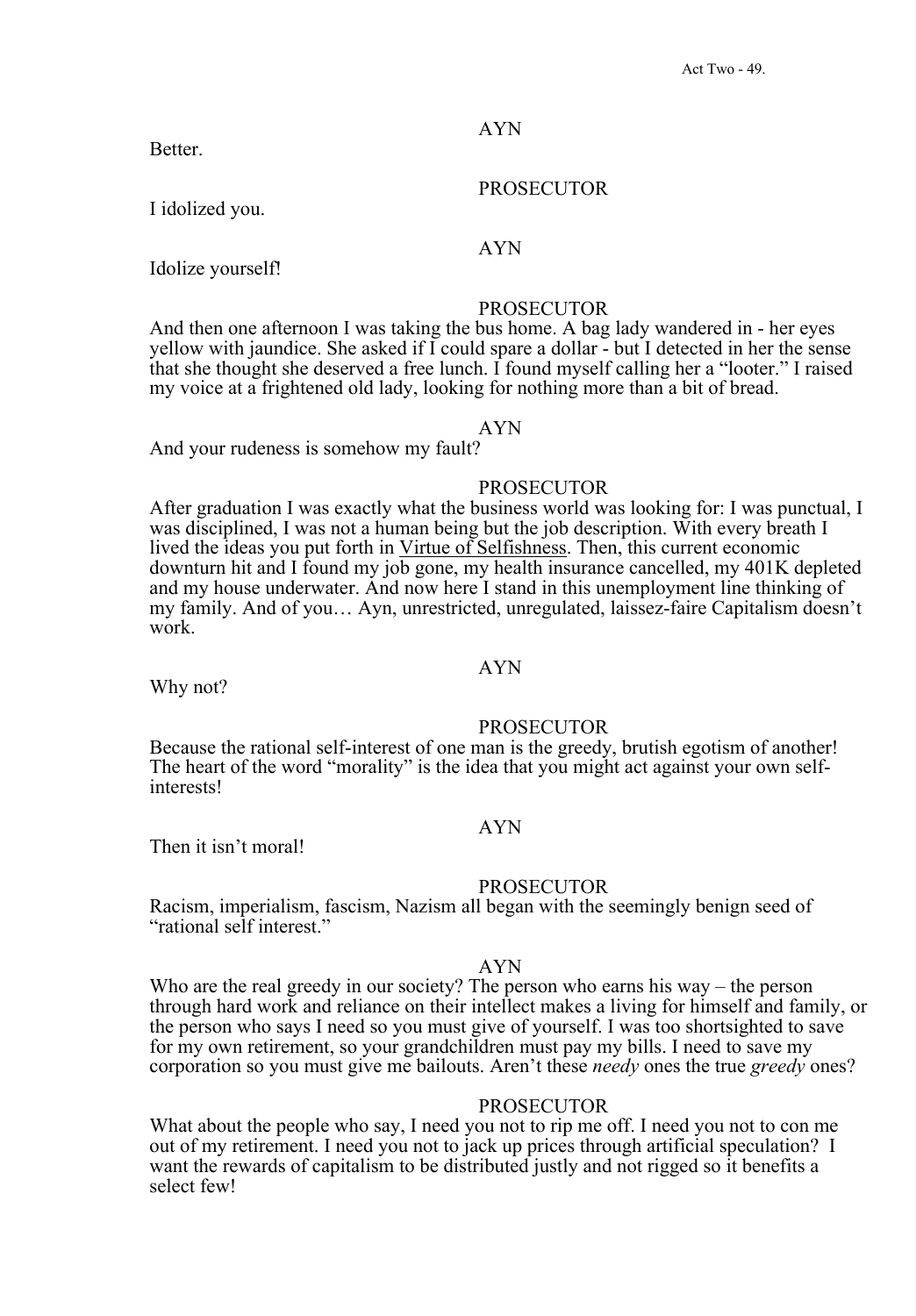AYN

Better.

PROSECUTOR

I idolized you.

AYN

Idolize yourself!

PROSECUTOR

And then one afternoon I was taking the bus home. A bag lady wandered in - her eyes yellow with jaundice. She asked if I could spare a dollar - but I detected in her the sense that she thought she deserved a free lunch. I found myself calling her a "looter." I raised my voice at a frightened old lady, looking for nothing more than a bit of bread.

AYN

And your rudeness is somehow my fault?

PROSECUTOR

After graduation I was exactly what the business world was looking for: I was punctual, I was disciplined, I was not a human being but the job description. With every breath I lived the ideas you put forth in <u>Virtue of Selfishness</u>. Then, this current economic downturn hit and I found my job gone, my health insurance cancelled, my 401K depleted and my house underwater. And now here I stand in this unemployment line thinking of my family. And of you… Ayn, unrestricted, unregulated, laissez-faire Capitalism doesn't work.

AYN

Why not?

PROSECUTOR

Because the rational self-interest of one man is the greedy, brutish egotism of another! The heart of the word "morality" is the idea that you might act against your own self-interests!

AYN

Then it isn't moral!

PROSECUTOR

Racism, imperialism, fascism, Nazism all began with the seemingly benign seed of "rational self interest."

AYN

Who are the real greedy in our society? The person who earns his way – the person through hard work and reliance on their intellect makes a living for himself and family, or the person who says I need so you must give of yourself. I was too shortsighted to save for my own retirement, so your grandchildren must pay my bills. I need to save my corporation so you must give me bailouts. Aren't these *needy* ones the true *greedy* ones?

PROSECUTOR

What about the people who say, I need you not to rip me off. I need you not to con me out of my retirement. I need you not to jack up prices through artificial speculation? I want the rewards of capitalism to be distributed justly and not rigged so it benefits a select few!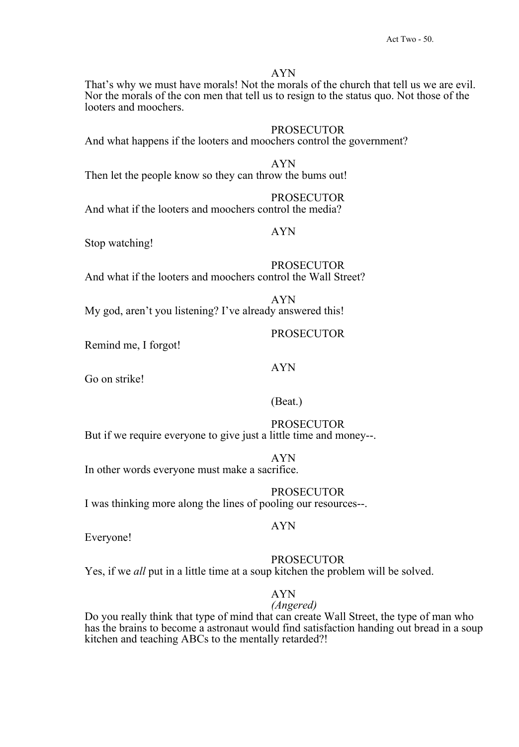AYN

That's why we must have morals! Not the morals of the church that tell us we are evil. Nor the morals of the con men that tell us to resign to the status quo. Not those of the looters and moochers.

PROSECUTOR

And what happens if the looters and moochers control the government?

AYN

Then let the people know so they can throw the bums out!

PROSECUTOR

And what if the looters and moochers control the media?

AYN

Stop watching!

PROSECUTOR

And what if the looters and moochers control the Wall Street?

AYN

My god, aren't you listening? I've already answered this!

PROSECUTOR

Remind me, I forgot!

AYN

Go on strike!

(Beat.)

PROSECUTOR

But if we require everyone to give just a little time and money--.

AYN

In other words everyone must make a sacrifice.

PROSECUTOR

I was thinking more along the lines of pooling our resources--.

AYN

Everyone!

PROSECUTOR

Yes, if we *all* put in a little time at a soup kitchen the problem will be solved.

AYN

*(Angered)*

Do you really think that type of mind that can create Wall Street, the type of man who has the brains to become a astronaut would find satisfaction handing out bread in a soup kitchen and teaching ABCs to the mentally retarded?!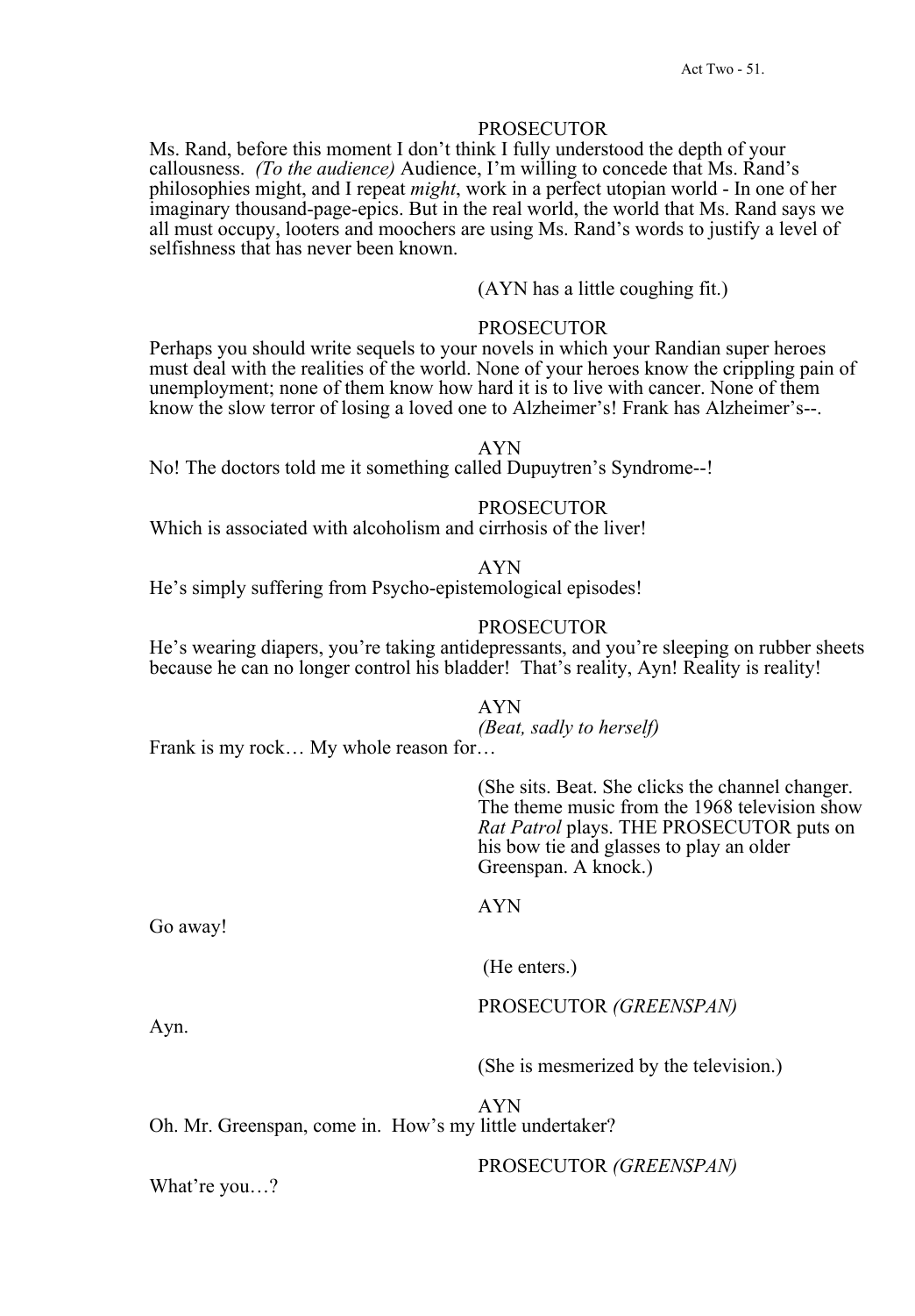PROSECUTOR

Ms. Rand, before this moment I don't think I fully understood the depth of your callousness. *(To the audience)* Audience, I'm willing to concede that Ms. Rand's philosophies might, and I repeat *might*, work in a perfect utopian world - In one of her imaginary thousand-page-epics. But in the real world, the world that Ms. Rand says we all must occupy, looters and moochers are using Ms. Rand's words to justify a level of selfishness that has never been known.

(AYN has a little coughing fit.)

PROSECUTOR

Perhaps you should write sequels to your novels in which your Randian super heroes must deal with the realities of the world. None of your heroes know the crippling pain of unemployment; none of them know how hard it is to live with cancer. None of them know the slow terror of losing a loved one to Alzheimer's! Frank has Alzheimer's--.

AYN

No! The doctors told me it something called Dupuytren's Syndrome--!

PROSECUTOR

Which is associated with alcoholism and cirrhosis of the liver!

AYN

He's simply suffering from Psycho-epistemological episodes!

PROSECUTOR

He's wearing diapers, you're taking antidepressants, and you're sleeping on rubber sheets because he can no longer control his bladder! That's reality, Ayn! Reality is reality!

AYN

*(Beat, sadly to herself)*

Frank is my rock… My whole reason for…

(She sits. Beat. She clicks the channel changer. The theme music from the 1968 television show *Rat Patrol* plays. THE PROSECUTOR puts on his bow tie and glasses to play an older Greenspan. A knock.)

AYN

Go away!

(He enters.)

PROSECUTOR *(GREENSPAN)*

Ayn.

(She is mesmerized by the television.)

AYN

Oh. Mr. Greenspan, come in. How's my little undertaker?

PROSECUTOR *(GREENSPAN)*

What're you…?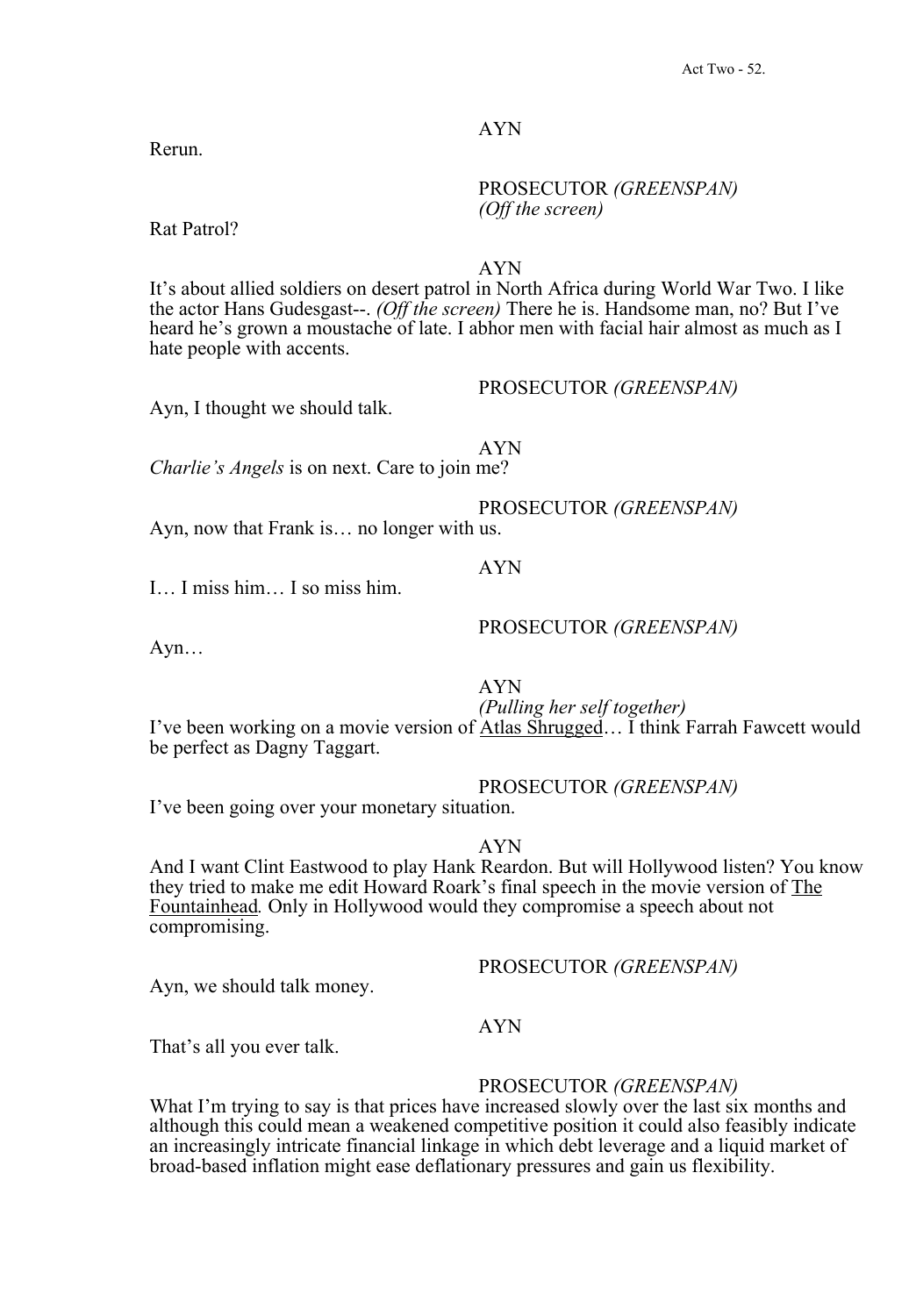AYN

Rerun.

PROSECUTOR *(GREENSPAN)*
*(Off the screen)*

Rat Patrol?

AYN

It's about allied soldiers on desert patrol in North Africa during World War Two. I like the actor Hans Gudesgast--. *(Off the screen)* There he is. Handsome man, no? But I've heard he's grown a moustache of late. I abhor men with facial hair almost as much as I hate people with accents.

PROSECUTOR *(GREENSPAN)*

Ayn, I thought we should talk.

AYN

*Charlie's Angels* is on next. Care to join me?

PROSECUTOR *(GREENSPAN)*

Ayn, now that Frank is… no longer with us.

AYN

I… I miss him… I so miss him.

PROSECUTOR *(GREENSPAN)*

Ayn…

AYN
*(Pulling her self together)*

I've been working on a movie version of <u>Atlas Shrugged</u>… I think Farrah Fawcett would be perfect as Dagny Taggart.

PROSECUTOR *(GREENSPAN)*

I've been going over your monetary situation.

AYN

And I want Clint Eastwood to play Hank Reardon. But will Hollywood listen? You know they tried to make me edit Howard Roark's final speech in the movie version of <u>The Fountainhead</u>*.* Only in Hollywood would they compromise a speech about not compromising.

PROSECUTOR *(GREENSPAN)*

Ayn, we should talk money.

AYN

That's all you ever talk.

PROSECUTOR *(GREENSPAN)*

What I'm trying to say is that prices have increased slowly over the last six months and although this could mean a weakened competitive position it could also feasibly indicate an increasingly intricate financial linkage in which debt leverage and a liquid market of broad-based inflation might ease deflationary pressures and gain us flexibility.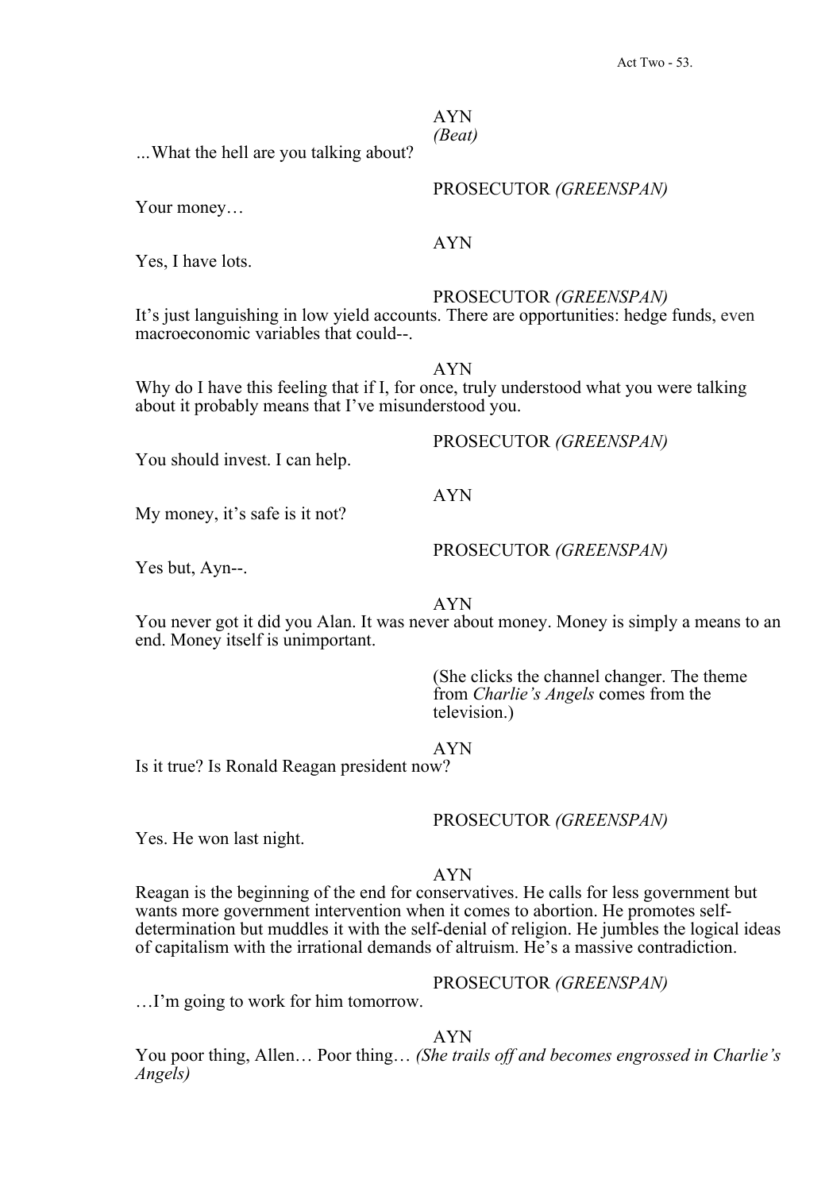AYN
*(Beat)*

...What the hell are you talking about?

PROSECUTOR *(GREENSPAN)*

Your money…

AYN

Yes, I have lots.

PROSECUTOR *(GREENSPAN)*

It's just languishing in low yield accounts. There are opportunities: hedge funds, even macroeconomic variables that could--.

AYN

Why do I have this feeling that if I, for once, truly understood what you were talking about it probably means that I've misunderstood you.

PROSECUTOR *(GREENSPAN)*

You should invest. I can help.

AYN

My money, it's safe is it not?

PROSECUTOR *(GREENSPAN)*

Yes but, Ayn--.

AYN

You never got it did you Alan. It was never about money. Money is simply a means to an end. Money itself is unimportant.

(She clicks the channel changer. The theme from *Charlie's Angels* comes from the television.)

AYN

Is it true? Is Ronald Reagan president now?

PROSECUTOR *(GREENSPAN)*

Yes. He won last night.

AYN

Reagan is the beginning of the end for conservatives. He calls for less government but wants more government intervention when it comes to abortion. He promotes self-determination but muddles it with the self-denial of religion. He jumbles the logical ideas of capitalism with the irrational demands of altruism. He's a massive contradiction.

PROSECUTOR *(GREENSPAN)*

…I'm going to work for him tomorrow.

AYN

You poor thing, Allen… Poor thing… *(She trails off and becomes engrossed in Charlie's Angels)*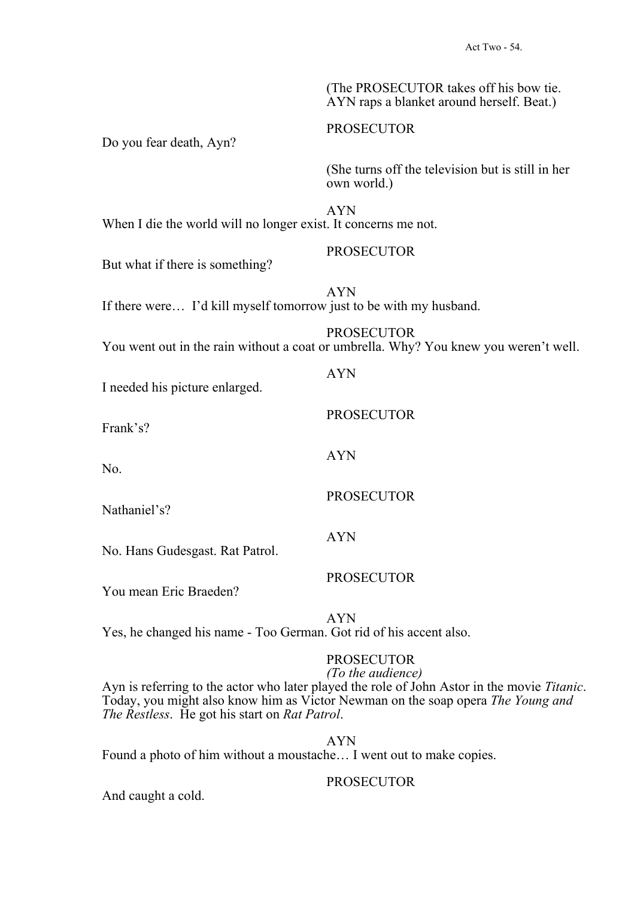(The PROSECUTOR takes off his bow tie. AYN raps a blanket around herself. Beat.)

PROSECUTOR

Do you fear death, Ayn?

(She turns off the television but is still in her own world.)

AYN

When I die the world will no longer exist. It concerns me not.

PROSECUTOR

But what if there is something?

AYN

If there were… I'd kill myself tomorrow just to be with my husband.

PROSECUTOR

You went out in the rain without a coat or umbrella. Why? You knew you weren't well.

AYN

I needed his picture enlarged.

PROSECUTOR

Frank's?

AYN

No.

PROSECUTOR

Nathaniel's?

AYN

No. Hans Gudesgast. Rat Patrol.

PROSECUTOR

You mean Eric Braeden?

AYN

Yes, he changed his name - Too German. Got rid of his accent also.

PROSECUTOR

*(To the audience)*

Ayn is referring to the actor who later played the role of John Astor in the movie *Titanic*. Today, you might also know him as Victor Newman on the soap opera *The Young and The Restless*. He got his start on *Rat Patrol*.

AYN

Found a photo of him without a moustache… I went out to make copies.

PROSECUTOR

And caught a cold.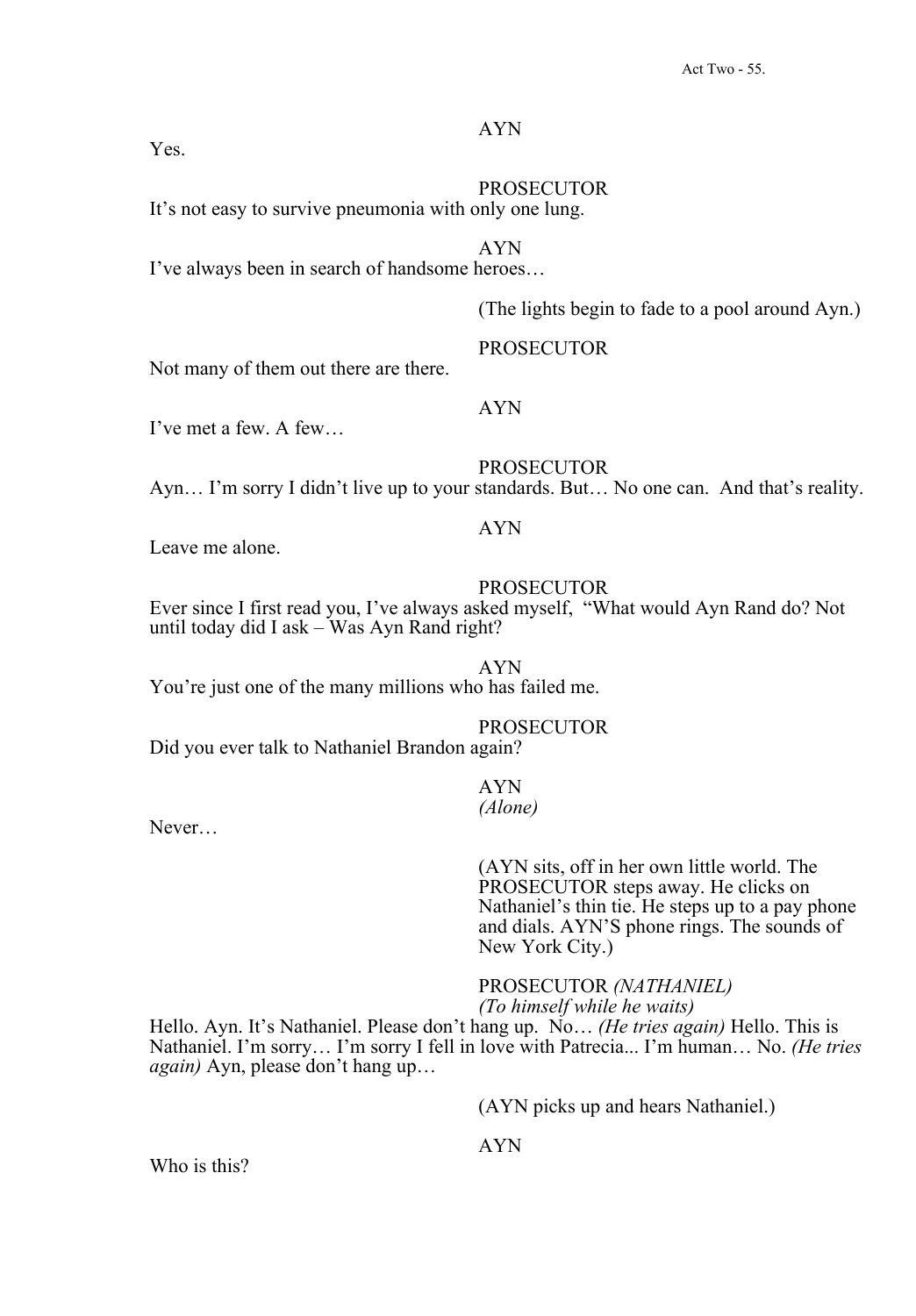AYN

Yes.

PROSECUTOR

It's not easy to survive pneumonia with only one lung.

AYN

I've always been in search of handsome heroes…

(The lights begin to fade to a pool around Ayn.)

PROSECUTOR

Not many of them out there are there.

AYN

I've met a few. A few…

PROSECUTOR

Ayn… I'm sorry I didn't live up to your standards. But… No one can. And that's reality.

AYN

Leave me alone.

PROSECUTOR

Ever since I first read you, I've always asked myself, "What would Ayn Rand do? Not until today did I ask – Was Ayn Rand right?

AYN

You're just one of the many millions who has failed me.

PROSECUTOR

Did you ever talk to Nathaniel Brandon again?

AYN
*(Alone)*

Never…

(AYN sits, off in her own little world. The PROSECUTOR steps away. He clicks on Nathaniel's thin tie. He steps up to a pay phone and dials. AYN'S phone rings. The sounds of New York City.)

PROSECUTOR *(NATHANIEL)*
*(To himself while he waits)*

Hello. Ayn. It's Nathaniel. Please don't hang up. No… *(He tries again)* Hello. This is Nathaniel. I'm sorry… I'm sorry I fell in love with Patrecia... I'm human… No. *(He tries again)* Ayn, please don't hang up…

(AYN picks up and hears Nathaniel.)

AYN

Who is this?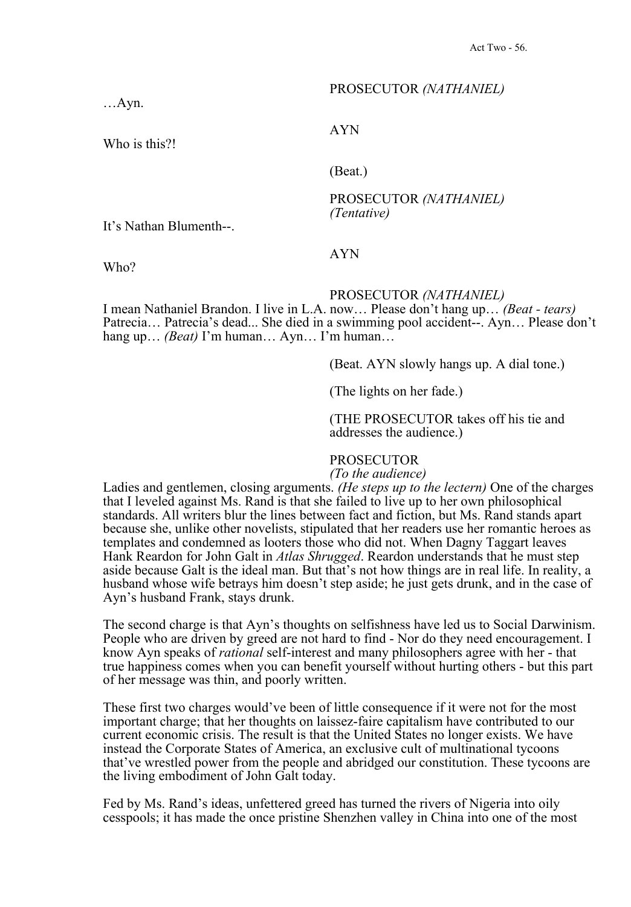PROSECUTOR *(NATHANIEL)*

…Ayn.

AYN

Who is this?!

(Beat.)

PROSECUTOR *(NATHANIEL)*
*(Tentative)*

It's Nathan Blumenth--.

AYN

Who?

PROSECUTOR *(NATHANIEL)*

I mean Nathaniel Brandon. I live in L.A. now… Please don't hang up… *(Beat - tears)* Patrecia… Patrecia's dead... She died in a swimming pool accident--. Ayn… Please don't hang up… *(Beat)* I'm human… Ayn… I'm human…

(Beat. AYN slowly hangs up. A dial tone.)

(The lights on her fade.)

(THE PROSECUTOR takes off his tie and addresses the audience.)

PROSECUTOR
*(To the audience)*

Ladies and gentlemen, closing arguments. *(He steps up to the lectern)* One of the charges that I leveled against Ms. Rand is that she failed to live up to her own philosophical standards. All writers blur the lines between fact and fiction, but Ms. Rand stands apart because she, unlike other novelists, stipulated that her readers use her romantic heroes as templates and condemned as looters those who did not. When Dagny Taggart leaves Hank Reardon for John Galt in *Atlas Shrugged*. Reardon understands that he must step aside because Galt is the ideal man. But that's not how things are in real life. In reality, a husband whose wife betrays him doesn't step aside; he just gets drunk, and in the case of Ayn's husband Frank, stays drunk.

The second charge is that Ayn's thoughts on selfishness have led us to Social Darwinism. People who are driven by greed are not hard to find - Nor do they need encouragement. I know Ayn speaks of *rational* self-interest and many philosophers agree with her - that true happiness comes when you can benefit yourself without hurting others - but this part of her message was thin, and poorly written.

These first two charges would've been of little consequence if it were not for the most important charge; that her thoughts on laissez-faire capitalism have contributed to our current economic crisis. The result is that the United States no longer exists. We have instead the Corporate States of America, an exclusive cult of multinational tycoons that've wrestled power from the people and abridged our constitution. These tycoons are the living embodiment of John Galt today.

Fed by Ms. Rand's ideas, unfettered greed has turned the rivers of Nigeria into oily cesspools; it has made the once pristine Shenzhen valley in China into one of the most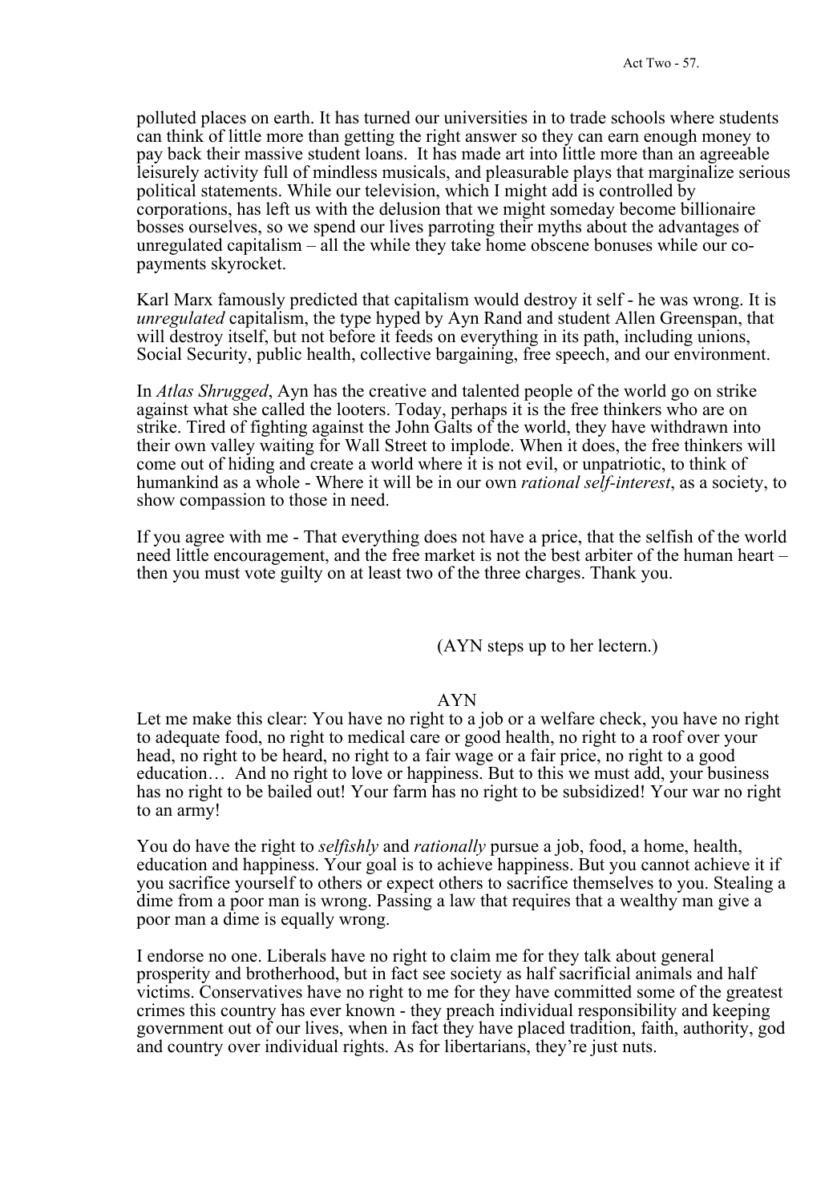polluted places on earth. It has turned our universities in to trade schools where students can think of little more than getting the right answer so they can earn enough money to pay back their massive student loans. It has made art into little more than an agreeable leisurely activity full of mindless musicals, and pleasurable plays that marginalize serious political statements. While our television, which I might add is controlled by corporations, has left us with the delusion that we might someday become billionaire bosses ourselves, so we spend our lives parroting their myths about the advantages of unregulated capitalism – all the while they take home obscene bonuses while our co-payments skyrocket.

Karl Marx famously predicted that capitalism would destroy it self - he was wrong. It is *unregulated* capitalism, the type hyped by Ayn Rand and student Allen Greenspan, that will destroy itself, but not before it feeds on everything in its path, including unions, Social Security, public health, collective bargaining, free speech, and our environment.

In *Atlas Shrugged*, Ayn has the creative and talented people of the world go on strike against what she called the looters. Today, perhaps it is the free thinkers who are on strike. Tired of fighting against the John Galts of the world, they have withdrawn into their own valley waiting for Wall Street to implode. When it does, the free thinkers will come out of hiding and create a world where it is not evil, or unpatriotic, to think of humankind as a whole - Where it will be in our own *rational self-interest*, as a society, to show compassion to those in need.

If you agree with me - That everything does not have a price, that the selfish of the world need little encouragement, and the free market is not the best arbiter of the human heart – then you must vote guilty on at least two of the three charges. Thank you.

(AYN steps up to her lectern.)

AYN

Let me make this clear: You have no right to a job or a welfare check, you have no right to adequate food, no right to medical care or good health, no right to a roof over your head, no right to be heard, no right to a fair wage or a fair price, no right to a good education… And no right to love or happiness. But to this we must add, your business has no right to be bailed out! Your farm has no right to be subsidized! Your war no right to an army!

You do have the right to *selfishly* and *rationally* pursue a job, food, a home, health, education and happiness. Your goal is to achieve happiness. But you cannot achieve it if you sacrifice yourself to others or expect others to sacrifice themselves to you. Stealing a dime from a poor man is wrong. Passing a law that requires that a wealthy man give a poor man a dime is equally wrong.

I endorse no one. Liberals have no right to claim me for they talk about general prosperity and brotherhood, but in fact see society as half sacrificial animals and half victims. Conservatives have no right to me for they have committed some of the greatest crimes this country has ever known - they preach individual responsibility and keeping government out of our lives, when in fact they have placed tradition, faith, authority, god and country over individual rights. As for libertarians, they're just nuts.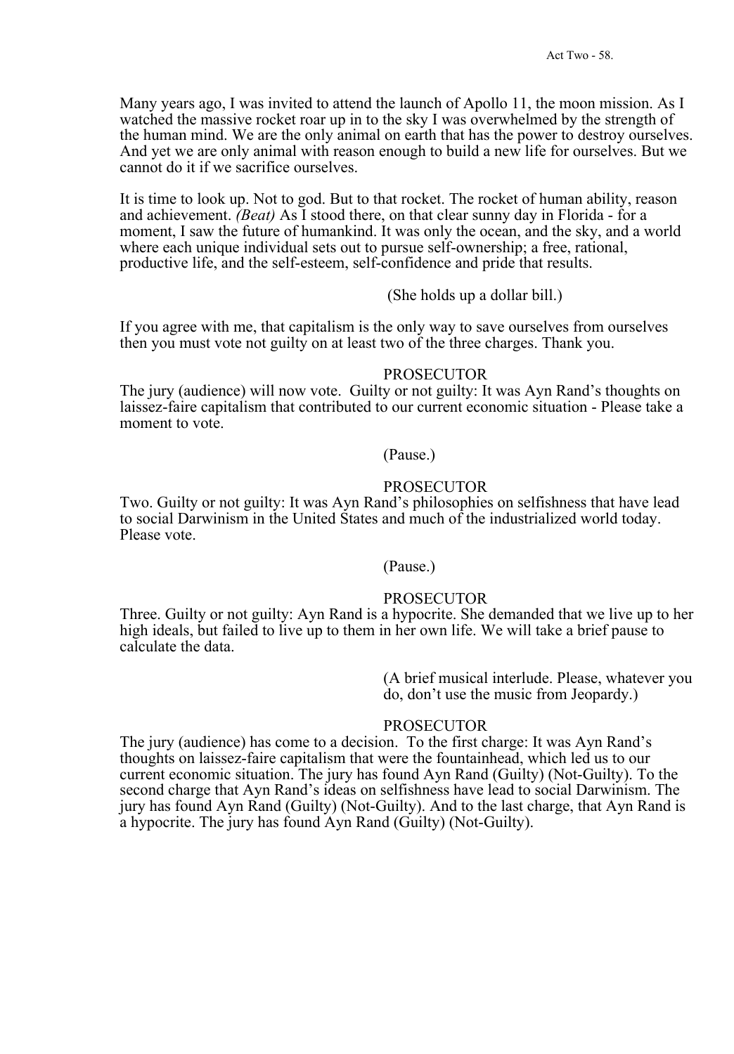Many years ago, I was invited to attend the launch of Apollo 11, the moon mission. As I watched the massive rocket roar up in to the sky I was overwhelmed by the strength of the human mind. We are the only animal on earth that has the power to destroy ourselves. And yet we are only animal with reason enough to build a new life for ourselves. But we cannot do it if we sacrifice ourselves.

It is time to look up. Not to god. But to that rocket. The rocket of human ability, reason and achievement. *(Beat)* As I stood there, on that clear sunny day in Florida - for a moment, I saw the future of humankind. It was only the ocean, and the sky, and a world where each unique individual sets out to pursue self-ownership; a free, rational, productive life, and the self-esteem, self-confidence and pride that results.

(She holds up a dollar bill.)

If you agree with me, that capitalism is the only way to save ourselves from ourselves then you must vote not guilty on at least two of the three charges. Thank you.

PROSECUTOR

The jury (audience) will now vote. Guilty or not guilty: It was Ayn Rand's thoughts on laissez-faire capitalism that contributed to our current economic situation - Please take a moment to vote.

(Pause.)

PROSECUTOR

Two. Guilty or not guilty: It was Ayn Rand's philosophies on selfishness that have lead to social Darwinism in the United States and much of the industrialized world today. Please vote.

(Pause.)

PROSECUTOR

Three. Guilty or not guilty: Ayn Rand is a hypocrite. She demanded that we live up to her high ideals, but failed to live up to them in her own life. We will take a brief pause to calculate the data.

(A brief musical interlude. Please, whatever you do, don't use the music from Jeopardy.)

PROSECUTOR

The jury (audience) has come to a decision. To the first charge: It was Ayn Rand's thoughts on laissez-faire capitalism that were the fountainhead, which led us to our current economic situation. The jury has found Ayn Rand (Guilty) (Not-Guilty). To the second charge that Ayn Rand's ideas on selfishness have lead to social Darwinism. The jury has found Ayn Rand (Guilty) (Not-Guilty). And to the last charge, that Ayn Rand is a hypocrite. The jury has found Ayn Rand (Guilty) (Not-Guilty).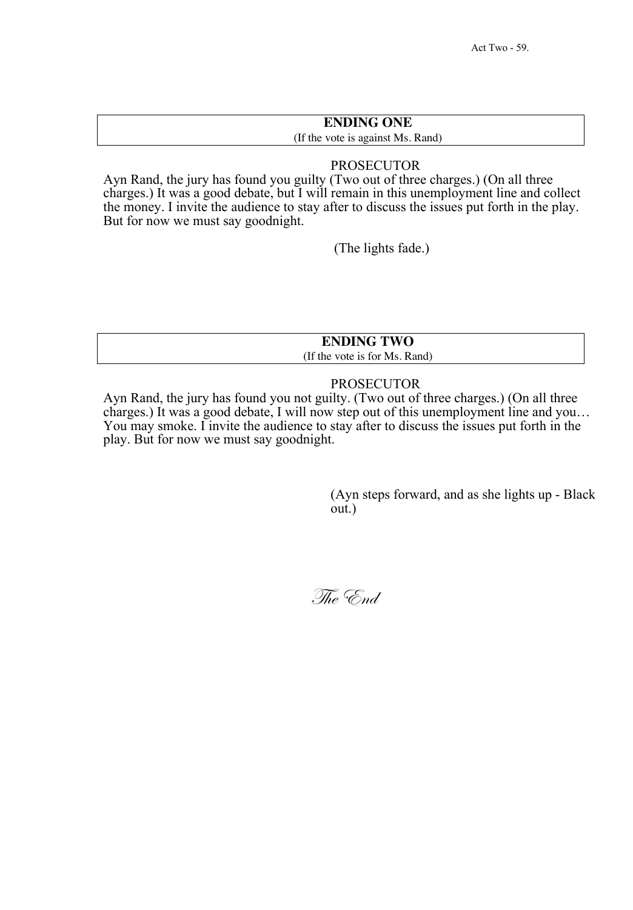**ENDING ONE**
(If the vote is against Ms. Rand)

PROSECUTOR

Ayn Rand, the jury has found you guilty (Two out of three charges.) (On all three charges.) It was a good debate, but I will remain in this unemployment line and collect the money. I invite the audience to stay after to discuss the issues put forth in the play. But for now we must say goodnight.

(The lights fade.)

**ENDING TWO**
(If the vote is for Ms. Rand)

PROSECUTOR

Ayn Rand, the jury has found you not guilty. (Two out of three charges.) (On all three charges.) It was a good debate, I will now step out of this unemployment line and you… You may smoke. I invite the audience to stay after to discuss the issues put forth in the play. But for now we must say goodnight.

(Ayn steps forward, and as she lights up - Black out.)

*The End*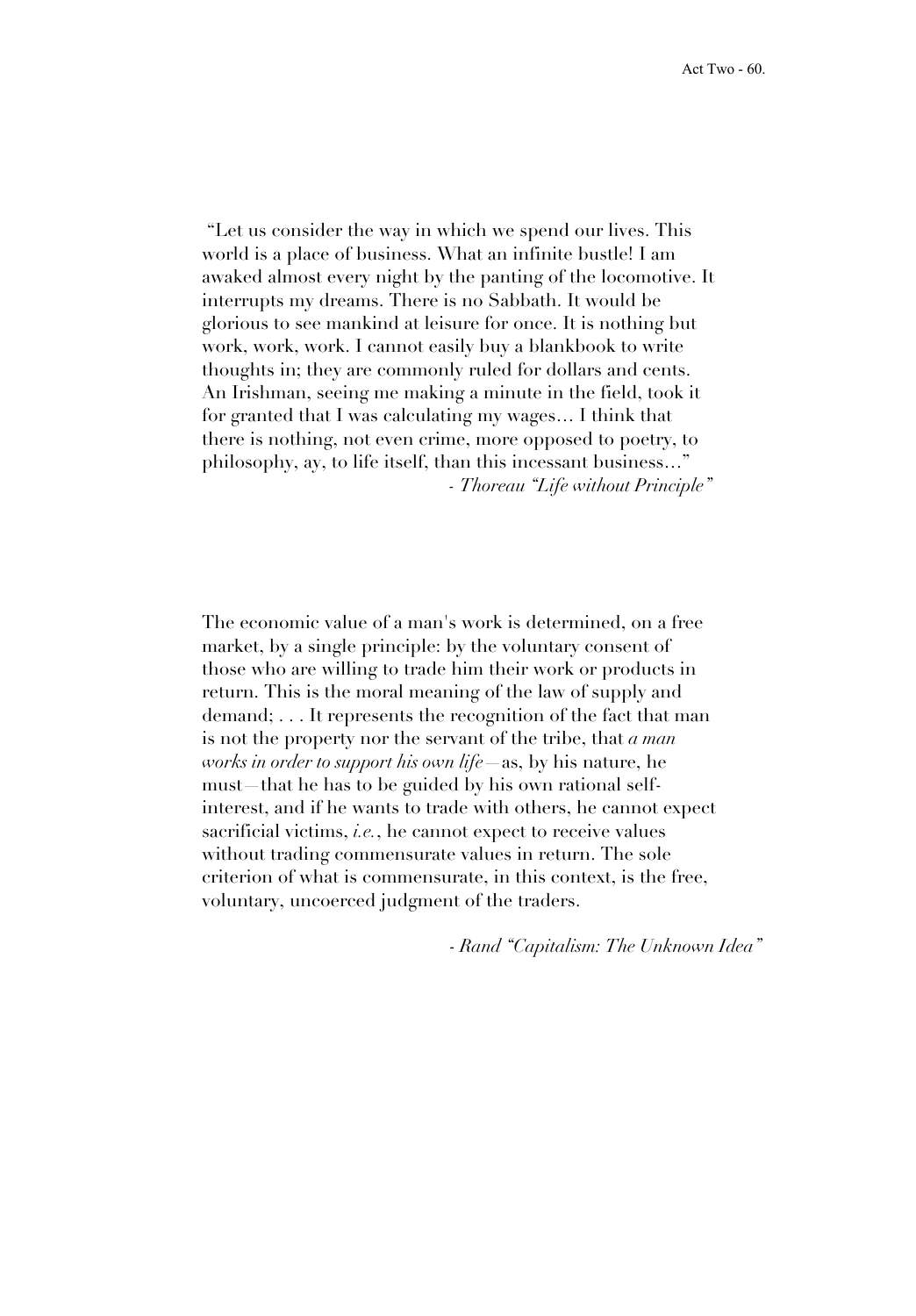"Let us consider the way in which we spend our lives. This world is a place of business. What an infinite bustle! I am awaked almost every night by the panting of the locomotive. It interrupts my dreams. There is no Sabbath. It would be glorious to see mankind at leisure for once. It is nothing but work, work, work. I cannot easily buy a blankbook to write thoughts in; they are commonly ruled for dollars and cents. An Irishman, seeing me making a minute in the field, took it for granted that I was calculating my wages… I think that there is nothing, not even crime, more opposed to poetry, to philosophy, ay, to life itself, than this incessant business…"

*- Thoreau "Life without Principle"*

The economic value of a man's work is determined, on a free market, by a single principle: by the voluntary consent of those who are willing to trade him their work or products in return. This is the moral meaning of the law of supply and demand; . . . It represents the recognition of the fact that man is not the property nor the servant of the tribe, that *a man works in order to support his own life*—as, by his nature, he must—that he has to be guided by his own rational self-interest, and if he wants to trade with others, he cannot expect sacrificial victims, *i.e.*, he cannot expect to receive values without trading commensurate values in return. The sole criterion of what is commensurate, in this context, is the free, voluntary, uncoerced judgment of the traders.

*- Rand "Capitalism: The Unknown Idea"*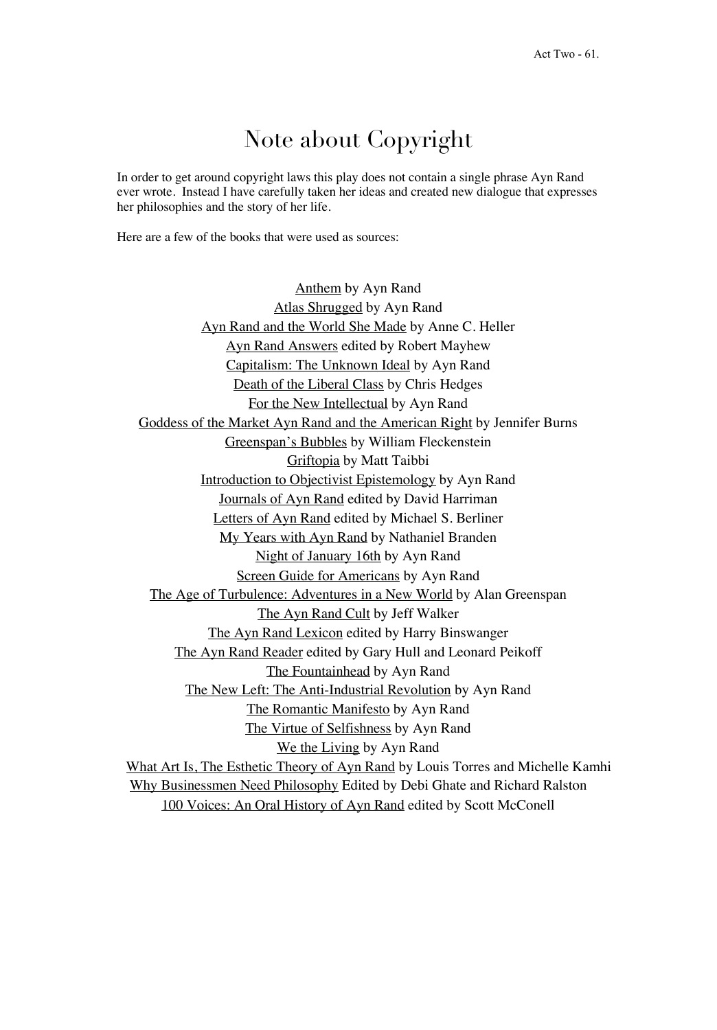# Note about Copyright

In order to get around copyright laws this play does not contain a single phrase Ayn Rand ever wrote. Instead I have carefully taken her ideas and created new dialogue that expresses her philosophies and the story of her life.

Here are a few of the books that were used as sources:

Anthem by Ayn Rand
Atlas Shrugged by Ayn Rand
Ayn Rand and the World She Made by Anne C. Heller
Ayn Rand Answers edited by Robert Mayhew
Capitalism: The Unknown Ideal by Ayn Rand
Death of the Liberal Class by Chris Hedges
For the New Intellectual by Ayn Rand
Goddess of the Market Ayn Rand and the American Right by Jennifer Burns
Greenspan's Bubbles by William Fleckenstein
Griftopia by Matt Taibbi
Introduction to Objectivist Epistemology by Ayn Rand
Journals of Ayn Rand edited by David Harriman
Letters of Ayn Rand edited by Michael S. Berliner
My Years with Ayn Rand by Nathaniel Branden
Night of January 16th by Ayn Rand
Screen Guide for Americans by Ayn Rand
The Age of Turbulence: Adventures in a New World by Alan Greenspan
The Ayn Rand Cult by Jeff Walker
The Ayn Rand Lexicon edited by Harry Binswanger
The Ayn Rand Reader edited by Gary Hull and Leonard Peikoff
The Fountainhead by Ayn Rand
The New Left: The Anti-Industrial Revolution by Ayn Rand
The Romantic Manifesto by Ayn Rand
The Virtue of Selfishness by Ayn Rand
We the Living by Ayn Rand
What Art Is, The Esthetic Theory of Ayn Rand by Louis Torres and Michelle Kamhi
Why Businessmen Need Philosophy Edited by Debi Ghate and Richard Ralston
100 Voices: An Oral History of Ayn Rand edited by Scott McConell